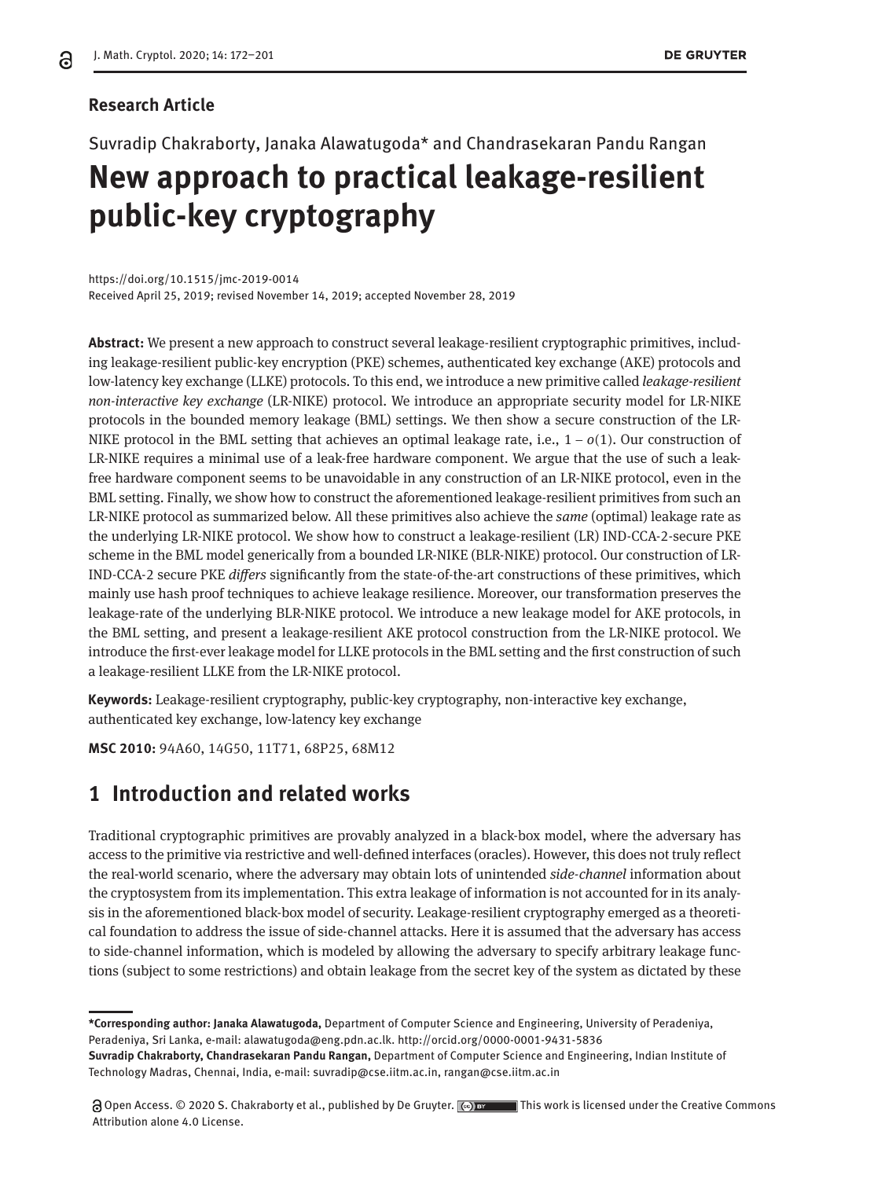**Research Article**

Suvradip Chakraborty, Janaka Alawatugoda* and Chandrasekaran Pandu Rangan

# New approach to practical leakage-resilient public-key cryptography

https://doi.org/10.1515/jmc-2019-0014
Received April 25, 2019; revised November 14, 2019; accepted November 28, 2019

**Abstract:** We present a new approach to construct several leakage-resilient cryptographic primitives, including leakage-resilient public-key encryption (PKE) schemes, authenticated key exchange (AKE) protocols and low-latency key exchange (LLKE) protocols. To this end, we introduce a new primitive called *leakage-resilient non-interactive key exchange* (LR-NIKE) protocol. We introduce an appropriate security model for LR-NIKE protocols in the bounded memory leakage (BML) settings. We then show a secure construction of the LR-NIKE protocol in the BML setting that achieves an optimal leakage rate, i.e., $1 - o(1)$. Our construction of LR-NIKE requires a minimal use of a leak-free hardware component. We argue that the use of such a leak-free hardware component seems to be unavoidable in any construction of an LR-NIKE protocol, even in the BML setting. Finally, we show how to construct the aforementioned leakage-resilient primitives from such an LR-NIKE protocol as summarized below. All these primitives also achieve the *same* (optimal) leakage rate as the underlying LR-NIKE protocol. We show how to construct a leakage-resilient (LR) IND-CCA-2-secure PKE scheme in the BML model generically from a bounded LR-NIKE (BLR-NIKE) protocol. Our construction of LR-IND-CCA-2 secure PKE *differs* significantly from the state-of-the-art constructions of these primitives, which mainly use hash proof techniques to achieve leakage resilience. Moreover, our transformation preserves the leakage-rate of the underlying BLR-NIKE protocol. We introduce a new leakage model for AKE protocols, in the BML setting, and present a leakage-resilient AKE protocol construction from the LR-NIKE protocol. We introduce the first-ever leakage model for LLKE protocols in the BML setting and the first construction of such a leakage-resilient LLKE from the LR-NIKE protocol.

**Keywords:** Leakage-resilient cryptography, public-key cryptography, non-interactive key exchange, authenticated key exchange, low-latency key exchange

**MSC 2010:** 94A60, 14G50, 11T71, 68P25, 68M12

## 1 Introduction and related works

Traditional cryptographic primitives are provably analyzed in a black-box model, where the adversary has access to the primitive via restrictive and well-defined interfaces (oracles). However, this does not truly reflect the real-world scenario, where the adversary may obtain lots of unintended *side-channel* information about the cryptosystem from its implementation. This extra leakage of information is not accounted for in its analysis in the aforementioned black-box model of security. Leakage-resilient cryptography emerged as a theoretical foundation to address the issue of side-channel attacks. Here it is assumed that the adversary has access to side-channel information, which is modeled by allowing the adversary to specify arbitrary leakage functions (subject to some restrictions) and obtain leakage from the secret key of the system as dictated by these

---

***Corresponding author: Janaka Alawatugoda,** Department of Computer Science and Engineering, University of Peradeniya, Peradeniya, Sri Lanka, e-mail: alawatugoda@eng.pdn.ac.lk. http://orcid.org/0000-0001-9431-5836
**Suvradip Chakraborty, Chandrasekaran Pandu Rangan,** Department of Computer Science and Engineering, Indian Institute of Technology Madras, Chennai, India, e-mail: suvradip@cse.iitm.ac.in, rangan@cse.iitm.ac.in

Open Access. © 2020 S. Chakraborty et al., published by De Gruyter. This work is licensed under the Creative Commons Attribution alone 4.0 License.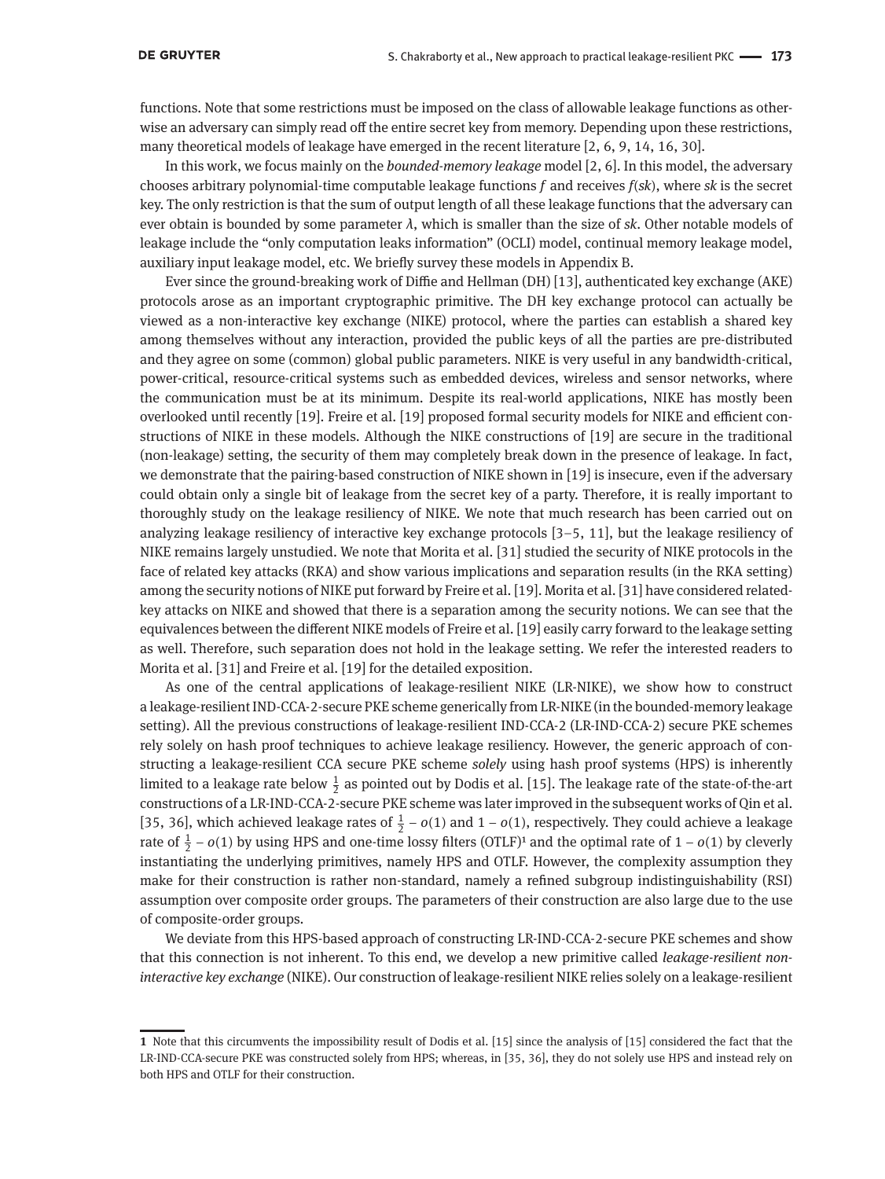functions. Note that some restrictions must be imposed on the class of allowable leakage functions as otherwise an adversary can simply read off the entire secret key from memory. Depending upon these restrictions, many theoretical models of leakage have emerged in the recent literature [2, 6, 9, 14, 16, 30].

In this work, we focus mainly on the *bounded-memory leakage* model [2, 6]. In this model, the adversary chooses arbitrary polynomial-time computable leakage functions $f$ and receives $f(sk)$, where $sk$ is the secret key. The only restriction is that the sum of output length of all these leakage functions that the adversary can ever obtain is bounded by some parameter $\lambda$, which is smaller than the size of $sk$. Other notable models of leakage include the "only computation leaks information" (OCLI) model, continual memory leakage model, auxiliary input leakage model, etc. We briefly survey these models in Appendix B.

Ever since the ground-breaking work of Diffie and Hellman (DH) [13], authenticated key exchange (AKE) protocols arose as an important cryptographic primitive. The DH key exchange protocol can actually be viewed as a non-interactive key exchange (NIKE) protocol, where the parties can establish a shared key among themselves without any interaction, provided the public keys of all the parties are pre-distributed and they agree on some (common) global public parameters. NIKE is very useful in any bandwidth-critical, power-critical, resource-critical systems such as embedded devices, wireless and sensor networks, where the communication must be at its minimum. Despite its real-world applications, NIKE has mostly been overlooked until recently [19]. Freire et al. [19] proposed formal security models for NIKE and efficient constructions of NIKE in these models. Although the NIKE constructions of [19] are secure in the traditional (non-leakage) setting, the security of them may completely break down in the presence of leakage. In fact, we demonstrate that the pairing-based construction of NIKE shown in [19] is insecure, even if the adversary could obtain only a single bit of leakage from the secret key of a party. Therefore, it is really important to thoroughly study on the leakage resiliency of NIKE. We note that much research has been carried out on analyzing leakage resiliency of interactive key exchange protocols [3–5, 11], but the leakage resiliency of NIKE remains largely unstudied. We note that Morita et al. [31] studied the security of NIKE protocols in the face of related key attacks (RKA) and show various implications and separation results (in the RKA setting) among the security notions of NIKE put forward by Freire et al. [19]. Morita et al. [31] have considered related-key attacks on NIKE and showed that there is a separation among the security notions. We can see that the equivalences between the different NIKE models of Freire et al. [19] easily carry forward to the leakage setting as well. Therefore, such separation does not hold in the leakage setting. We refer the interested readers to Morita et al. [31] and Freire et al. [19] for the detailed exposition.

As one of the central applications of leakage-resilient NIKE (LR-NIKE), we show how to construct a leakage-resilient IND-CCA-2-secure PKE scheme generically from LR-NIKE (in the bounded-memory leakage setting). All the previous constructions of leakage-resilient IND-CCA-2 (LR-IND-CCA-2) secure PKE schemes rely solely on hash proof techniques to achieve leakage resiliency. However, the generic approach of constructing a leakage-resilient CCA secure PKE scheme *solely* using hash proof systems (HPS) is inherently limited to a leakage rate below $\frac{1}{2}$ as pointed out by Dodis et al. [15]. The leakage rate of the state-of-the-art constructions of a LR-IND-CCA-2-secure PKE scheme was later improved in the subsequent works of Qin et al. [35, 36], which achieved leakage rates of $\frac{1}{2} - o(1)$ and $1 - o(1)$, respectively. They could achieve a leakage rate of $\frac{1}{2} - o(1)$ by using HPS and one-time lossy filters (OTLF)[1] and the optimal rate of $1 - o(1)$ by cleverly instantiating the underlying primitives, namely HPS and OTLF. However, the complexity assumption they make for their construction is rather non-standard, namely a refined subgroup indistinguishability (RSI) assumption over composite order groups. The parameters of their construction are also large due to the use of composite-order groups.

We deviate from this HPS-based approach of constructing LR-IND-CCA-2-secure PKE schemes and show that this connection is not inherent. To this end, we develop a new primitive called *leakage-resilient non-interactive key exchange* (NIKE). Our construction of leakage-resilient NIKE relies solely on a leakage-resilient

---

1 Note that this circumvents the impossibility result of Dodis et al. [15] since the analysis of [15] considered the fact that the LR-IND-CCA-secure PKE was constructed solely from HPS; whereas, in [35, 36], they do not solely use HPS and instead rely on both HPS and OTLF for their construction.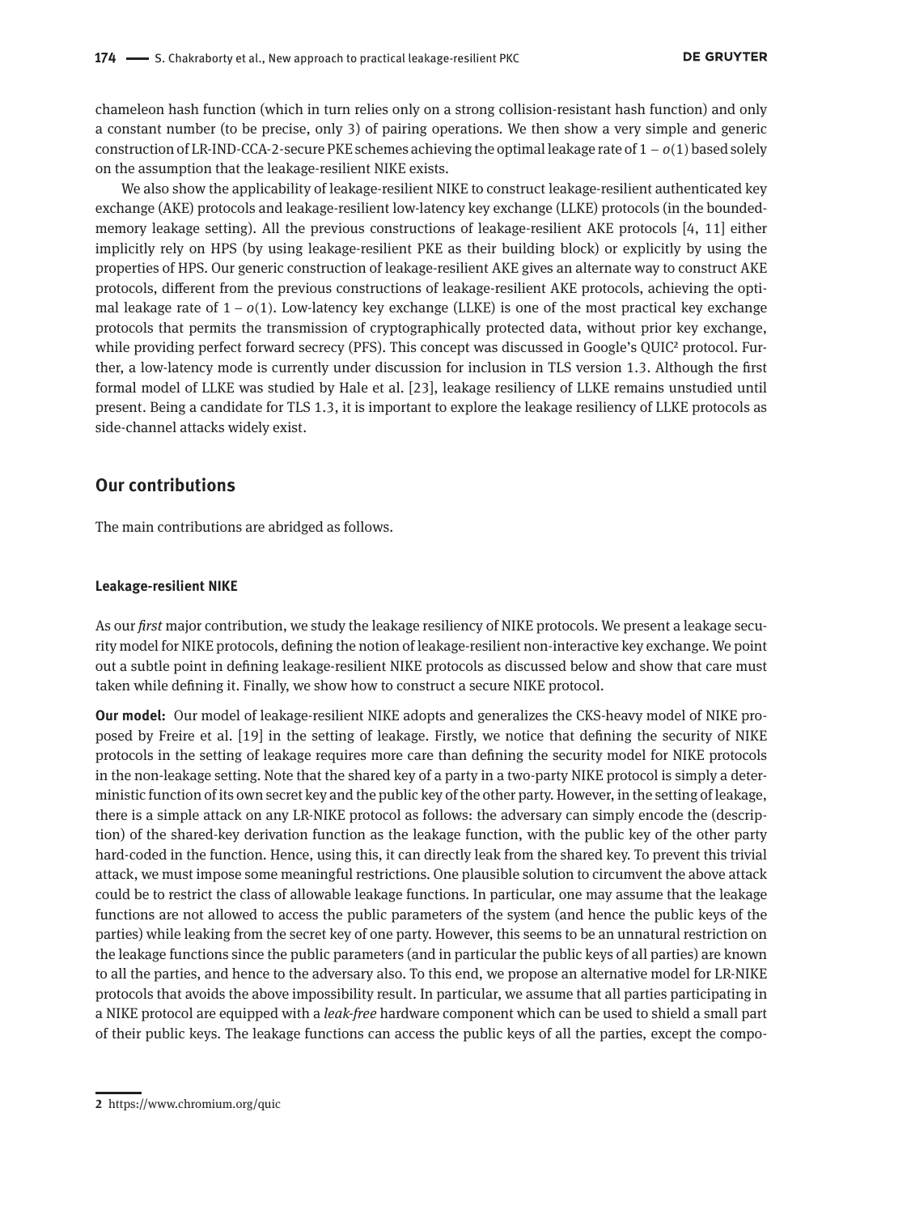chameleon hash function (which in turn relies only on a strong collision-resistant hash function) and only a constant number (to be precise, only 3) of pairing operations. We then show a very simple and generic construction of LR-IND-CCA-2-secure PKE schemes achieving the optimal leakage rate of $1 - o(1)$ based solely on the assumption that the leakage-resilient NIKE exists.

We also show the applicability of leakage-resilient NIKE to construct leakage-resilient authenticated key exchange (AKE) protocols and leakage-resilient low-latency key exchange (LLKE) protocols (in the bounded-memory leakage setting). All the previous constructions of leakage-resilient AKE protocols [4, 11] either implicitly rely on HPS (by using leakage-resilient PKE as their building block) or explicitly by using the properties of HPS. Our generic construction of leakage-resilient AKE gives an alternate way to construct AKE protocols, different from the previous constructions of leakage-resilient AKE protocols, achieving the optimal leakage rate of $1 - o(1)$. Low-latency key exchange (LLKE) is one of the most practical key exchange protocols that permits the transmission of cryptographically protected data, without prior key exchange, while providing perfect forward secrecy (PFS). This concept was discussed in Google's QUIC[2] protocol. Further, a low-latency mode is currently under discussion for inclusion in TLS version 1.3. Although the first formal model of LLKE was studied by Hale et al. [23], leakage resiliency of LLKE remains unstudied until present. Being a candidate for TLS 1.3, it is important to explore the leakage resiliency of LLKE protocols as side-channel attacks widely exist.

## Our contributions

The main contributions are abridged as follows.

### Leakage-resilient NIKE

As our *first* major contribution, we study the leakage resiliency of NIKE protocols. We present a leakage security model for NIKE protocols, defining the notion of leakage-resilient non-interactive key exchange. We point out a subtle point in defining leakage-resilient NIKE protocols as discussed below and show that care must taken while defining it. Finally, we show how to construct a secure NIKE protocol.

**Our model:** Our model of leakage-resilient NIKE adopts and generalizes the CKS-heavy model of NIKE proposed by Freire et al. [19] in the setting of leakage. Firstly, we notice that defining the security of NIKE protocols in the setting of leakage requires more care than defining the security model for NIKE protocols in the non-leakage setting. Note that the shared key of a party in a two-party NIKE protocol is simply a deterministic function of its own secret key and the public key of the other party. However, in the setting of leakage, there is a simple attack on any LR-NIKE protocol as follows: the adversary can simply encode the (description) of the shared-key derivation function as the leakage function, with the public key of the other party hard-coded in the function. Hence, using this, it can directly leak from the shared key. To prevent this trivial attack, we must impose some meaningful restrictions. One plausible solution to circumvent the above attack could be to restrict the class of allowable leakage functions. In particular, one may assume that the leakage functions are not allowed to access the public parameters of the system (and hence the public keys of the parties) while leaking from the secret key of one party. However, this seems to be an unnatural restriction on the leakage functions since the public parameters (and in particular the public keys of all parties) are known to all the parties, and hence to the adversary also. To this end, we propose an alternative model for LR-NIKE protocols that avoids the above impossibility result. In particular, we assume that all parties participating in a NIKE protocol are equipped with a *leak-free* hardware component which can be used to shield a small part of their public keys. The leakage functions can access the public keys of all the parties, except the compo-

2 https://www.chromium.org/quic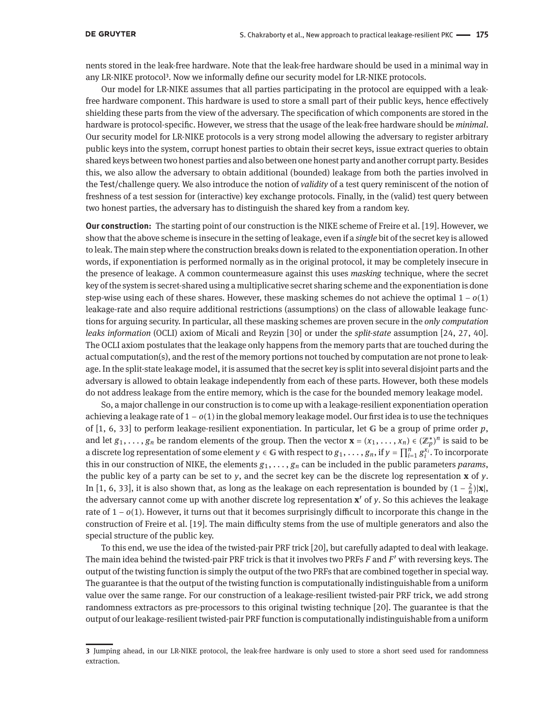nents stored in the leak-free hardware. Note that the leak-free hardware should be used in a minimal way in any LR-NIKE protocol[3]. Now we informally define our security model for LR-NIKE protocols.

Our model for LR-NIKE assumes that all parties participating in the protocol are equipped with a leak-free hardware component. This hardware is used to store a small part of their public keys, hence effectively shielding these parts from the view of the adversary. The specification of which components are stored in the hardware is protocol-specific. However, we stress that the usage of the leak-free hardware should be *minimal*. Our security model for LR-NIKE protocols is a very strong model allowing the adversary to register arbitrary public keys into the system, corrupt honest parties to obtain their secret keys, issue extract queries to obtain shared keys between two honest parties and also between one honest party and another corrupt party. Besides this, we also allow the adversary to obtain additional (bounded) leakage from both the parties involved in the Test/challenge query. We also introduce the notion of *validity* of a test query reminiscent of the notion of freshness of a test session for (interactive) key exchange protocols. Finally, in the (valid) test query between two honest parties, the adversary has to distinguish the shared key from a random key.

**Our construction:** The starting point of our construction is the NIKE scheme of Freire et al. [19]. However, we show that the above scheme is insecure in the setting of leakage, even if a *single* bit of the secret key is allowed to leak. The main step where the construction breaks down is related to the exponentiation operation. In other words, if exponentiation is performed normally as in the original protocol, it may be completely insecure in the presence of leakage. A common countermeasure against this uses *masking* technique, where the secret key of the system is secret-shared using a multiplicative secret sharing scheme and the exponentiation is done step-wise using each of these shares. However, these masking schemes do not achieve the optimal $1 - o(1)$ leakage-rate and also require additional restrictions (assumptions) on the class of allowable leakage functions for arguing security. In particular, all these masking schemes are proven secure in the *only computation leaks information* (OCLI) axiom of Micali and Reyzin [30] or under the *split-state* assumption [24, 27, 40]. The OCLI axiom postulates that the leakage only happens from the memory parts that are touched during the actual computation(s), and the rest of the memory portions not touched by computation are not prone to leakage. In the split-state leakage model, it is assumed that the secret key is split into several disjoint parts and the adversary is allowed to obtain leakage independently from each of these parts. However, both these models do not address leakage from the entire memory, which is the case for the bounded memory leakage model.

So, a major challenge in our construction is to come up with a leakage-resilient exponentiation operation achieving a leakage rate of $1 - o(1)$ in the global memory leakage model. Our first idea is to use the techniques of [1, 6, 33] to perform leakage-resilient exponentiation. In particular, let $\mathbb{G}$ be a group of prime order $p$, and let $g_1, \ldots, g_n$ be random elements of the group. Then the vector $\mathbf{x} = (x_1, \ldots, x_n) \in (\mathbb{Z}_p^*)^n$ is said to be a discrete log representation of some element $y \in \mathbb{G}$ with respect to $g_1, \ldots, g_n$, if $y = \prod_{i=1}^{n} g_i^{x_i}$. To incorporate this in our construction of NIKE, the elements $g_1, \ldots, g_n$ can be included in the public parameters *params*, the public key of a party can be set to $y$, and the secret key can be the discrete log representation $\mathbf{x}$ of $y$. In [1, 6, 33], it is also shown that, as long as the leakage on each representation is bounded by $(1 - \frac{2}{n})|\mathbf{x}|$, the adversary cannot come up with another discrete log representation $\mathbf{x}'$ of $y$. So this achieves the leakage rate of $1 - o(1)$. However, it turns out that it becomes surprisingly difficult to incorporate this change in the construction of Freire et al. [19]. The main difficulty stems from the use of multiple generators and also the special structure of the public key.

To this end, we use the idea of the twisted-pair PRF trick [20], but carefully adapted to deal with leakage. The main idea behind the twisted-pair PRF trick is that it involves two PRFs $F$ and $F'$ with reversing keys. The output of the twisting function is simply the output of the two PRFs that are combined together in special way. The guarantee is that the output of the twisting function is computationally indistinguishable from a uniform value over the same range. For our construction of a leakage-resilient twisted-pair PRF trick, we add strong randomness extractors as pre-processors to this original twisting technique [20]. The guarantee is that the output of our leakage-resilient twisted-pair PRF function is computationally indistinguishable from a uniform

[3] Jumping ahead, in our LR-NIKE protocol, the leak-free hardware is only used to store a short seed used for randomness extraction.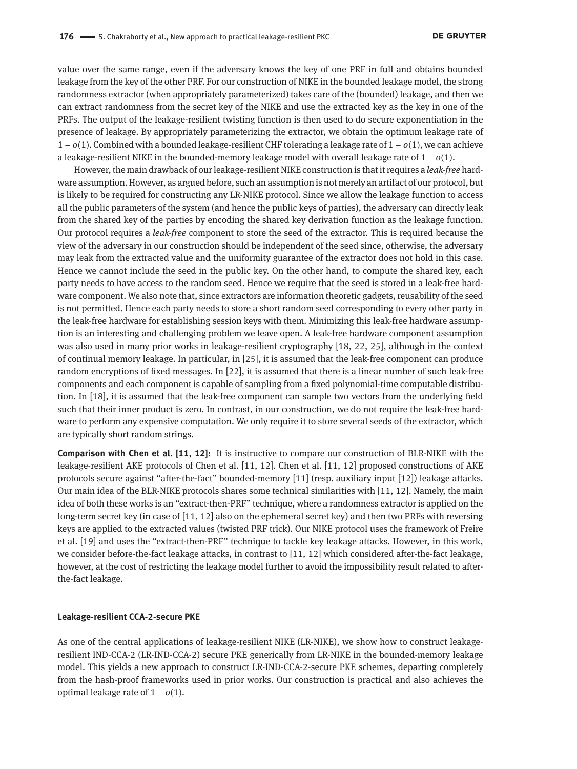value over the same range, even if the adversary knows the key of one PRF in full and obtains bounded leakage from the key of the other PRF. For our construction of NIKE in the bounded leakage model, the strong randomness extractor (when appropriately parameterized) takes care of the (bounded) leakage, and then we can extract randomness from the secret key of the NIKE and use the extracted key as the key in one of the PRFs. The output of the leakage-resilient twisting function is then used to do secure exponentiation in the presence of leakage. By appropriately parameterizing the extractor, we obtain the optimum leakage rate of $1 - o(1)$. Combined with a bounded leakage-resilient CHF tolerating a leakage rate of $1 - o(1)$, we can achieve a leakage-resilient NIKE in the bounded-memory leakage model with overall leakage rate of $1 - o(1)$.

However, the main drawback of our leakage-resilient NIKE construction is that it requires a *leak-free* hardware assumption. However, as argued before, such an assumption is not merely an artifact of our protocol, but is likely to be required for constructing any LR-NIKE protocol. Since we allow the leakage function to access all the public parameters of the system (and hence the public keys of parties), the adversary can directly leak from the shared key of the parties by encoding the shared key derivation function as the leakage function. Our protocol requires a *leak-free* component to store the seed of the extractor. This is required because the view of the adversary in our construction should be independent of the seed since, otherwise, the adversary may leak from the extracted value and the uniformity guarantee of the extractor does not hold in this case. Hence we cannot include the seed in the public key. On the other hand, to compute the shared key, each party needs to have access to the random seed. Hence we require that the seed is stored in a leak-free hardware component. We also note that, since extractors are information theoretic gadgets, reusability of the seed is not permitted. Hence each party needs to store a short random seed corresponding to every other party in the leak-free hardware for establishing session keys with them. Minimizing this leak-free hardware assumption is an interesting and challenging problem we leave open. A leak-free hardware component assumption was also used in many prior works in leakage-resilient cryptography [18, 22, 25], although in the context of continual memory leakage. In particular, in [25], it is assumed that the leak-free component can produce random encryptions of fixed messages. In [22], it is assumed that there is a linear number of such leak-free components and each component is capable of sampling from a fixed polynomial-time computable distribution. In [18], it is assumed that the leak-free component can sample two vectors from the underlying field such that their inner product is zero. In contrast, in our construction, we do not require the leak-free hardware to perform any expensive computation. We only require it to store several seeds of the extractor, which are typically short random strings.

**Comparison with Chen et al. [11, 12]:** It is instructive to compare our construction of BLR-NIKE with the leakage-resilient AKE protocols of Chen et al. [11, 12]. Chen et al. [11, 12] proposed constructions of AKE protocols secure against "after-the-fact" bounded-memory [11] (resp. auxiliary input [12]) leakage attacks. Our main idea of the BLR-NIKE protocols shares some technical similarities with [11, 12]. Namely, the main idea of both these works is an "extract-then-PRF" technique, where a randomness extractor is applied on the long-term secret key (in case of [11, 12] also on the ephemeral secret key) and then two PRFs with reversing keys are applied to the extracted values (twisted PRF trick). Our NIKE protocol uses the framework of Freire et al. [19] and uses the "extract-then-PRF" technique to tackle key leakage attacks. However, in this work, we consider before-the-fact leakage attacks, in contrast to [11, 12] which considered after-the-fact leakage, however, at the cost of restricting the leakage model further to avoid the impossibility result related to after-the-fact leakage.

### Leakage-resilient CCA-2-secure PKE

As one of the central applications of leakage-resilient NIKE (LR-NIKE), we show how to construct leakage-resilient IND-CCA-2 (LR-IND-CCA-2) secure PKE generically from LR-NIKE in the bounded-memory leakage model. This yields a new approach to construct LR-IND-CCA-2-secure PKE schemes, departing completely from the hash-proof frameworks used in prior works. Our construction is practical and also achieves the optimal leakage rate of $1 - o(1)$.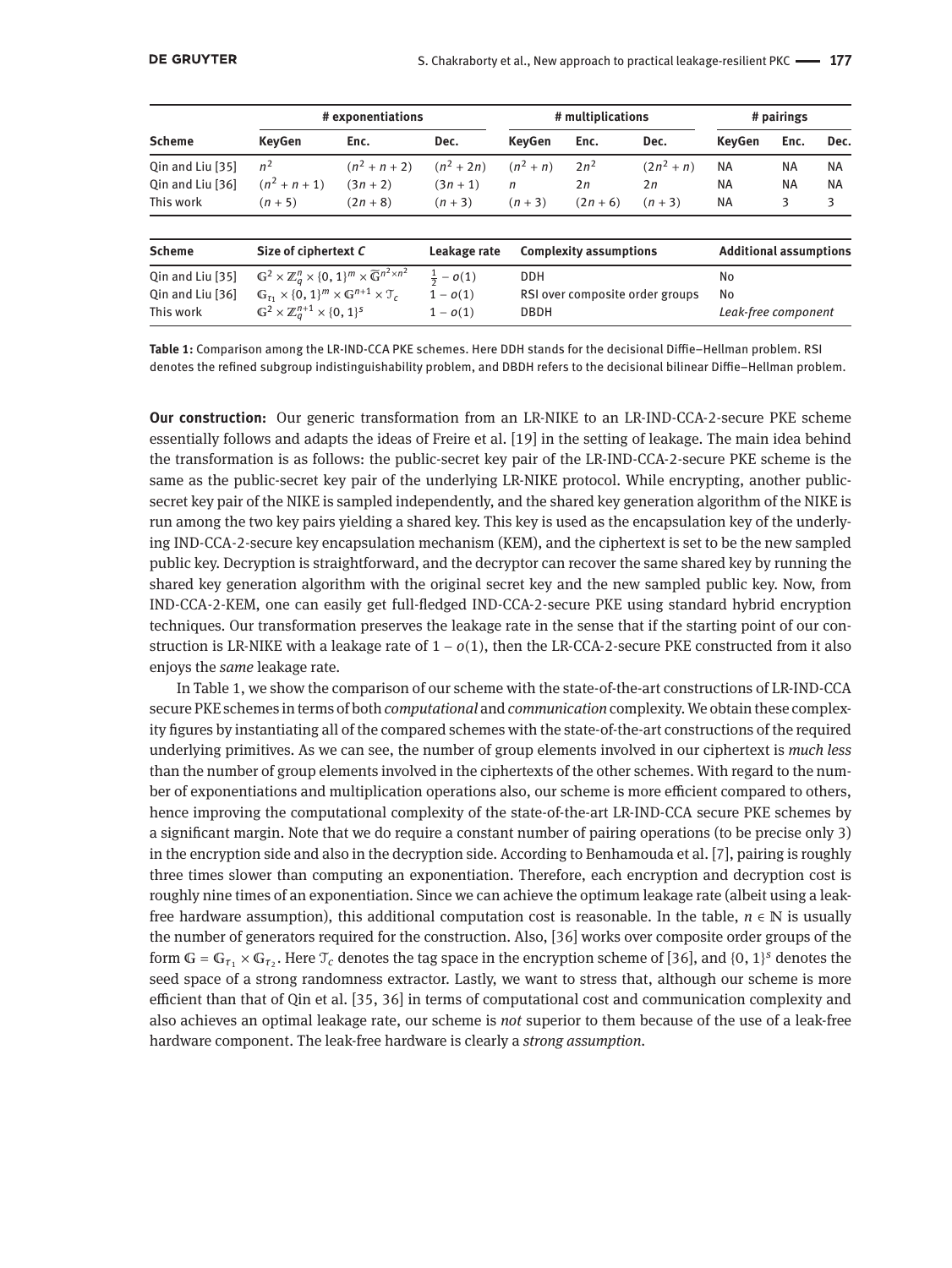| Scheme | # exponentiations | | | # multiplications | | | # pairings | | |
|---|---|---|---|---|---|---|---|---|---|
| | KeyGen | Enc. | Dec. | KeyGen | Enc. | Dec. | KeyGen | Enc. | Dec. |
| Qin and Liu [35] | $n^2$ | $(n^2+n+2)$ | $(n^2+2n)$ | $(n^2+n)$ | $2n^2$ | $(2n^2+n)$ | NA | NA | NA |
| Qin and Liu [36] | $(n^2+n+1)$ | $(3n+2)$ | $(3n+1)$ | $n$ | $2n$ | $2n$ | NA | NA | NA |
| This work | $(n+5)$ | $(2n+8)$ | $(n+3)$ | $(n+3)$ | $(2n+6)$ | $(n+3)$ | NA | 3 | 3 |

| Scheme | Size of ciphertext *C* | Leakage rate | Complexity assumptions | Additional assumptions |
|---|---|---|---|---|
| Qin and Liu [35] | $\mathbb{G}^2 \times \mathbb{Z}_q^n \times \{0,1\}^m \times \widetilde{\mathbb{G}}^{n^2 \times n^2}$ | $\frac{1}{2} - o(1)$ | DDH | No |
| Qin and Liu [36] | $\mathbb{G}_{\tau_1} \times \{0,1\}^m \times \mathbb{G}^{n+1} \times \mathcal{T}_c$ | $1 - o(1)$ | RSI over composite order groups | No |
| This work | $\mathbb{G}^2 \times \mathbb{Z}_q^{n+1} \times \{0,1\}^s$ | $1 - o(1)$ | DBDH | *Leak-free component* |

**Table 1:** Comparison among the LR-IND-CCA PKE schemes. Here DDH stands for the decisional Diffie–Hellman problem. RSI denotes the refined subgroup indistinguishability problem, and DBDH refers to the decisional bilinear Diffie–Hellman problem.

**Our construction:** Our generic transformation from an LR-NIKE to an LR-IND-CCA-2-secure PKE scheme essentially follows and adapts the ideas of Freire et al. [19] in the setting of leakage. The main idea behind the transformation is as follows: the public-secret key pair of the LR-IND-CCA-2-secure PKE scheme is the same as the public-secret key pair of the underlying LR-NIKE protocol. While encrypting, another public-secret key pair of the NIKE is sampled independently, and the shared key generation algorithm of the NIKE is run among the two key pairs yielding a shared key. This key is used as the encapsulation key of the underlying IND-CCA-2-secure key encapsulation mechanism (KEM), and the ciphertext is set to be the new sampled public key. Decryption is straightforward, and the decryptor can recover the same shared key by running the shared key generation algorithm with the original secret key and the new sampled public key. Now, from IND-CCA-2-KEM, one can easily get full-fledged IND-CCA-2-secure PKE using standard hybrid encryption techniques. Our transformation preserves the leakage rate in the sense that if the starting point of our construction is LR-NIKE with a leakage rate of $1 - o(1)$, then the LR-CCA-2-secure PKE constructed from it also enjoys the *same* leakage rate.

In Table 1, we show the comparison of our scheme with the state-of-the-art constructions of LR-IND-CCA secure PKE schemes in terms of both *computational* and *communication* complexity. We obtain these complexity figures by instantiating all of the compared schemes with the state-of-the-art constructions of the required underlying primitives. As we can see, the number of group elements involved in our ciphertext is *much less* than the number of group elements involved in the ciphertexts of the other schemes. With regard to the number of exponentiations and multiplication operations also, our scheme is more efficient compared to others, hence improving the computational complexity of the state-of-the-art LR-IND-CCA secure PKE schemes by a significant margin. Note that we do require a constant number of pairing operations (to be precise only 3) in the encryption side and also in the decryption side. According to Benhamouda et al. [7], pairing is roughly three times slower than computing an exponentiation. Therefore, each encryption and decryption cost is roughly nine times of an exponentiation. Since we can achieve the optimum leakage rate (albeit using a leak-free hardware assumption), this additional computation cost is reasonable. In the table, $n \in \mathbb{N}$ is usually the number of generators required for the construction. Also, [36] works over composite order groups of the form $\mathbb{G} = \mathbb{G}_{\tau_1} \times \mathbb{G}_{\tau_2}$. Here $\mathcal{T}_c$ denotes the tag space in the encryption scheme of [36], and $\{0,1\}^s$ denotes the seed space of a strong randomness extractor. Lastly, we want to stress that, although our scheme is more efficient than that of Qin et al. [35, 36] in terms of computational complexity and communication complexity and also achieves an optimal leakage rate, our scheme is *not* superior to them because of the use of a leak-free hardware component. The leak-free hardware is clearly a *strong assumption*.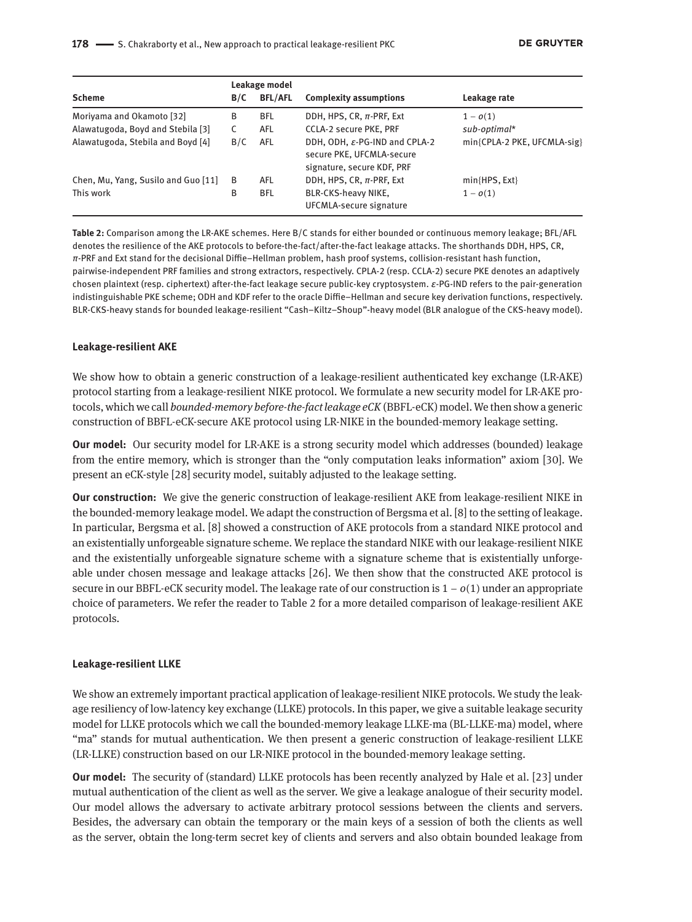| Scheme | Leakage model | | Complexity assumptions | Leakage rate |
|---|---|---|---|---|
| | B/C | BFL/AFL | | |
| Moriyama and Okamoto [32] | B | BFL | DDH, HPS, CR, $\pi$-PRF, Ext | $1 - o(1)$ |
| Alawatugoda, Boyd and Stebila [3] | C | AFL | CCLA-2 secure PKE, PRF | *sub-optimal** |
| Alawatugoda, Stebila and Boyd [4] | B/C | AFL | DDH, ODH, $\varepsilon$-PG-IND and CPLA-2 secure PKE, UFCMLA-secure signature, secure KDF, PRF | min{CPLA-2 PKE, UFCMLA-sig} |
| Chen, Mu, Yang, Susilo and Guo [11] | B | AFL | DDH, HPS, CR, $\pi$-PRF, Ext | min{HPS, Ext} |
| This work | B | BFL | BLR-CKS-heavy NIKE, UFCMLA-secure signature | $1 - o(1)$ |

**Table 2:** Comparison among the LR-AKE schemes. Here B/C stands for either bounded or continuous memory leakage; BFL/AFL denotes the resilience of the AKE protocols to before-the-fact/after-the-fact leakage attacks. The shorthands DDH, HPS, CR, $\pi$-PRF and Ext stand for the decisional Diffie–Hellman problem, hash proof systems, collision-resistant hash function, pairwise-independent PRF families and strong extractors, respectively. CPLA-2 (resp. CCLA-2) secure PKE denotes an adaptively chosen plaintext (resp. ciphertext) after-the-fact leakage secure public-key cryptosystem. $\varepsilon$-PG-IND refers to the pair-generation indistinguishable PKE scheme; ODH and KDF refer to the oracle Diffie–Hellman and secure key derivation functions, respectively. BLR-CKS-heavy stands for bounded leakage-resilient "Cash–Kiltz–Shoup"-heavy model (BLR analogue of the CKS-heavy model).

**Leakage-resilient AKE**

We show how to obtain a generic construction of a leakage-resilient authenticated key exchange (LR-AKE) protocol starting from a leakage-resilient NIKE protocol. We formulate a new security model for LR-AKE protocols, which we call *bounded-memory before-the-fact leakage eCK* (BBFL-eCK) model. We then show a generic construction of BBFL-eCK-secure AKE protocol using LR-NIKE in the bounded-memory leakage setting.

**Our model:** Our security model for LR-AKE is a strong security model which addresses (bounded) leakage from the entire memory, which is stronger than the "only computation leaks information" axiom [30]. We present an eCK-style [28] security model, suitably adjusted to the leakage setting.

**Our construction:** We give the generic construction of leakage-resilient AKE from leakage-resilient NIKE in the bounded-memory leakage model. We adapt the construction of Bergsma et al. [8] to the setting of leakage. In particular, Bergsma et al. [8] showed a construction of AKE protocols from a standard NIKE protocol and an existentially unforgeable signature scheme. We replace the standard NIKE with our leakage-resilient NIKE and the existentially unforgeable signature scheme with a signature scheme that is existentially unforgeable under chosen message and leakage attacks [26]. We then show that the constructed AKE protocol is secure in our BBFL-eCK security model. The leakage rate of our construction is $1 - o(1)$ under an appropriate choice of parameters. We refer the reader to Table 2 for a more detailed comparison of leakage-resilient AKE protocols.

**Leakage-resilient LLKE**

We show an extremely important practical application of leakage-resilient NIKE protocols. We study the leakage resiliency of low-latency key exchange (LLKE) protocols. In this paper, we give a suitable leakage security model for LLKE protocols which we call the bounded-memory leakage LLKE-ma (BL-LLKE-ma) model, where "ma" stands for mutual authentication. We then present a generic construction of leakage-resilient LLKE (LR-LLKE) construction based on our LR-NIKE protocol in the bounded-memory leakage setting.

**Our model:** The security of (standard) LLKE protocols has been recently analyzed by Hale et al. [23] under mutual authentication of the client as well as the server. We give a leakage analogue of their security model. Our model allows the adversary to activate arbitrary protocol sessions between the clients and servers. Besides, the adversary can obtain the temporary or the main keys of a session of both the clients as well as the server, obtain the long-term secret key of clients and servers and also obtain bounded leakage from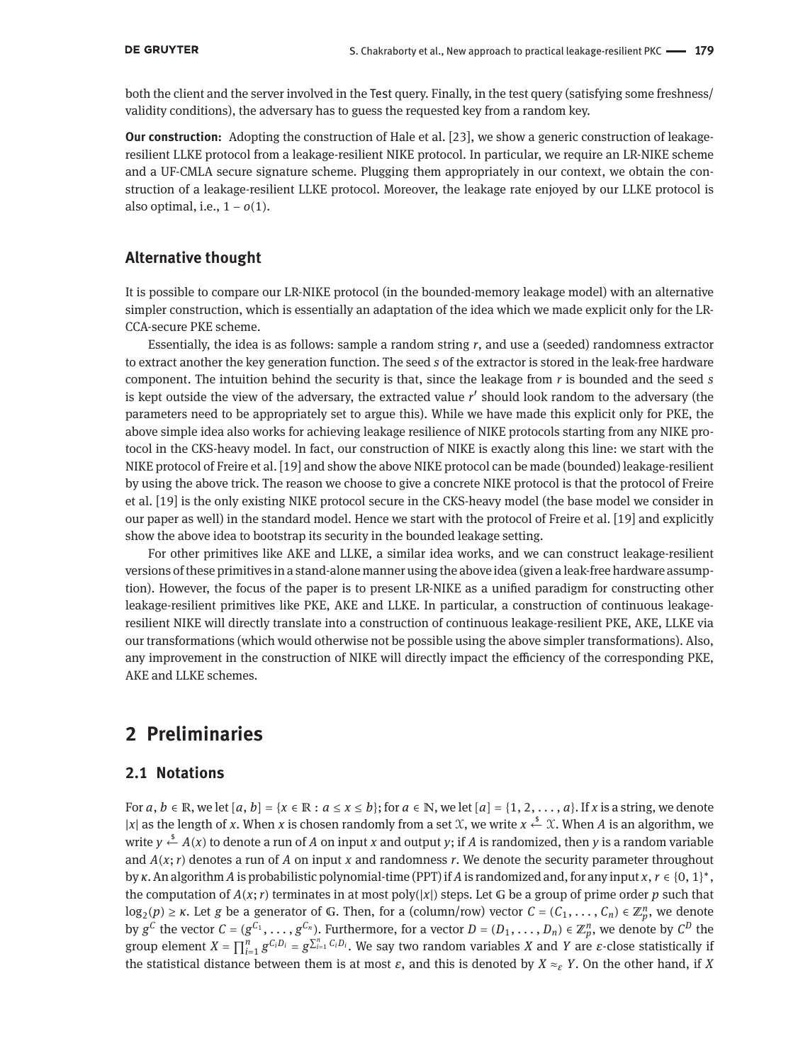both the client and the server involved in the Test query. Finally, in the test query (satisfying some freshness/validity conditions), the adversary has to guess the requested key from a random key.

**Our construction:** Adopting the construction of Hale et al. [23], we show a generic construction of leakage-resilient LLKE protocol from a leakage-resilient NIKE protocol. In particular, we require an LR-NIKE scheme and a UF-CMLA secure signature scheme. Plugging them appropriately in our context, we obtain the construction of a leakage-resilient LLKE protocol. Moreover, the leakage rate enjoyed by our LLKE protocol is also optimal, i.e., $1 - o(1)$.

### Alternative thought

It is possible to compare our LR-NIKE protocol (in the bounded-memory leakage model) with an alternative simpler construction, which is essentially an adaptation of the idea which we made explicit only for the LR-CCA-secure PKE scheme.

Essentially, the idea is as follows: sample a random string $r$, and use a (seeded) randomness extractor to extract another the key generation function. The seed $s$ of the extractor is stored in the leak-free hardware component. The intuition behind the security is that, since the leakage from $r$ is bounded and the seed $s$ is kept outside the view of the adversary, the extracted value $r'$ should look random to the adversary (the parameters need to be appropriately set to argue this). While we have made this explicit only for PKE, the above simple idea also works for achieving leakage resilience of NIKE protocols starting from any NIKE protocol in the CKS-heavy model. In fact, our construction of NIKE is exactly along this line: we start with the NIKE protocol of Freire et al. [19] and show the above NIKE protocol can be made (bounded) leakage-resilient by using the above trick. The reason we choose to give a concrete NIKE protocol is that the protocol of Freire et al. [19] is the only existing NIKE protocol secure in the CKS-heavy model (the base model we consider in our paper as well) in the standard model. Hence we start with the protocol of Freire et al. [19] and explicitly show the above idea to bootstrap its security in the bounded leakage setting.

For other primitives like AKE and LLKE, a similar idea works, and we can construct leakage-resilient versions of these primitives in a stand-alone manner using the above idea (given a leak-free hardware assumption). However, the focus of the paper is to present LR-NIKE as a unified paradigm for constructing other leakage-resilient primitives like PKE, AKE and LLKE. In particular, a construction of continuous leakage-resilient NIKE will directly translate into a construction of continuous leakage-resilient PKE, AKE, LLKE via our transformations (which would otherwise not be possible using the above simpler transformations). Also, any improvement in the construction of NIKE will directly impact the efficiency of the corresponding PKE, AKE and LLKE schemes.

## 2 Preliminaries

### 2.1 Notations

For $a, b \in \mathbb{R}$, we let $[a, b] = \{x \in \mathbb{R} : a \leq x \leq b\}$; for $a \in \mathbb{N}$, we let $[a] = \{1, 2, \ldots, a\}$. If $x$ is a string, we denote $|x|$ as the length of $x$. When $x$ is chosen randomly from a set $\mathcal{X}$, we write $x \xleftarrow{\$} \mathcal{X}$. When $A$ is an algorithm, we write $y \xleftarrow{\$} A(x)$ to denote a run of $A$ on input $x$ and output $y$; if $A$ is randomized, then $y$ is a random variable and $A(x; r)$ denotes a run of $A$ on input $x$ and randomness $r$. We denote the security parameter throughout by $\kappa$. An algorithm $A$ is probabilistic polynomial-time (PPT) if $A$ is randomized and, for any input $x, r \in \{0, 1\}^*$, the computation of $A(x; r)$ terminates in at most $\text{poly}(|x|)$ steps. Let $\mathbb{G}$ be a group of prime order $p$ such that $\log_2(p) \geq \kappa$. Let $g$ be a generator of $\mathbb{G}$. Then, for a (column/row) vector $C = (C_1, \ldots, C_n) \in \mathbb{Z}_p^n$, we denote by $g^C$ the vector $C = (g^{C_1}, \ldots, g^{C_n})$. Furthermore, for a vector $D = (D_1, \ldots, D_n) \in \mathbb{Z}_p^n$, we denote by $C^D$ the group element $X = \prod_{i=1}^n g^{C_i D_i} = g^{\sum_{i=1}^n C_i D_i}$. We say two random variables $X$ and $Y$ are $\varepsilon$-close statistically if the statistical distance between them is at most $\varepsilon$, and this is denoted by $X \approx_\varepsilon Y$. On the other hand, if $X$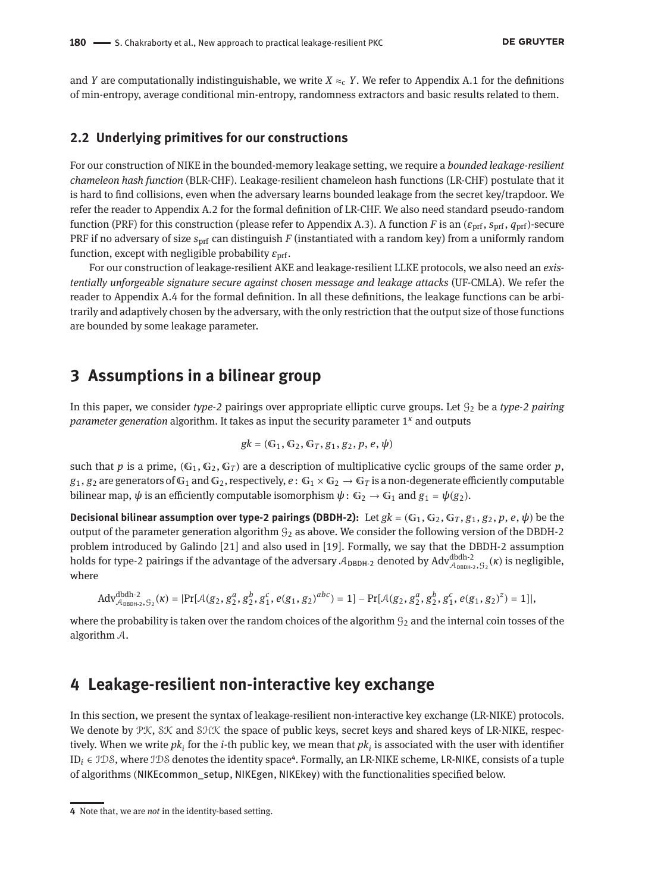and $Y$ are computationally indistinguishable, we write $X \approx_c Y$. We refer to Appendix A.1 for the definitions of min-entropy, average conditional min-entropy, randomness extractors and basic results related to them.

### 2.2 Underlying primitives for our constructions

For our construction of NIKE in the bounded-memory leakage setting, we require a *bounded leakage-resilient chameleon hash function* (BLR-CHF). Leakage-resilient chameleon hash functions (LR-CHF) postulate that it is hard to find collisions, even when the adversary learns bounded leakage from the secret key/trapdoor. We refer the reader to Appendix A.2 for the formal definition of LR-CHF. We also need standard pseudo-random function (PRF) for this construction (please refer to Appendix A.3). A function $F$ is an $(\varepsilon_{\mathrm{prf}}, s_{\mathrm{prf}}, q_{\mathrm{prf}})$-secure PRF if no adversary of size $s_{\mathrm{prf}}$ can distinguish $F$ (instantiated with a random key) from a uniformly random function, except with negligible probability $\varepsilon_{\mathrm{prf}}$.

For our construction of leakage-resilient AKE and leakage-resilient LLKE protocols, we also need an *existentially unforgeable signature secure against chosen message and leakage attacks* (UF-CMLA). We refer the reader to Appendix A.4 for the formal definition. In all these definitions, the leakage functions can be arbitrarily and adaptively chosen by the adversary, with the only restriction that the output size of those functions are bounded by some leakage parameter.

## 3 Assumptions in a bilinear group

In this paper, we consider *type-2* pairings over appropriate elliptic curve groups. Let $\mathcal{G}_2$ be a *type-2 pairing parameter generation* algorithm. It takes as input the security parameter $1^\kappa$ and outputs

$$gk = (\mathbb{G}_1, \mathbb{G}_2, \mathbb{G}_T, g_1, g_2, p, e, \psi)$$

such that $p$ is a prime, $(\mathbb{G}_1, \mathbb{G}_2, \mathbb{G}_T)$ are a description of multiplicative cyclic groups of the same order $p$, $g_1, g_2$ are generators of $\mathbb{G}_1$ and $\mathbb{G}_2$, respectively, $e\colon \mathbb{G}_1 \times \mathbb{G}_2 \to \mathbb{G}_T$ is a non-degenerate efficiently computable bilinear map, $\psi$ is an efficiently computable isomorphism $\psi\colon \mathbb{G}_2 \to \mathbb{G}_1$ and $g_1 = \psi(g_2)$.

**Decisional bilinear assumption over type-2 pairings (DBDH-2):** Let $gk = (\mathbb{G}_1, \mathbb{G}_2, \mathbb{G}_T, g_1, g_2, p, e, \psi)$ be the output of the parameter generation algorithm $\mathcal{G}_2$ as above. We consider the following version of the DBDH-2 problem introduced by Galindo [21] and also used in [19]. Formally, we say that the DBDH-2 assumption holds for type-2 pairings if the advantage of the adversary $\mathcal{A}_{\mathsf{DBDH\text{-}2}}$ denoted by $\mathrm{Adv}^{\mathrm{dbdh\text{-}2}}_{\mathcal{A}_{\mathsf{DBDH\text{-}2}},\mathcal{G}_2}(\kappa)$ is negligible, where

$$\mathrm{Adv}^{\mathrm{dbdh\text{-}2}}_{\mathcal{A}_{\mathsf{DBDH\text{-}2}},\mathcal{G}_2}(\kappa) = |\Pr[\mathcal{A}(g_2, g_2^a, g_2^b, g_1^c, e(g_1, g_2)^{abc}) = 1] - \Pr[\mathcal{A}(g_2, g_2^a, g_2^b, g_1^c, e(g_1, g_2)^z) = 1]|,$$

where the probability is taken over the random choices of the algorithm $\mathcal{G}_2$ and the internal coin tosses of the algorithm $\mathcal{A}$.

## 4 Leakage-resilient non-interactive key exchange

In this section, we present the syntax of leakage-resilient non-interactive key exchange (LR-NIKE) protocols. We denote by $\mathcal{PK}$, $\mathcal{SK}$ and $\mathcal{SHK}$ the space of public keys, secret keys and shared keys of LR-NIKE, respectively. When we write $pk_i$ for the $i$-th public key, we mean that $pk_i$ is associated with the user with identifier $\mathrm{ID}_i \in \mathcal{IDS}$, where $\mathcal{IDS}$ denotes the identity space[4]. Formally, an LR-NIKE scheme, LR-NIKE, consists of a tuple of algorithms (NIKEcommon_setup, NIKEgen, NIKEkey) with the functionalities specified below.

[4] Note that, we are *not* in the identity-based setting.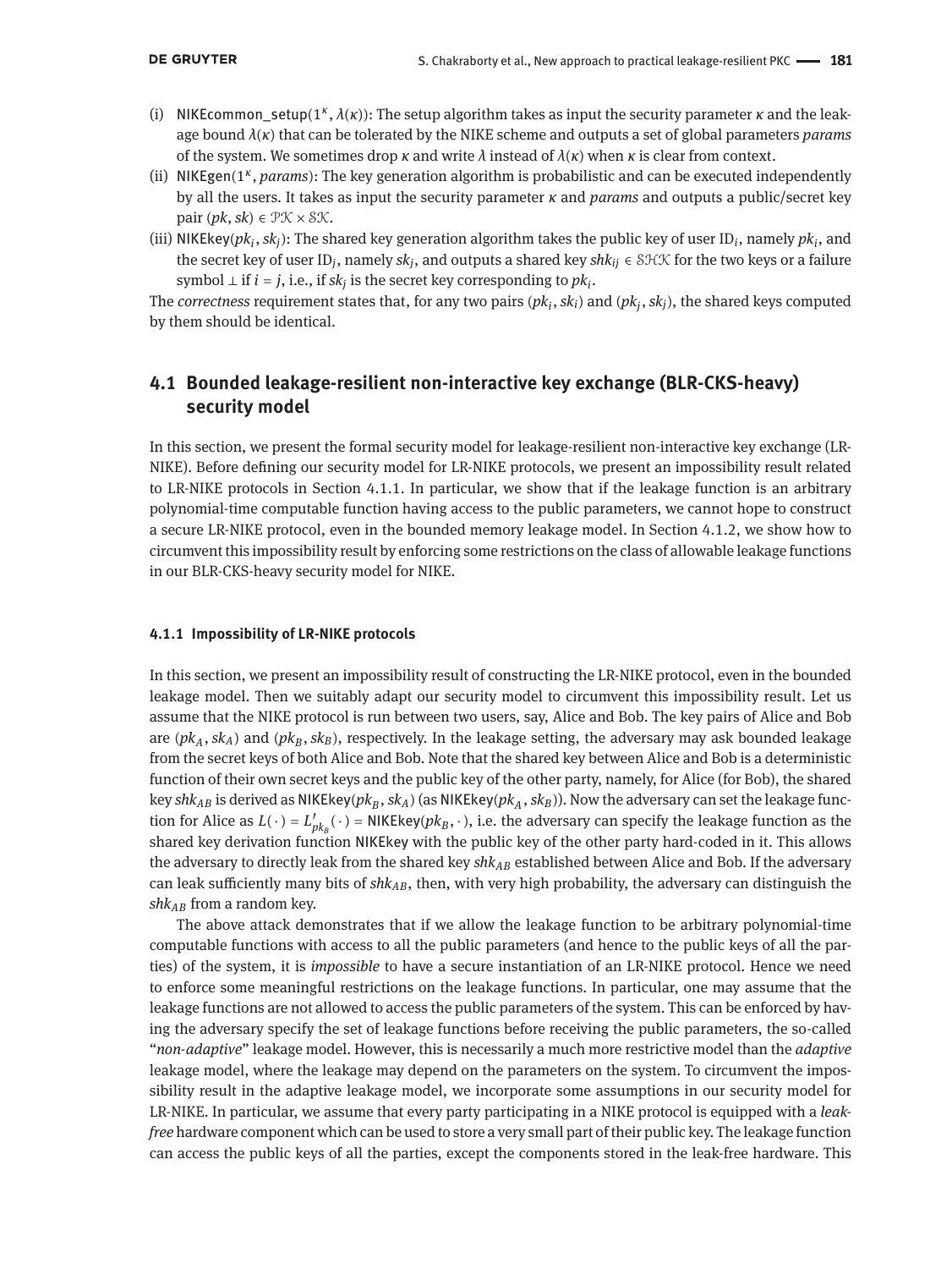(i) $\mathsf{NIKEcommon\_setup}(1^\kappa, \lambda(\kappa))$: The setup algorithm takes as input the security parameter $\kappa$ and the leakage bound $\lambda(\kappa)$ that can be tolerated by the NIKE scheme and outputs a set of global parameters *params* of the system. We sometimes drop $\kappa$ and write $\lambda$ instead of $\lambda(\kappa)$ when $\kappa$ is clear from context.

(ii) $\mathsf{NIKEgen}(1^\kappa, params)$: The key generation algorithm is probabilistic and can be executed independently by all the users. It takes as input the security parameter $\kappa$ and *params* and outputs a public/secret key pair $(pk, sk) \in \mathcal{PK} \times \mathcal{SK}$.

(iii) $\mathsf{NIKEkey}(pk_i, sk_j)$: The shared key generation algorithm takes the public key of user $\mathrm{ID}_i$, namely $pk_i$, and the secret key of user $\mathrm{ID}_j$, namely $sk_j$, and outputs a shared key $shk_{ij} \in \mathcal{SHK}$ for the two keys or a failure symbol $\perp$ if $i = j$, i.e., if $sk_j$ is the secret key corresponding to $pk_i$.

The *correctness* requirement states that, for any two pairs $(pk_i, sk_i)$ and $(pk_j, sk_j)$, the shared keys computed by them should be identical.

## 4.1 Bounded leakage-resilient non-interactive key exchange (BLR-CKS-heavy) security model

In this section, we present the formal security model for leakage-resilient non-interactive key exchange (LR-NIKE). Before defining our security model for LR-NIKE protocols, we present an impossibility result related to LR-NIKE protocols in Section 4.1.1. In particular, we show that if the leakage function is an arbitrary polynomial-time computable function having access to the public parameters, we cannot hope to construct a secure LR-NIKE protocol, even in the bounded memory leakage model. In Section 4.1.2, we show how to circumvent this impossibility result by enforcing some restrictions on the class of allowable leakage functions in our BLR-CKS-heavy security model for NIKE.

### 4.1.1 Impossibility of LR-NIKE protocols

In this section, we present an impossibility result of constructing the LR-NIKE protocol, even in the bounded leakage model. Then we suitably adapt our security model to circumvent this impossibility result. Let us assume that the NIKE protocol is run between two users, say, Alice and Bob. The key pairs of Alice and Bob are $(pk_A, sk_A)$ and $(pk_B, sk_B)$, respectively. In the leakage setting, the adversary may ask bounded leakage from the secret keys of both Alice and Bob. Note that the shared key between Alice and Bob is a deterministic function of their own secret keys and the public key of the other party, namely, for Alice (for Bob), the shared key $shk_{AB}$ is derived as $\mathsf{NIKEkey}(pk_B, sk_A)$ (as $\mathsf{NIKEkey}(pk_A, sk_B)$). Now the adversary can set the leakage function for Alice as $L(\cdot) = L'_{pk_B}(\cdot) = \mathsf{NIKEkey}(pk_B, \cdot)$, i.e. the adversary can specify the leakage function as the shared key derivation function $\mathsf{NIKEkey}$ with the public key of the other party hard-coded in it. This allows the adversary to directly leak from the shared key $shk_{AB}$ established between Alice and Bob. If the adversary can leak sufficiently many bits of $shk_{AB}$, then, with very high probability, the adversary can distinguish the $shk_{AB}$ from a random key.

The above attack demonstrates that if we allow the leakage function to be arbitrary polynomial-time computable functions with access to all the public parameters (and hence to the public keys of all the parties) of the system, it is *impossible* to have a secure instantiation of an LR-NIKE protocol. Hence we need to enforce some meaningful restrictions on the leakage functions. In particular, one may assume that the leakage functions are not allowed to access the public parameters of the system. This can be enforced by having the adversary specify the set of leakage functions before receiving the public parameters, the so-called "*non-adaptive*" leakage model. However, this is necessarily a much more restrictive model than the *adaptive* leakage model, where the leakage may depend on the parameters on the system. To circumvent the impossibility result in the adaptive leakage model, we incorporate some assumptions in our security model for LR-NIKE. In particular, we assume that every party participating in a NIKE protocol is equipped with a *leak-free* hardware component which can be used to store a very small part of their public key. The leakage function can access the public keys of all the parties, except the components stored in the leak-free hardware. This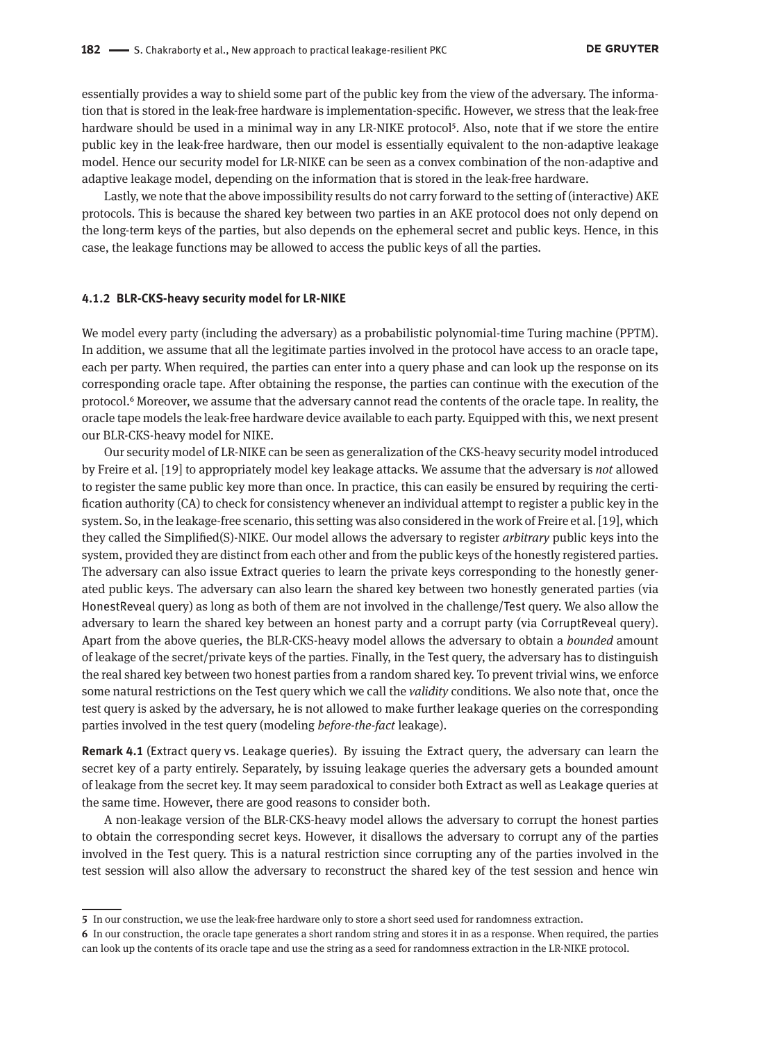essentially provides a way to shield some part of the public key from the view of the adversary. The information that is stored in the leak-free hardware is implementation-specific. However, we stress that the leak-free hardware should be used in a minimal way in any LR-NIKE protocol[5]. Also, note that if we store the entire public key in the leak-free hardware, then our model is essentially equivalent to the non-adaptive leakage model. Hence our security model for LR-NIKE can be seen as a convex combination of the non-adaptive and adaptive leakage model, depending on the information that is stored in the leak-free hardware.

Lastly, we note that the above impossibility results do not carry forward to the setting of (interactive) AKE protocols. This is because the shared key between two parties in an AKE protocol does not only depend on the long-term keys of the parties, but also depends on the ephemeral secret and public keys. Hence, in this case, the leakage functions may be allowed to access the public keys of all the parties.

#### 4.1.2 BLR-CKS-heavy security model for LR-NIKE

We model every party (including the adversary) as a probabilistic polynomial-time Turing machine (PPTM). In addition, we assume that all the legitimate parties involved in the protocol have access to an oracle tape, each per party. When required, the parties can enter into a query phase and can look up the response on its corresponding oracle tape. After obtaining the response, the parties can continue with the execution of the protocol.[6] Moreover, we assume that the adversary cannot read the contents of the oracle tape. In reality, the oracle tape models the leak-free hardware device available to each party. Equipped with this, we next present our BLR-CKS-heavy model for NIKE.

Our security model of LR-NIKE can be seen as generalization of the CKS-heavy security model introduced by Freire et al. [19] to appropriately model key leakage attacks. We assume that the adversary is *not* allowed to register the same public key more than once. In practice, this can easily be ensured by requiring the certification authority (CA) to check for consistency whenever an individual attempt to register a public key in the system. So, in the leakage-free scenario, this setting was also considered in the work of Freire et al. [19], which they called the Simplified(S)-NIKE. Our model allows the adversary to register *arbitrary* public keys into the system, provided they are distinct from each other and from the public keys of the honestly registered parties. The adversary can also issue Extract queries to learn the private keys corresponding to the honestly generated public keys. The adversary can also learn the shared key between two honestly generated parties (via HonestReveal query) as long as both of them are not involved in the challenge/Test query. We also allow the adversary to learn the shared key between an honest party and a corrupt party (via CorruptReveal query). Apart from the above queries, the BLR-CKS-heavy model allows the adversary to obtain a *bounded* amount of leakage of the secret/private keys of the parties. Finally, in the Test query, the adversary has to distinguish the real shared key between two honest parties from a random shared key. To prevent trivial wins, we enforce some natural restrictions on the Test query which we call the *validity* conditions. We also note that, once the test query is asked by the adversary, he is not allowed to make further leakage queries on the corresponding parties involved in the test query (modeling *before-the-fact* leakage).

**Remark 4.1** (Extract query vs. Leakage queries). By issuing the Extract query, the adversary can learn the secret key of a party entirely. Separately, by issuing leakage queries the adversary gets a bounded amount of leakage from the secret key. It may seem paradoxical to consider both Extract as well as Leakage queries at the same time. However, there are good reasons to consider both.

A non-leakage version of the BLR-CKS-heavy model allows the adversary to corrupt the honest parties to obtain the corresponding secret keys. However, it disallows the adversary to corrupt any of the parties involved in the Test query. This is a natural restriction since corrupting any of the parties involved in the test session will also allow the adversary to reconstruct the shared key of the test session and hence win

---

[5] In our construction, we use the leak-free hardware only to store a short seed used for randomness extraction.

[6] In our construction, the oracle tape generates a short random string and stores it in as a response. When required, the parties can look up the contents of its oracle tape and use the string as a seed for randomness extraction in the LR-NIKE protocol.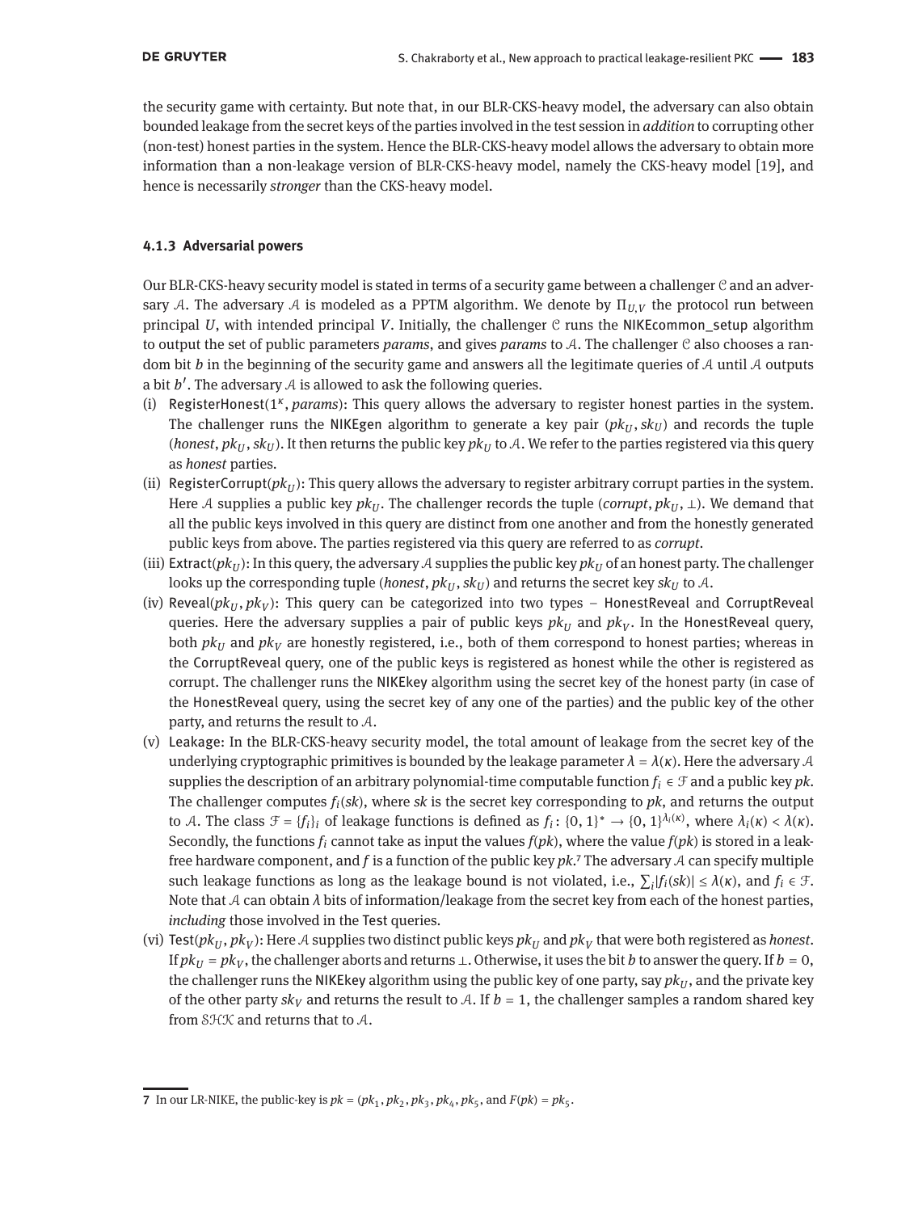the security game with certainty. But note that, in our BLR-CKS-heavy model, the adversary can also obtain bounded leakage from the secret keys of the parties involved in the test session in *addition* to corrupting other (non-test) honest parties in the system. Hence the BLR-CKS-heavy model allows the adversary to obtain more information than a non-leakage version of BLR-CKS-heavy model, namely the CKS-heavy model [19], and hence is necessarily *stronger* than the CKS-heavy model.

#### 4.1.3 Adversarial powers

Our BLR-CKS-heavy security model is stated in terms of a security game between a challenger $\mathcal{C}$ and an adversary $\mathcal{A}$. The adversary $\mathcal{A}$ is modeled as a PPTM algorithm. We denote by $\Pi_{U,V}$ the protocol run between principal $U$, with intended principal $V$. Initially, the challenger $\mathcal{C}$ runs the NIKEcommon_setup algorithm to output the set of public parameters *params*, and gives *params* to $\mathcal{A}$. The challenger $\mathcal{C}$ also chooses a random bit $b$ in the beginning of the security game and answers all the legitimate queries of $\mathcal{A}$ until $\mathcal{A}$ outputs a bit $b'$. The adversary $\mathcal{A}$ is allowed to ask the following queries.

(i) RegisterHonest($1^\kappa$, *params*): This query allows the adversary to register honest parties in the system. The challenger runs the NIKEgen algorithm to generate a key pair ($pk_U, sk_U$) and records the tuple (*honest*, $pk_U, sk_U$). It then returns the public key $pk_U$ to $\mathcal{A}$. We refer to the parties registered via this query as *honest* parties.

(ii) RegisterCorrupt($pk_U$): This query allows the adversary to register arbitrary corrupt parties in the system. Here $\mathcal{A}$ supplies a public key $pk_U$. The challenger records the tuple (*corrupt*, $pk_U, \perp$). We demand that all the public keys involved in this query are distinct from one another and from the honestly generated public keys from above. The parties registered via this query are referred to as *corrupt*.

(iii) Extract($pk_U$): In this query, the adversary $\mathcal{A}$ supplies the public key $pk_U$ of an honest party. The challenger looks up the corresponding tuple (*honest*, $pk_U, sk_U$) and returns the secret key $sk_U$ to $\mathcal{A}$.

(iv) Reveal($pk_U, pk_V$): This query can be categorized into two types – HonestReveal and CorruptReveal queries. Here the adversary supplies a pair of public keys $pk_U$ and $pk_V$. In the HonestReveal query, both $pk_U$ and $pk_V$ are honestly registered, i.e., both of them correspond to honest parties; whereas in the CorruptReveal query, one of the public keys is registered as honest while the other is registered as corrupt. The challenger runs the NIKEkey algorithm using the secret key of the honest party (in case of the HonestReveal query, using the secret key of any one of the parties) and the public key of the other party, and returns the result to $\mathcal{A}$.

(v) Leakage: In the BLR-CKS-heavy security model, the total amount of leakage from the secret key of the underlying cryptographic primitives is bounded by the leakage parameter $\lambda = \lambda(\kappa)$. Here the adversary $\mathcal{A}$ supplies the description of an arbitrary polynomial-time computable function $f_i \in \mathcal{F}$ and a public key $pk$. The challenger computes $f_i(sk)$, where $sk$ is the secret key corresponding to $pk$, and returns the output to $\mathcal{A}$. The class $\mathcal{F} = \{f_i\}_i$ of leakage functions is defined as $f_i : \{0,1\}^* \to \{0,1\}^{\lambda_i(\kappa)}$, where $\lambda_i(\kappa) < \lambda(\kappa)$. Secondly, the functions $f_i$ cannot take as input the values $f(pk)$, where the value $f(pk)$ is stored in a leak-free hardware component, and $f$ is a function of the public key $pk$.[7] The adversary $\mathcal{A}$ can specify multiple such leakage functions as long as the leakage bound is not violated, i.e., $\sum_i |f_i(sk)| \leq \lambda(\kappa)$, and $f_i \in \mathcal{F}$. Note that $\mathcal{A}$ can obtain $\lambda$ bits of information/leakage from the secret key from each of the honest parties, *including* those involved in the Test queries.

(vi) Test($pk_U, pk_V$): Here $\mathcal{A}$ supplies two distinct public keys $pk_U$ and $pk_V$ that were both registered as *honest*. If $pk_U = pk_V$, the challenger aborts and returns $\perp$. Otherwise, it uses the bit $b$ to answer the query. If $b = 0$, the challenger runs the NIKEkey algorithm using the public key of one party, say $pk_U$, and the private key of the other party $sk_V$ and returns the result to $\mathcal{A}$. If $b = 1$, the challenger samples a random shared key from $\mathcal{SHK}$ and returns that to $\mathcal{A}$.

---

7 In our LR-NIKE, the public-key is $pk = (pk_1, pk_2, pk_3, pk_4, pk_5$, and $F(pk) = pk_5$.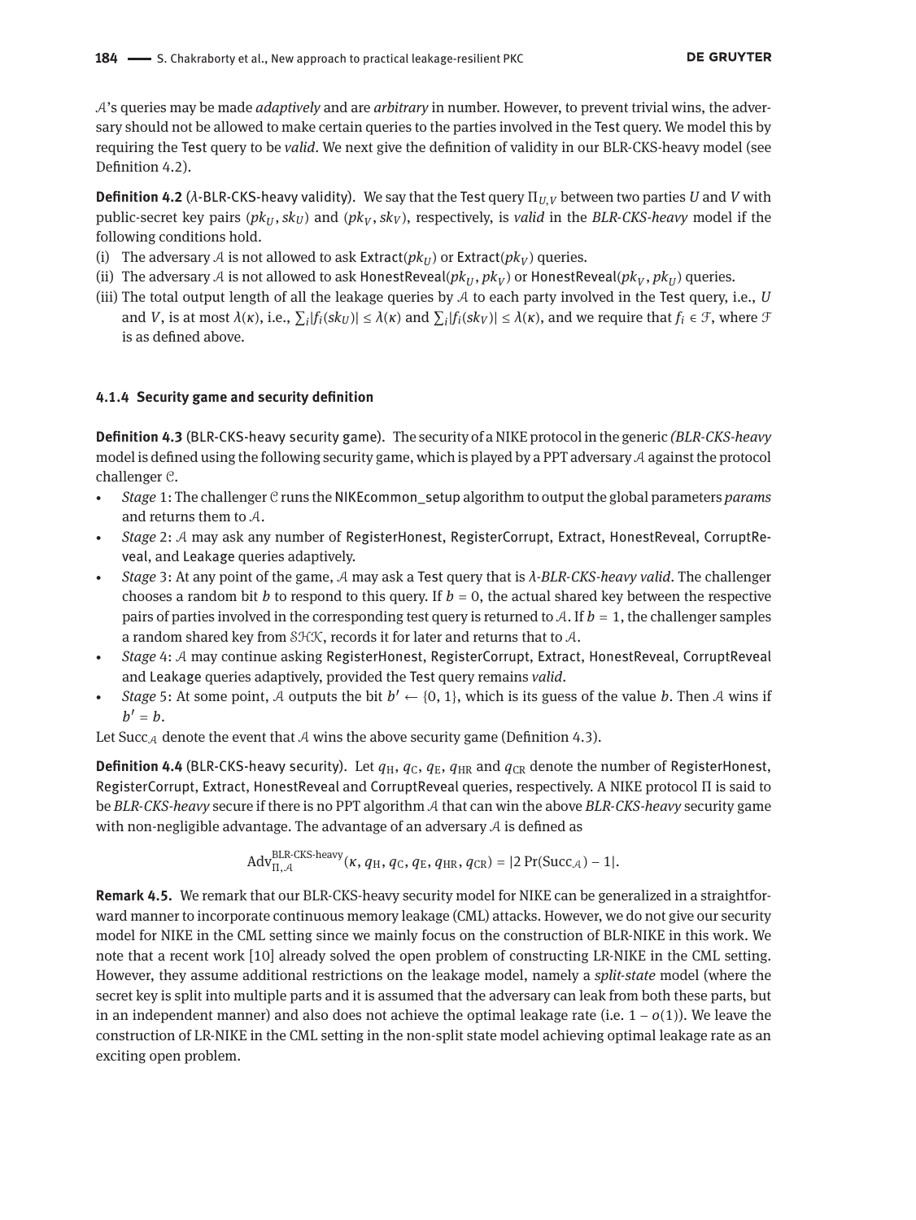$\mathcal{A}$'s queries may be made *adaptively* and are *arbitrary* in number. However, to prevent trivial wins, the adversary should not be allowed to make certain queries to the parties involved in the Test query. We model this by requiring the Test query to be *valid*. We next give the definition of validity in our BLR-CKS-heavy model (see Definition 4.2).

**Definition 4.2** ($\lambda$-BLR-CKS-heavy validity). We say that the Test query $\Pi_{U,V}$ between two parties $U$ and $V$ with public-secret key pairs $(pk_U, sk_U)$ and $(pk_V, sk_V)$, respectively, is *valid* in the *BLR-CKS-heavy* model if the following conditions hold.

(i) The adversary $\mathcal{A}$ is not allowed to ask Extract$(pk_U)$ or Extract$(pk_V)$ queries.

(ii) The adversary $\mathcal{A}$ is not allowed to ask HonestReveal$(pk_U, pk_V)$ or HonestReveal$(pk_V, pk_U)$ queries.

(iii) The total output length of all the leakage queries by $\mathcal{A}$ to each party involved in the Test query, i.e., $U$ and $V$, is at most $\lambda(\kappa)$, i.e., $\sum_i |f_i(sk_U)| \leq \lambda(\kappa)$ and $\sum_i |f_i(sk_V)| \leq \lambda(\kappa)$, and we require that $f_i \in \mathcal{F}$, where $\mathcal{F}$ is as defined above.

#### 4.1.4 Security game and security definition

**Definition 4.3** (BLR-CKS-heavy security game). The security of a NIKE protocol in the generic *(BLR-CKS-heavy* model is defined using the following security game, which is played by a PPT adversary $\mathcal{A}$ against the protocol challenger $\mathcal{C}$.

- *Stage* 1: The challenger $\mathcal{C}$ runs the NIKEcommon_setup algorithm to output the global parameters *params* and returns them to $\mathcal{A}$.
- *Stage* 2: $\mathcal{A}$ may ask any number of RegisterHonest, RegisterCorrupt, Extract, HonestReveal, CorruptReveal, and Leakage queries adaptively.
- *Stage* 3: At any point of the game, $\mathcal{A}$ may ask a Test query that is *$\lambda$-BLR-CKS-heavy valid*. The challenger chooses a random bit $b$ to respond to this query. If $b = 0$, the actual shared key between the respective pairs of parties involved in the corresponding test query is returned to $\mathcal{A}$. If $b = 1$, the challenger samples a random shared key from $\mathcal{SHK}$, records it for later and returns that to $\mathcal{A}$.
- *Stage* 4: $\mathcal{A}$ may continue asking RegisterHonest, RegisterCorrupt, Extract, HonestReveal, CorruptReveal and Leakage queries adaptively, provided the Test query remains *valid*.
- *Stage* 5: At some point, $\mathcal{A}$ outputs the bit $b' \leftarrow \{0, 1\}$, which is its guess of the value $b$. Then $\mathcal{A}$ wins if $b' = b$.

Let $\mathrm{Succ}_{\mathcal{A}}$ denote the event that $\mathcal{A}$ wins the above security game (Definition 4.3).

**Definition 4.4** (BLR-CKS-heavy security). Let $q_{\mathrm{H}}$, $q_{\mathrm{C}}$, $q_{\mathrm{E}}$, $q_{\mathrm{HR}}$ and $q_{\mathrm{CR}}$ denote the number of RegisterHonest, RegisterCorrupt, Extract, HonestReveal and CorruptReveal queries, respectively. A NIKE protocol $\Pi$ is said to be *BLR-CKS-heavy* secure if there is no PPT algorithm $\mathcal{A}$ that can win the above *BLR-CKS-heavy* security game with non-negligible advantage. The advantage of an adversary $\mathcal{A}$ is defined as

$$\mathrm{Adv}^{\text{BLR-CKS-heavy}}_{\Pi,\mathcal{A}}(\kappa, q_{\mathrm{H}}, q_{\mathrm{C}}, q_{\mathrm{E}}, q_{\mathrm{HR}}, q_{\mathrm{CR}}) = |2\Pr(\mathrm{Succ}_{\mathcal{A}}) - 1|.$$

**Remark 4.5.** We remark that our BLR-CKS-heavy security model for NIKE can be generalized in a straightforward manner to incorporate continuous memory leakage (CML) attacks. However, we do not give our security model for NIKE in the CML setting since we mainly focus on the construction of BLR-NIKE in this work. We note that a recent work [10] already solved the open problem of constructing LR-NIKE in the CML setting. However, they assume additional restrictions on the leakage model, namely a *split-state* model (where the secret key is split into multiple parts and it is assumed that the adversary can leak from both these parts, but in an independent manner) and also does not achieve the optimal leakage rate (i.e. $1 - o(1)$). We leave the construction of LR-NIKE in the CML setting in the non-split state model achieving optimal leakage rate as an exciting open problem.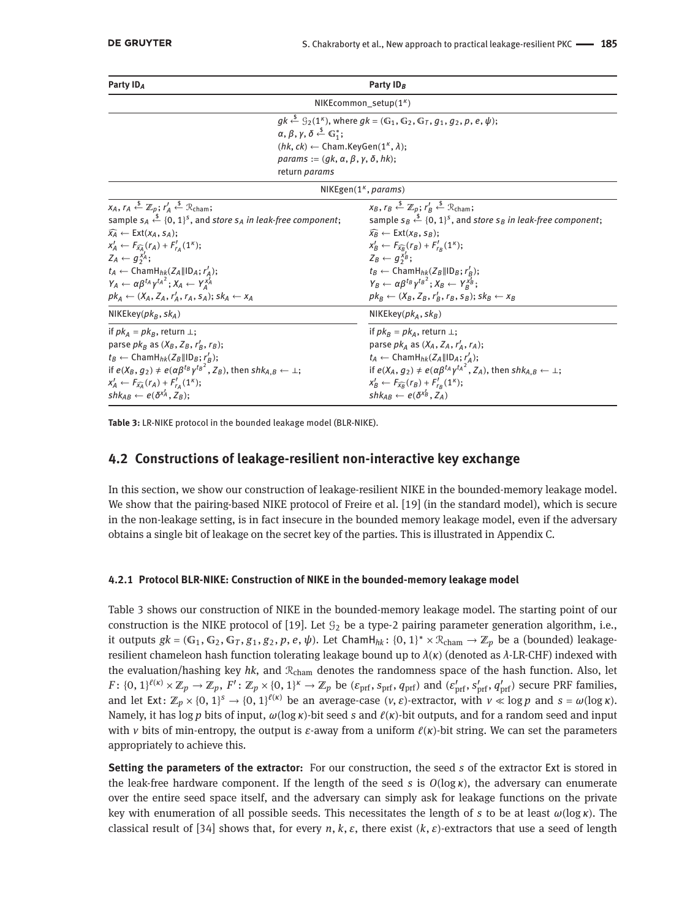| Party $ID_A$ | Party $ID_B$ |
|---|---|
| | $\mathsf{NIKEcommon\_setup}(1^\kappa)$ |
| | $gk \xleftarrow{\$} \mathcal{G}_2(1^\kappa)$, where $gk = (\mathbb{G}_1, \mathbb{G}_2, \mathbb{G}_T, g_1, g_2, p, e, \psi)$; <br> $\alpha, \beta, \gamma, \delta \xleftarrow{\$} \mathbb{G}_1^*$; <br> $(hk, ck) \leftarrow \mathsf{Cham.KeyGen}(1^\kappa, \lambda)$; <br> $params := (gk, \alpha, \beta, \gamma, \delta, hk)$; <br> return $params$ |
| | $\mathsf{NIKEgen}(1^\kappa, params)$ |
| $x_A, r_A \xleftarrow{\$} \mathbb{Z}_p$; $r'_A \xleftarrow{\$} \mathcal{R}_{\text{cham}}$; <br> sample $s_A \xleftarrow{\$} \{0,1\}^s$, and *store $s_A$ in leak-free component*; <br> $\widehat{x_A} \leftarrow \mathsf{Ext}(x_A, s_A)$; <br> $x'_A \leftarrow F_{\widehat{x_A}}(r_A) + F'_{r'_A}(1^\kappa)$; <br> $Z_A \leftarrow g_2^{x'_A}$; <br> $t_A \leftarrow \mathsf{ChamH}_{hk}(Z_A \Vert ID_A; r'_A)$; <br> $Y_A \leftarrow \alpha\beta^{t_A}\gamma^{t_A^2}$; $X_A \leftarrow Y_A^{x'_A}$; <br> $pk_A \leftarrow (X_A, Z_A, r'_A, r_A, s_A)$; $sk_A \leftarrow x_A$ | $x_B, r_B \xleftarrow{\$} \mathbb{Z}_p$; $r'_B \xleftarrow{\$} \mathcal{R}_{\text{cham}}$; <br> sample $s_B \xleftarrow{\$} \{0,1\}^s$, and *store $s_B$ in leak-free component*; <br> $\widehat{x_B} \leftarrow \mathsf{Ext}(x_B, s_B)$; <br> $x'_B \leftarrow F_{\widehat{x_B}}(r_B) + F'_{r'_B}(1^\kappa)$; <br> $Z_B \leftarrow g_2^{x'_B}$; <br> $t_B \leftarrow \mathsf{ChamH}_{hk}(Z_B \Vert ID_B; r'_B)$; <br> $Y_B \leftarrow \alpha\beta^{t_B}\gamma^{t_B^2}$; $X_B \leftarrow Y_B^{x'_B}$; <br> $pk_B \leftarrow (X_B, Z_B, r'_B, r_B, s_B)$; $sk_B \leftarrow x_B$ |
| $\mathsf{NIKEkey}(pk_B, sk_A)$ | $\mathsf{NIKEkey}(pk_A, sk_B)$ |
| if $pk_A = pk_B$, return $\perp$; <br> parse $pk_B$ as $(X_B, Z_B, r'_B, r_B)$; <br> $t_B \leftarrow \mathsf{ChamH}_{hk}(Z_B \Vert ID_B; r'_B)$; <br> if $e(X_B, g_2) \neq e(\alpha\beta^{t_B}\gamma^{t_B^2}, Z_B)$, then $shk_{A,B} \leftarrow \perp$; <br> $x'_A \leftarrow F_{\widehat{x_A}}(r_A) + F'_{r'_A}(1^\kappa)$; <br> $shk_{AB} \leftarrow e(\delta^{x'_A}, Z_B)$; | if $pk_B = pk_A$, return $\perp$; <br> parse $pk_A$ as $(X_A, Z_A, r'_A, r_A)$; <br> $t_A \leftarrow \mathsf{ChamH}_{hk}(Z_A \Vert ID_A; r'_A)$; <br> if $e(X_A, g_2) \neq e(\alpha\beta^{t_A}\gamma^{t_A^2}, Z_A)$, then $shk_{A,B} \leftarrow \perp$; <br> $x'_B \leftarrow F_{\widehat{x_B}}(r_B) + F'_{r'_B}(1^\kappa)$; <br> $shk_{AB} \leftarrow e(\delta^{x'_B}, Z_A)$ |

**Table 3:** LR-NIKE protocol in the bounded leakage model (BLR-NIKE).

## 4.2 Constructions of leakage-resilient non-interactive key exchange

In this section, we show our construction of leakage-resilient NIKE in the bounded-memory leakage model. We show that the pairing-based NIKE protocol of Freire et al. [19] (in the standard model), which is secure in the non-leakage setting, is in fact insecure in the bounded memory leakage model, even if the adversary obtains a single bit of leakage on the secret key of the parties. This is illustrated in Appendix C.

### 4.2.1 Protocol BLR-NIKE: Construction of NIKE in the bounded-memory leakage model

Table 3 shows our construction of NIKE in the bounded-memory leakage model. The starting point of our construction is the NIKE protocol of [19]. Let $\mathcal{G}_2$ be a type-2 pairing parameter generation algorithm, i.e., it outputs $gk = (\mathbb{G}_1, \mathbb{G}_2, \mathbb{G}_T, g_1, g_2, p, e, \psi)$. Let $\mathsf{ChamH}_{hk}\colon \{0,1\}^* \times \mathcal{R}_{\text{cham}} \to \mathbb{Z}_p$ be a (bounded) leakage-resilient chameleon hash function tolerating leakage bound up to $\lambda(\kappa)$ (denoted as $\lambda$-LR-CHF) indexed with the evaluation/hashing key $hk$, and $\mathcal{R}_{\text{cham}}$ denotes the randomness space of the hash function. Also, let $F\colon \{0,1\}^{\ell(\kappa)} \times \mathbb{Z}_p \to \mathbb{Z}_p$, $F'\colon \mathbb{Z}_p \times \{0,1\}^\kappa \to \mathbb{Z}_p$ be $(\varepsilon_{\text{prf}}, s_{\text{prf}}, q_{\text{prf}})$ and $(\varepsilon'_{\text{prf}}, s'_{\text{prf}}, q'_{\text{prf}})$ secure PRF families, and let $\mathsf{Ext}\colon \mathbb{Z}_p \times \{0,1\}^s \to \{0,1\}^{\ell(\kappa)}$ be an average-case $(v, \varepsilon)$-extractor, with $v \ll \log p$ and $s = \omega(\log \kappa)$. Namely, it has $\log p$ bits of input, $\omega(\log \kappa)$-bit seed $s$ and $\ell(\kappa)$-bit outputs, and for a random seed and input with $v$ bits of min-entropy, the output is $\varepsilon$-away from a uniform $\ell(\kappa)$-bit string. We can set the parameters appropriately to achieve this.

**Setting the parameters of the extractor:** For our construction, the seed $s$ of the extractor $\mathsf{Ext}$ is stored in the leak-free hardware component. If the length of the seed $s$ is $O(\log \kappa)$, the adversary can enumerate over the entire seed space itself, and the adversary can simply ask for leakage functions on the private key with enumeration of all possible seeds. This necessitates the length of $s$ to be at least $\omega(\log \kappa)$. The classical result of [34] shows that, for every $n, k, \varepsilon$, there exist $(k, \varepsilon)$-extractors that use a seed of length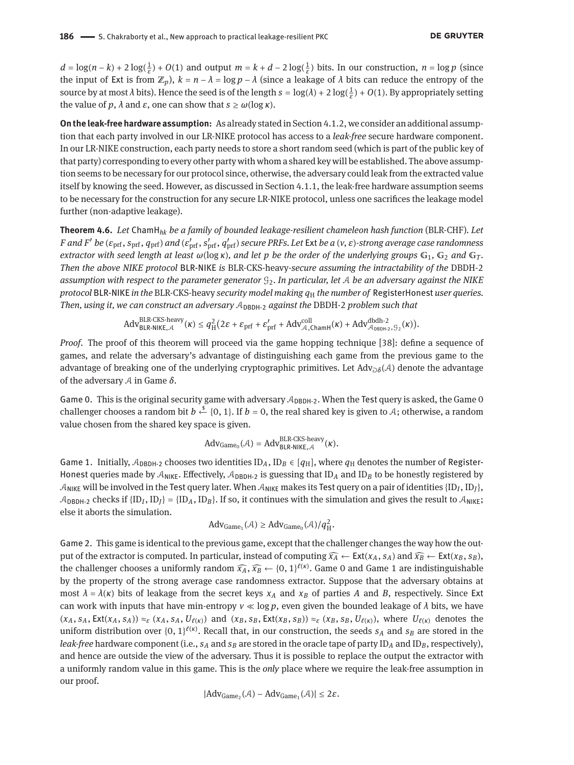$d = \log(n-k) + 2\log(\frac{1}{\varepsilon}) + O(1)$ and output $m = k + d - 2\log(\frac{1}{\varepsilon})$ bits. In our construction, $n = \log p$ (since the input of $\mathsf{Ext}$ is from $\mathbb{Z}_p$), $k = n - \lambda = \log p - \lambda$ (since a leakage of $\lambda$ bits can reduce the entropy of the source by at most $\lambda$ bits). Hence the seed is of the length $s = \log(\lambda) + 2\log(\frac{1}{\varepsilon}) + O(1)$. By appropriately setting the value of $p$, $\lambda$ and $\varepsilon$, one can show that $s \geq \omega(\log \kappa)$.

**On the leak-free hardware assumption:** As already stated in Section 4.1.2, we consider an additional assumption that each party involved in our LR-NIKE protocol has access to a *leak-free* secure hardware component. In our LR-NIKE construction, each party needs to store a short random seed (which is part of the public key of that party) corresponding to every other party with whom a shared key will be established. The above assumption seems to be necessary for our protocol since, otherwise, the adversary could leak from the extracted value itself by knowing the seed. However, as discussed in Section 4.1.1, the leak-free hardware assumption seems to be necessary for the construction for any secure LR-NIKE protocol, unless one sacrifices the leakage model further (non-adaptive leakage).

**Theorem 4.6.** *Let* $\mathsf{ChamH}_{hk}$ *be a family of bounded leakage-resilient chameleon hash function* (BLR-CHF)*. Let* $F$ *and* $F'$ *be* $(\varepsilon_{\mathrm{prf}}, s_{\mathrm{prf}}, q_{\mathrm{prf}})$ *and* $(\varepsilon'_{\mathrm{prf}}, s'_{\mathrm{prf}}, q'_{\mathrm{prf}})$ *secure PRFs. Let* $\mathsf{Ext}$ *be a* $(\nu, \varepsilon)$*-strong average case randomness extractor with seed length at least* $\omega(\log \kappa)$*, and let* $p$ *be the order of the underlying groups* $\mathbb{G}_1$*,* $\mathbb{G}_2$ *and* $\mathbb{G}_T$*. Then the above NIKE protocol* $\mathsf{BLR\text{-}NIKE}$ *is* BLR-CKS-heavy*-secure assuming the intractability of the* DBDH-2 *assumption with respect to the parameter generator* $\mathcal{G}_2$*. In particular, let* $\mathcal{A}$ *be an adversary against the NIKE protocol* $\mathsf{BLR\text{-}NIKE}$ *in the* BLR-CKS-heavy *security model making* $q_{\mathrm{H}}$ *the number of* $\mathsf{RegisterHonest}$ *user queries. Then, using it, we can construct an adversary* $\mathcal{A}_{\mathsf{DBDH\text{-}2}}$ *against the* DBDH-2 *problem such that*

$$\mathrm{Adv}^{\mathrm{BLR\text{-}CKS\text{-}heavy}}_{\mathsf{BLR\text{-}NIKE},\mathcal{A}}(\kappa) \leq q_{\mathrm{H}}^2\big(2\varepsilon + \varepsilon_{\mathrm{prf}} + \varepsilon'_{\mathrm{prf}} + \mathrm{Adv}^{\mathrm{coll}}_{\mathcal{A},\mathsf{ChamH}}(\kappa) + \mathrm{Adv}^{\mathrm{dbdh\text{-}2}}_{\mathcal{A}_{\mathsf{DBDH\text{-}2}},\mathcal{G}_2}(\kappa)\big).$$

*Proof.* The proof of this theorem will proceed via the game hopping technique [38]: define a sequence of games, and relate the adversary's advantage of distinguishing each game from the previous game to the advantage of breaking one of the underlying cryptographic primitives. Let $\mathrm{Adv}_{\mathrm{Game}\,\delta}(\mathcal{A})$ denote the advantage of the adversary $\mathcal{A}$ in Game $\delta$.

Game 0. This is the original security game with adversary $\mathcal{A}_{\mathsf{DBDH\text{-}2}}$. When the $\mathsf{Test}$ query is asked, the Game 0 challenger chooses a random bit $b \xleftarrow{\$} \{0,1\}$. If $b = 0$, the real shared key is given to $\mathcal{A}$; otherwise, a random value chosen from the shared key space is given.

$$\mathrm{Adv}_{\mathrm{Game}_0}(\mathcal{A}) = \mathrm{Adv}^{\mathrm{BLR\text{-}CKS\text{-}heavy}}_{\mathsf{BLR\text{-}NIKE},\mathcal{A}}(\kappa).$$

Game 1. Initially, $\mathcal{A}_{\mathsf{DBDH\text{-}2}}$ chooses two identities $\mathrm{ID}_A, \mathrm{ID}_B \in [q_{\mathrm{H}}]$, where $q_{\mathrm{H}}$ denotes the number of $\mathsf{Register}$-$\mathsf{Honest}$ queries made by $\mathcal{A}_{\mathsf{NIKE}}$. Effectively, $\mathcal{A}_{\mathsf{DBDH\text{-}2}}$ is guessing that $\mathrm{ID}_A$ and $\mathrm{ID}_B$ to be honestly registered by $\mathcal{A}_{\mathsf{NIKE}}$ will be involved in the $\mathsf{Test}$ query later. When $\mathcal{A}_{\mathsf{NIKE}}$ makes its $\mathsf{Test}$ query on a pair of identities $\{\mathrm{ID}_I, \mathrm{ID}_J\}$, $\mathcal{A}_{\mathsf{DBDH\text{-}2}}$ checks if $\{\mathrm{ID}_I, \mathrm{ID}_J\} = \{\mathrm{ID}_A, \mathrm{ID}_B\}$. If so, it continues with the simulation and gives the result to $\mathcal{A}_{\mathsf{NIKE}}$; else it aborts the simulation.

$$\mathrm{Adv}_{\mathrm{Game}_1}(\mathcal{A}) \geq \mathrm{Adv}_{\mathrm{Game}_0}(\mathcal{A})/q_{\mathrm{H}}^2.$$

Game 2. This game is identical to the previous game, except that the challenger changes the way how the output of the extractor is computed. In particular, instead of computing $\widehat{x_A} \leftarrow \mathsf{Ext}(x_A, s_A)$ and $\widehat{x_B} \leftarrow \mathsf{Ext}(x_B, s_B)$, the challenger chooses a uniformly random $\widehat{x_A}, \widehat{x_B} \leftarrow \{0,1\}^{\ell(\kappa)}$. Game 0 and Game 1 are indistinguishable by the property of the strong average case randomness extractor. Suppose that the adversary obtains at most $\lambda = \lambda(\kappa)$ bits of leakage from the secret keys $x_A$ and $x_B$ of parties $A$ and $B$, respectively. Since $\mathsf{Ext}$ can work with inputs that have min-entropy $\nu \ll \log p$, even given the bounded leakage of $\lambda$ bits, we have $(x_A, s_A, \mathsf{Ext}(x_A, s_A)) \approx_\varepsilon (x_A, s_A, U_{\ell(\kappa)})$ and $(x_B, s_B, \mathsf{Ext}(x_B, s_B)) \approx_\varepsilon (x_B, s_B, U_{\ell(\kappa)})$, where $U_{\ell(\kappa)}$ denotes the uniform distribution over $\{0,1\}^{\ell(\kappa)}$. Recall that, in our construction, the seeds $s_A$ and $s_B$ are stored in the *leak-free* hardware component (i.e., $s_A$ and $s_B$ are stored in the oracle tape of party $\mathrm{ID}_A$ and $\mathrm{ID}_B$, respectively), and hence are outside the view of the adversary. Thus it is possible to replace the output the extractor with a uniformly random value in this game. This is the *only* place where we require the leak-free assumption in our proof.

$$|\mathrm{Adv}_{\mathrm{Game}_2}(\mathcal{A}) - \mathrm{Adv}_{\mathrm{Game}_1}(\mathcal{A})| \leq 2\varepsilon.$$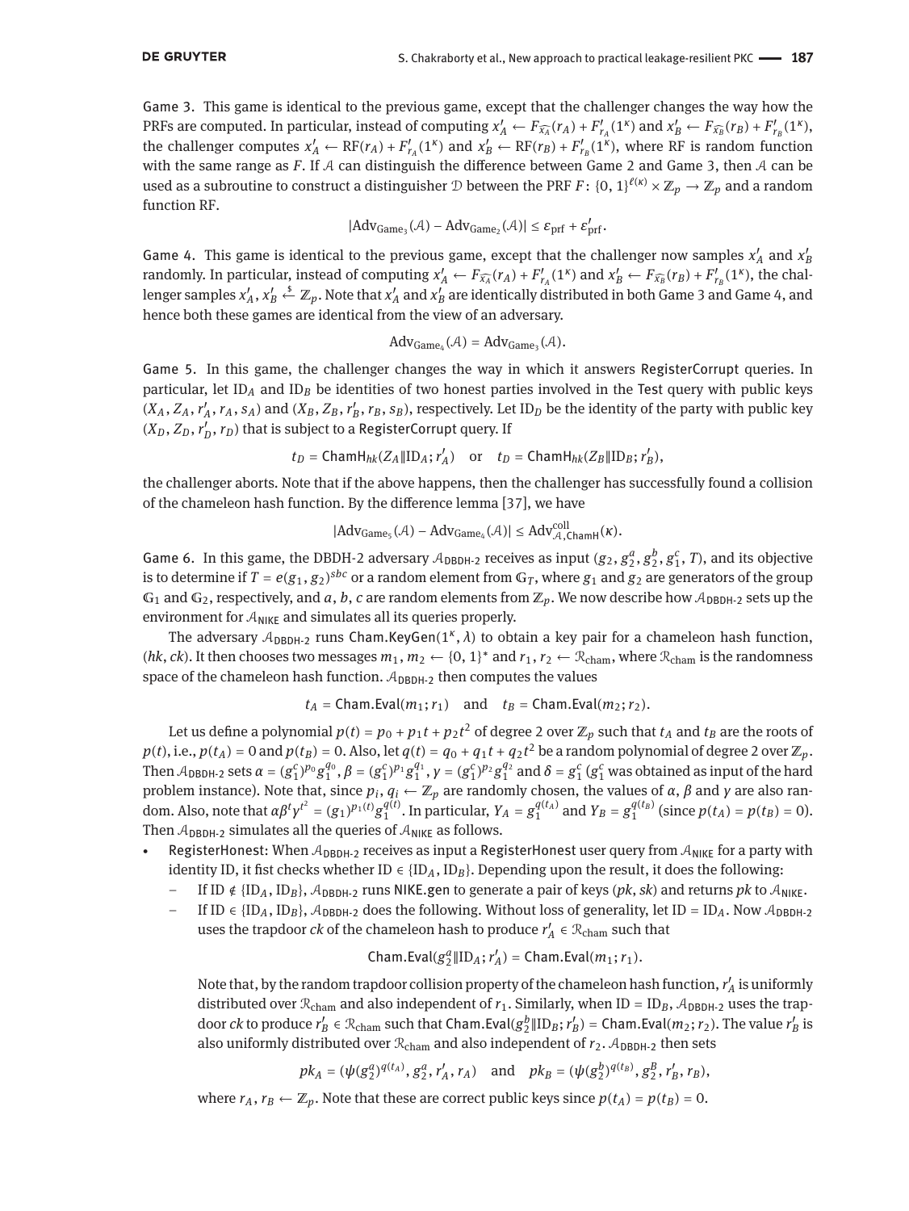Game 3. This game is identical to the previous game, except that the challenger changes the way how the PRFs are computed. In particular, instead of computing $x'_A \leftarrow F_{\widehat{x_A}}(r_A) + F'_{r_A}(1^\kappa)$ and $x'_B \leftarrow F_{\widehat{x_B}}(r_B) + F'_{r_B}(1^\kappa)$, the challenger computes $x'_A \leftarrow \mathrm{RF}(r_A) + F'_{r_A}(1^\kappa)$ and $x'_B \leftarrow \mathrm{RF}(r_B) + F'_{r_B}(1^\kappa)$, where RF is random function with the same range as $F$. If $\mathcal{A}$ can distinguish the difference between Game 2 and Game 3, then $\mathcal{A}$ can be used as a subroutine to construct a distinguisher $\mathcal{D}$ between the PRF $F\colon \{0,1\}^{\ell(\kappa)} \times \mathbb{Z}_p \to \mathbb{Z}_p$ and a random function RF.

$$|\mathrm{Adv}_{\mathrm{Game}_3}(\mathcal{A}) - \mathrm{Adv}_{\mathrm{Game}_2}(\mathcal{A})| \leq \varepsilon_{\mathrm{prf}} + \varepsilon'_{\mathrm{prf}}.$$

Game 4. This game is identical to the previous game, except that the challenger now samples $x'_A$ and $x'_B$ randomly. In particular, instead of computing $x'_A \leftarrow F_{\widehat{x_A}}(r_A) + F'_{r_A}(1^\kappa)$ and $x'_B \leftarrow F_{\widehat{x_B}}(r_B) + F'_{r_B}(1^\kappa)$, the challenger samples $x'_A, x'_B \xleftarrow{\$} \mathbb{Z}_p$. Note that $x'_A$ and $x'_B$ are identically distributed in both Game 3 and Game 4, and hence both these games are identical from the view of an adversary.

$$\mathrm{Adv}_{\mathrm{Game}_4}(\mathcal{A}) = \mathrm{Adv}_{\mathrm{Game}_3}(\mathcal{A}).$$

Game 5. In this game, the challenger changes the way in which it answers RegisterCorrupt queries. In particular, let $\mathrm{ID}_A$ and $\mathrm{ID}_B$ be identities of two honest parties involved in the Test query with public keys $(X_A, Z_A, r'_A, r_A, s_A)$ and $(X_B, Z_B, r'_B, r_B, s_B)$, respectively. Let $\mathrm{ID}_D$ be the identity of the party with public key $(X_D, Z_D, r'_D, r_D)$ that is subject to a RegisterCorrupt query. If

$$t_D = \mathsf{ChamH}_{hk}(Z_A \| \mathrm{ID}_A; r'_A) \quad \text{or} \quad t_D = \mathsf{ChamH}_{hk}(Z_B \| \mathrm{ID}_B; r'_B),$$

the challenger aborts. Note that if the above happens, then the challenger has successfully found a collision of the chameleon hash function. By the difference lemma [37], we have

$$|\mathrm{Adv}_{\mathrm{Game}_5}(\mathcal{A}) - \mathrm{Adv}_{\mathrm{Game}_4}(\mathcal{A})| \leq \mathrm{Adv}^{\mathrm{coll}}_{\mathcal{A},\mathsf{ChamH}}(\kappa).$$

Game 6. In this game, the DBDH-2 adversary $\mathcal{A}_{\mathsf{DBDH\text{-}2}}$ receives as input $(g_2, g_2^a, g_2^b, g_1^c, T)$, and its objective is to determine if $T = e(g_1, g_2)^{sbc}$ or a random element from $\mathbb{G}_T$, where $g_1$ and $g_2$ are generators of the group $\mathbb{G}_1$ and $\mathbb{G}_2$, respectively, and $a, b, c$ are random elements from $\mathbb{Z}_p$. We now describe how $\mathcal{A}_{\mathsf{DBDH\text{-}2}}$ sets up the environment for $\mathcal{A}_{\mathsf{NIKE}}$ and simulates all its queries properly.

The adversary $\mathcal{A}_{\mathsf{DBDH\text{-}2}}$ runs $\mathsf{Cham.KeyGen}(1^\kappa, \lambda)$ to obtain a key pair for a chameleon hash function, $(hk, ck)$. It then chooses two messages $m_1, m_2 \leftarrow \{0,1\}^*$ and $r_1, r_2 \leftarrow \mathcal{R}_{\mathrm{cham}}$, where $\mathcal{R}_{\mathrm{cham}}$ is the randomness space of the chameleon hash function. $\mathcal{A}_{\mathsf{DBDH\text{-}2}}$ then computes the values

$$t_A = \mathsf{Cham.Eval}(m_1; r_1) \quad \text{and} \quad t_B = \mathsf{Cham.Eval}(m_2; r_2).$$

Let us define a polynomial $p(t) = p_0 + p_1 t + p_2 t^2$ of degree 2 over $\mathbb{Z}_p$ such that $t_A$ and $t_B$ are the roots of $p(t)$, i.e., $p(t_A) = 0$ and $p(t_B) = 0$. Also, let $q(t) = q_0 + q_1 t + q_2 t^2$ be a random polynomial of degree 2 over $\mathbb{Z}_p$. Then $\mathcal{A}_{\mathsf{DBDH\text{-}2}}$ sets $\alpha = (g_1^c)^{p_0} g_1^{q_0}$, $\beta = (g_1^c)^{p_1} g_1^{q_1}$, $\gamma = (g_1^c)^{p_2} g_1^{q_2}$ and $\delta = g_1^c$ ($g_1^c$ was obtained as input of the hard problem instance). Note that, since $p_i, q_i \leftarrow \mathbb{Z}_p$ are randomly chosen, the values of $\alpha$, $\beta$ and $\gamma$ are also random. Also, note that $\alpha\beta^t\gamma^{t^2} = (g_1)^{p_1(t)} g_1^{q(t)}$. In particular, $Y_A = g_1^{q(t_A)}$ and $Y_B = g_1^{q(t_B)}$ (since $p(t_A) = p(t_B) = 0$). Then $\mathcal{A}_{\mathsf{DBDH\text{-}2}}$ simulates all the queries of $\mathcal{A}_{\mathsf{NIKE}}$ as follows.

- RegisterHonest: When $\mathcal{A}_{\mathsf{DBDH\text{-}2}}$ receives as input a RegisterHonest user query from $\mathcal{A}_{\mathsf{NIKE}}$ for a party with identity ID, it fist checks whether $\mathrm{ID} \in \{\mathrm{ID}_A, \mathrm{ID}_B\}$. Depending upon the result, it does the following:
  - If $\mathrm{ID} \notin \{\mathrm{ID}_A, \mathrm{ID}_B\}$, $\mathcal{A}_{\mathsf{DBDH\text{-}2}}$ runs NIKE.gen to generate a pair of keys $(pk, sk)$ and returns $pk$ to $\mathcal{A}_{\mathsf{NIKE}}$.
  - If $\mathrm{ID} \in \{\mathrm{ID}_A, \mathrm{ID}_B\}$, $\mathcal{A}_{\mathsf{DBDH\text{-}2}}$ does the following. Without loss of generality, let $\mathrm{ID} = \mathrm{ID}_A$. Now $\mathcal{A}_{\mathsf{DBDH\text{-}2}}$ uses the trapdoor $ck$ of the chameleon hash to produce $r'_A \in \mathcal{R}_{\mathrm{cham}}$ such that

    $$\mathsf{Cham.Eval}(g_2^a \| \mathrm{ID}_A; r'_A) = \mathsf{Cham.Eval}(m_1; r_1).$$

    Note that, by the random trapdoor collision property of the chameleon hash function, $r'_A$ is uniformly distributed over $\mathcal{R}_{\mathrm{cham}}$ and also independent of $r_1$. Similarly, when $\mathrm{ID} = \mathrm{ID}_B$, $\mathcal{A}_{\mathsf{DBDH\text{-}2}}$ uses the trapdoor $ck$ to produce $r'_B \in \mathcal{R}_{\mathrm{cham}}$ such that $\mathsf{Cham.Eval}(g_2^b \| \mathrm{ID}_B; r'_B) = \mathsf{Cham.Eval}(m_2; r_2)$. The value $r'_B$ is also uniformly distributed over $\mathcal{R}_{\mathrm{cham}}$ and also independent of $r_2$. $\mathcal{A}_{\mathsf{DBDH\text{-}2}}$ then sets

    $$pk_A = (\psi(g_2^a)^{q(t_A)}, g_2^a, r'_A, r_A) \quad \text{and} \quad pk_B = (\psi(g_2^b)^{q(t_B)}, g_2^B, r'_B, r_B),$$

    where $r_A, r_B \leftarrow \mathbb{Z}_p$. Note that these are correct public keys since $p(t_A) = p(t_B) = 0$.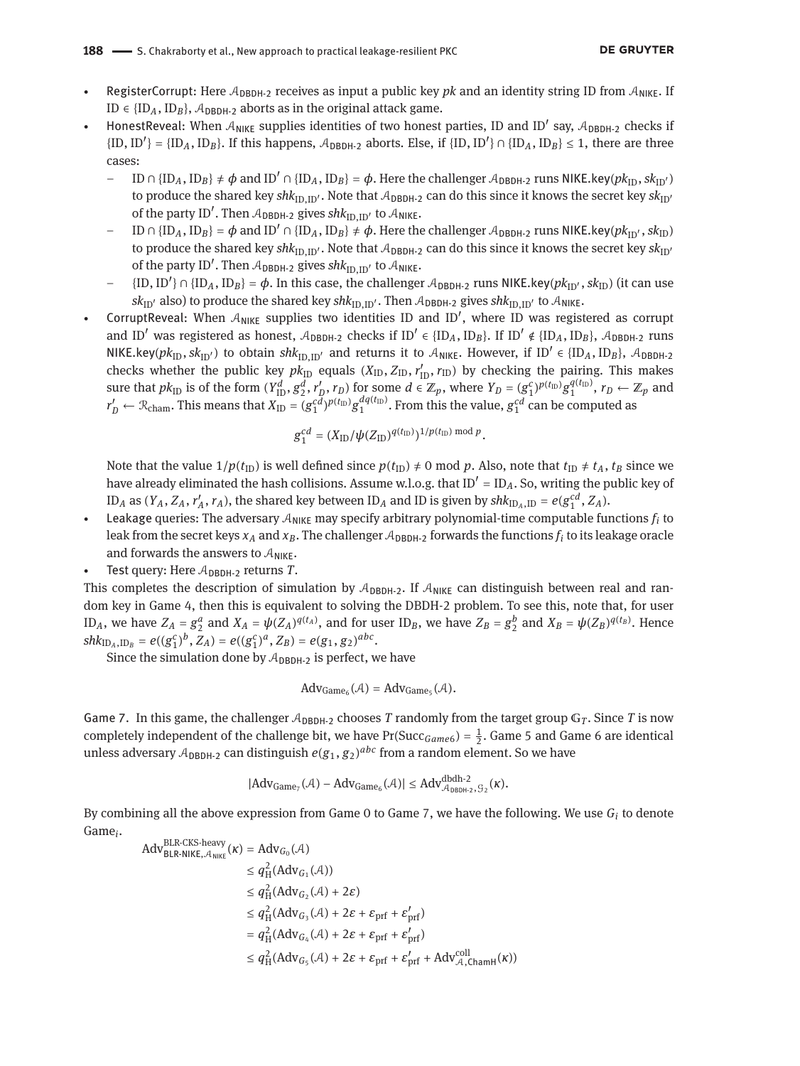- RegisterCorrupt: Here $\mathcal{A}_{\text{DBDH-2}}$ receives as input a public key $pk$ and an identity string ID from $\mathcal{A}_{\text{NIKE}}$. If $\text{ID} \in \{\text{ID}_A, \text{ID}_B\}$, $\mathcal{A}_{\text{DBDH-2}}$ aborts as in the original attack game.
- HonestReveal: When $\mathcal{A}_{\text{NIKE}}$ supplies identities of two honest parties, ID and ID′ say, $\mathcal{A}_{\text{DBDH-2}}$ checks if $\{\text{ID}, \text{ID}'\} = \{\text{ID}_A, \text{ID}_B\}$. If this happens, $\mathcal{A}_{\text{DBDH-2}}$ aborts. Else, if $\{\text{ID}, \text{ID}'\} \cap \{\text{ID}_A, \text{ID}_B\} \leq 1$, there are three cases:
  - $\text{ID} \cap \{\text{ID}_A, \text{ID}_B\} \neq \phi$ and $\text{ID}' \cap \{\text{ID}_A, \text{ID}_B\} = \phi$. Here the challenger $\mathcal{A}_{\text{DBDH-2}}$ runs $\mathsf{NIKE.key}(pk_{\text{ID}}, sk_{\text{ID}'})$ to produce the shared key $shk_{\text{ID},\text{ID}'}$. Note that $\mathcal{A}_{\text{DBDH-2}}$ can do this since it knows the secret key $sk_{\text{ID}'}$ of the party ID′. Then $\mathcal{A}_{\text{DBDH-2}}$ gives $shk_{\text{ID},\text{ID}'}$ to $\mathcal{A}_{\text{NIKE}}$.
  - $\text{ID} \cap \{\text{ID}_A, \text{ID}_B\} = \phi$ and $\text{ID}' \cap \{\text{ID}_A, \text{ID}_B\} \neq \phi$. Here the challenger $\mathcal{A}_{\text{DBDH-2}}$ runs $\mathsf{NIKE.key}(pk_{\text{ID}'}, sk_{\text{ID}})$ to produce the shared key $shk_{\text{ID},\text{ID}'}$. Note that $\mathcal{A}_{\text{DBDH-2}}$ can do this since it knows the secret key $sk_{\text{ID}'}$ of the party ID′. Then $\mathcal{A}_{\text{DBDH-2}}$ gives $shk_{\text{ID},\text{ID}'}$ to $\mathcal{A}_{\text{NIKE}}$.
  - $\{\text{ID}, \text{ID}'\} \cap \{\text{ID}_A, \text{ID}_B\} = \phi$. In this case, the challenger $\mathcal{A}_{\text{DBDH-2}}$ runs $\mathsf{NIKE.key}(pk_{\text{ID}'}, sk_{\text{ID}})$ (it can use $sk_{\text{ID}'}$ also) to produce the shared key $shk_{\text{ID},\text{ID}'}$. Then $\mathcal{A}_{\text{DBDH-2}}$ gives $shk_{\text{ID},\text{ID}'}$ to $\mathcal{A}_{\text{NIKE}}$.
- CorruptReveal: When $\mathcal{A}_{\text{NIKE}}$ supplies two identities ID and ID′, where ID was registered as corrupt and ID′ was registered as honest, $\mathcal{A}_{\text{DBDH-2}}$ checks if $\text{ID}' \in \{\text{ID}_A, \text{ID}_B\}$. If $\text{ID}' \notin \{\text{ID}_A, \text{ID}_B\}$, $\mathcal{A}_{\text{DBDH-2}}$ runs $\mathsf{NIKE.key}(pk_{\text{ID}}, sk_{\text{ID}'})$ to obtain $shk_{\text{ID},\text{ID}'}$ and returns it to $\mathcal{A}_{\text{NIKE}}$. However, if $\text{ID}' \in \{\text{ID}_A, \text{ID}_B\}$, $\mathcal{A}_{\text{DBDH-2}}$ checks whether the public key $pk_{\text{ID}}$ equals $(X_{\text{ID}}, Z_{\text{ID}}, r'_{\text{ID}}, r_{\text{ID}})$ by checking the pairing. This makes sure that $pk_{\text{ID}}$ is of the form $(Y_{\text{ID}}^d, g_2^d, r'_D, r_D)$ for some $d \in \mathbb{Z}_p$, where $Y_D = (g_1^c)^{p(t_{\text{ID}})} g_1^{q(t_{\text{ID}})}$, $r_D \leftarrow \mathbb{Z}_p$ and $r'_D \leftarrow \mathcal{R}_{\text{cham}}$. This means that $X_{\text{ID}} = (g_1^{cd})^{p(t_{\text{ID}})} g_1^{dq(t_{\text{ID}})}$. From this the value, $g_1^{cd}$ can be computed as

$$g_1^{cd} = (X_{\text{ID}}/\psi(Z_{\text{ID}})^{q(t_{\text{ID}})})^{1/p(t_{\text{ID}}) \bmod p}.$$

  Note that the value $1/p(t_{\text{ID}})$ is well defined since $p(t_{\text{ID}}) \neq 0 \bmod p$. Also, note that $t_{\text{ID}} \neq t_A, t_B$ since we have already eliminated the hash collisions. Assume w.l.o.g. that $\text{ID}' = \text{ID}_A$. So, writing the public key of $\text{ID}_A$ as $(Y_A, Z_A, r'_A, r_A)$, the shared key between $\text{ID}_A$ and ID is given by $shk_{\text{ID}_A,\text{ID}} = e(g_1^{cd}, Z_A)$.
- Leakage queries: The adversary $\mathcal{A}_{\text{NIKE}}$ may specify arbitrary polynomial-time computable functions $f_i$ to leak from the secret keys $x_A$ and $x_B$. The challenger $\mathcal{A}_{\text{DBDH-2}}$ forwards the functions $f_i$ to its leakage oracle and forwards the answers to $\mathcal{A}_{\text{NIKE}}$.
- Test query: Here $\mathcal{A}_{\text{DBDH-2}}$ returns $T$.

This completes the description of simulation by $\mathcal{A}_{\text{DBDH-2}}$. If $\mathcal{A}_{\text{NIKE}}$ can distinguish between real and random key in Game 4, then this is equivalent to solving the DBDH-2 problem. To see this, note that, for user $\text{ID}_A$, we have $Z_A = g_2^a$ and $X_A = \psi(Z_A)^{q(t_A)}$, and for user $\text{ID}_B$, we have $Z_B = g_2^b$ and $X_B = \psi(Z_B)^{q(t_B)}$. Hence $shk_{\text{ID}_A,\text{ID}_B} = e((g_1^c)^b, Z_A) = e((g_1^c)^a, Z_B) = e(g_1, g_2)^{abc}$.

Since the simulation done by $\mathcal{A}_{\text{DBDH-2}}$ is perfect, we have

$$\text{Adv}_{\text{Game}_6}(\mathcal{A}) = \text{Adv}_{\text{Game}_5}(\mathcal{A}).$$

Game 7. In this game, the challenger $\mathcal{A}_{\text{DBDH-2}}$ chooses $T$ randomly from the target group $\mathbb{G}_T$. Since $T$ is now completely independent of the challenge bit, we have $\Pr(\text{Succ}_{Game6}) = \frac{1}{2}$. Game 5 and Game 6 are identical unless adversary $\mathcal{A}_{\text{DBDH-2}}$ can distinguish $e(g_1, g_2)^{abc}$ from a random element. So we have

$$|\text{Adv}_{\text{Game}_7}(\mathcal{A}) - \text{Adv}_{\text{Game}_6}(\mathcal{A})| \leq \text{Adv}^{\text{dbdh-2}}_{\mathcal{A}_{\text{DBDH-2}},\mathcal{G}_2}(\kappa).$$

By combining all the above expression from Game 0 to Game 7, we have the following. We use $G_i$ to denote $\text{Game}_i$.

$$\begin{aligned}
\text{Adv}^{\text{BLR-CKS-heavy}}_{\text{BLR-NIKE},\mathcal{A}_{\text{NIKE}}}(\kappa) &= \text{Adv}_{G_0}(\mathcal{A}) \\
&\leq q_{\text{H}}^2(\text{Adv}_{G_1}(\mathcal{A})) \\
&\leq q_{\text{H}}^2(\text{Adv}_{G_2}(\mathcal{A}) + 2\varepsilon) \\
&\leq q_{\text{H}}^2(\text{Adv}_{G_3}(\mathcal{A}) + 2\varepsilon + \varepsilon_{\text{prf}} + \varepsilon'_{\text{prf}}) \\
&= q_{\text{H}}^2(\text{Adv}_{G_4}(\mathcal{A}) + 2\varepsilon + \varepsilon_{\text{prf}} + \varepsilon'_{\text{prf}}) \\
&\leq q_{\text{H}}^2(\text{Adv}_{G_5}(\mathcal{A}) + 2\varepsilon + \varepsilon_{\text{prf}} + \varepsilon'_{\text{prf}} + \text{Adv}^{\text{coll}}_{\mathcal{A},\mathsf{ChamH}}(\kappa))
\end{aligned}$$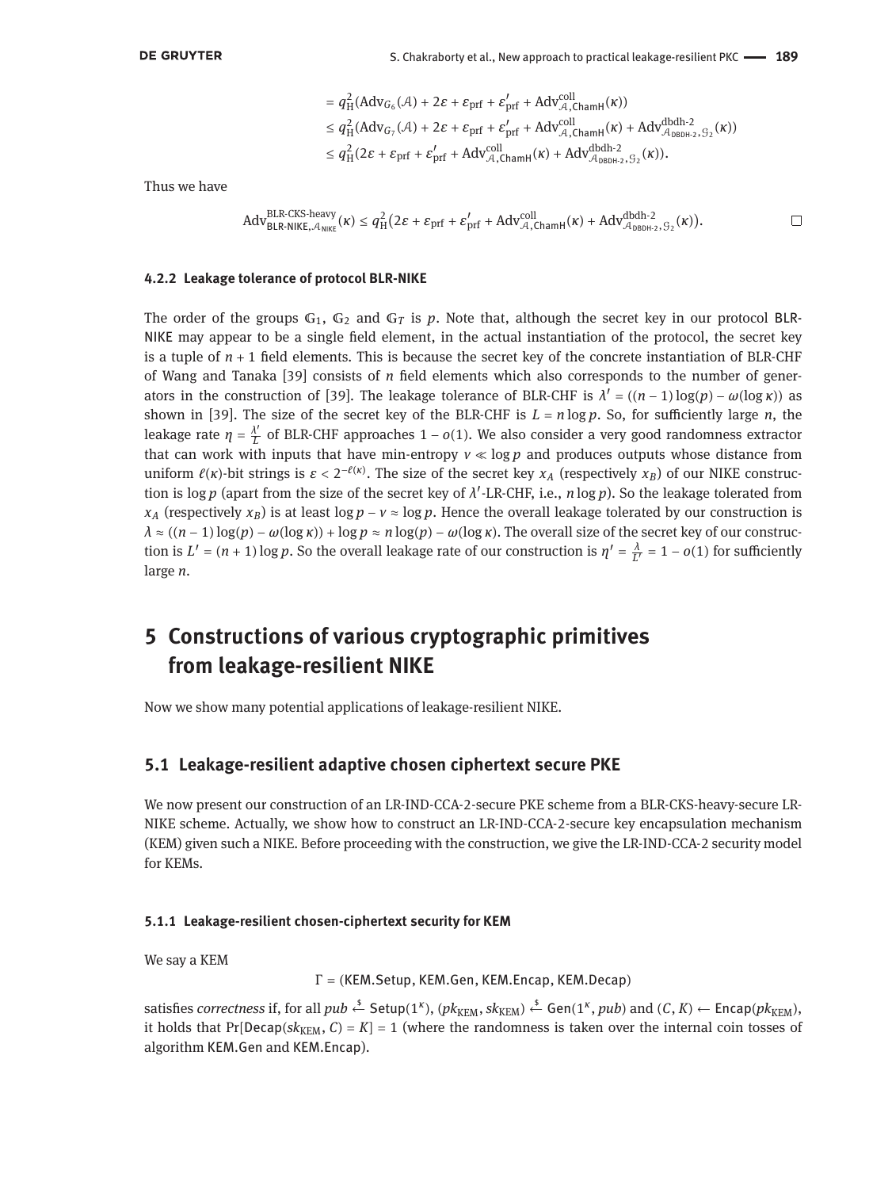$$= q_{\mathrm{H}}^2(\mathrm{Adv}_{G_6}(\mathcal{A}) + 2\varepsilon + \varepsilon_{\mathrm{prf}} + \varepsilon'_{\mathrm{prf}} + \mathrm{Adv}^{\mathrm{coll}}_{\mathcal{A},\mathsf{ChamH}}(\kappa))$$
$$\leq q_{\mathrm{H}}^2(\mathrm{Adv}_{G_7}(\mathcal{A}) + 2\varepsilon + \varepsilon_{\mathrm{prf}} + \varepsilon'_{\mathrm{prf}} + \mathrm{Adv}^{\mathrm{coll}}_{\mathcal{A},\mathsf{ChamH}}(\kappa) + \mathrm{Adv}^{\mathrm{dbdh\text{-}2}}_{\mathcal{A}_{\mathsf{DBDH\text{-}2}},\mathcal{G}_2}(\kappa))$$
$$\leq q_{\mathrm{H}}^2(2\varepsilon + \varepsilon_{\mathrm{prf}} + \varepsilon'_{\mathrm{prf}} + \mathrm{Adv}^{\mathrm{coll}}_{\mathcal{A},\mathsf{ChamH}}(\kappa) + \mathrm{Adv}^{\mathrm{dbdh\text{-}2}}_{\mathcal{A}_{\mathsf{DBDH\text{-}2}},\mathcal{G}_2}(\kappa)).$$

Thus we have

$$\mathrm{Adv}^{\mathrm{BLR\text{-}CKS\text{-}heavy}}_{\mathsf{BLR\text{-}NIKE},\mathcal{A}_{\mathsf{NIKE}}}(\kappa) \leq q_{\mathrm{H}}^2\big(2\varepsilon + \varepsilon_{\mathrm{prf}} + \varepsilon'_{\mathrm{prf}} + \mathrm{Adv}^{\mathrm{coll}}_{\mathcal{A},\mathsf{ChamH}}(\kappa) + \mathrm{Adv}^{\mathrm{dbdh\text{-}2}}_{\mathcal{A}_{\mathsf{DBDH\text{-}2}},\mathcal{G}_2}(\kappa)\big). \qquad \square$$

#### 4.2.2 Leakage tolerance of protocol BLR-NIKE

The order of the groups $\mathbb{G}_1$, $\mathbb{G}_2$ and $\mathbb{G}_T$ is $p$. Note that, although the secret key in our protocol BLR-NIKE may appear to be a single field element, in the actual instantiation of the protocol, the secret key is a tuple of $n+1$ field elements. This is because the secret key of the concrete instantiation of BLR-CHF of Wang and Tanaka [39] consists of $n$ field elements which also corresponds to the number of generators in the construction of [39]. The leakage tolerance of BLR-CHF is $\lambda' = ((n-1)\log(p) - \omega(\log\kappa))$ as shown in [39]. The size of the secret key of the BLR-CHF is $L = n\log p$. So, for sufficiently large $n$, the leakage rate $\eta = \frac{\lambda'}{L}$ of BLR-CHF approaches $1 - o(1)$. We also consider a very good randomness extractor that can work with inputs that have min-entropy $v \ll \log p$ and produces outputs whose distance from uniform $\ell(\kappa)$-bit strings is $\varepsilon < 2^{-\ell(\kappa)}$. The size of the secret key $x_A$ (respectively $x_B$) of our NIKE construction is $\log p$ (apart from the size of the secret key of $\lambda'$-LR-CHF, i.e., $n\log p$). So the leakage tolerated from $x_A$ (respectively $x_B$) is at least $\log p - v \approx \log p$. Hence the overall leakage tolerated by our construction is $\lambda \approx ((n-1)\log(p) - \omega(\log\kappa)) + \log p \approx n\log(p) - \omega(\log\kappa)$. The overall size of the secret key of our construction is $L' = (n+1)\log p$. So the overall leakage rate of our construction is $\eta' = \frac{\lambda}{L'} = 1 - o(1)$ for sufficiently large $n$.

## 5 Constructions of various cryptographic primitives from leakage-resilient NIKE

Now we show many potential applications of leakage-resilient NIKE.

### 5.1 Leakage-resilient adaptive chosen ciphertext secure PKE

We now present our construction of an LR-IND-CCA-2-secure PKE scheme from a BLR-CKS-heavy-secure LR-NIKE scheme. Actually, we show how to construct an LR-IND-CCA-2-secure key encapsulation mechanism (KEM) given such a NIKE. Before proceeding with the construction, we give the LR-IND-CCA-2 security model for KEMs.

#### 5.1.1 Leakage-resilient chosen-ciphertext security for KEM

We say a KEM

$$\Gamma = (\mathsf{KEM.Setup}, \mathsf{KEM.Gen}, \mathsf{KEM.Encap}, \mathsf{KEM.Decap})$$

satisfies *correctness* if, for all $pub \xleftarrow{\$} \mathsf{Setup}(1^\kappa)$, $(pk_{\mathrm{KEM}}, sk_{\mathrm{KEM}}) \xleftarrow{\$} \mathsf{Gen}(1^\kappa, pub)$ and $(C, K) \leftarrow \mathsf{Encap}(pk_{\mathrm{KEM}})$, it holds that $\Pr[\mathsf{Decap}(sk_{\mathrm{KEM}}, C) = K] = 1$ (where the randomness is taken over the internal coin tosses of algorithm KEM.Gen and KEM.Encap).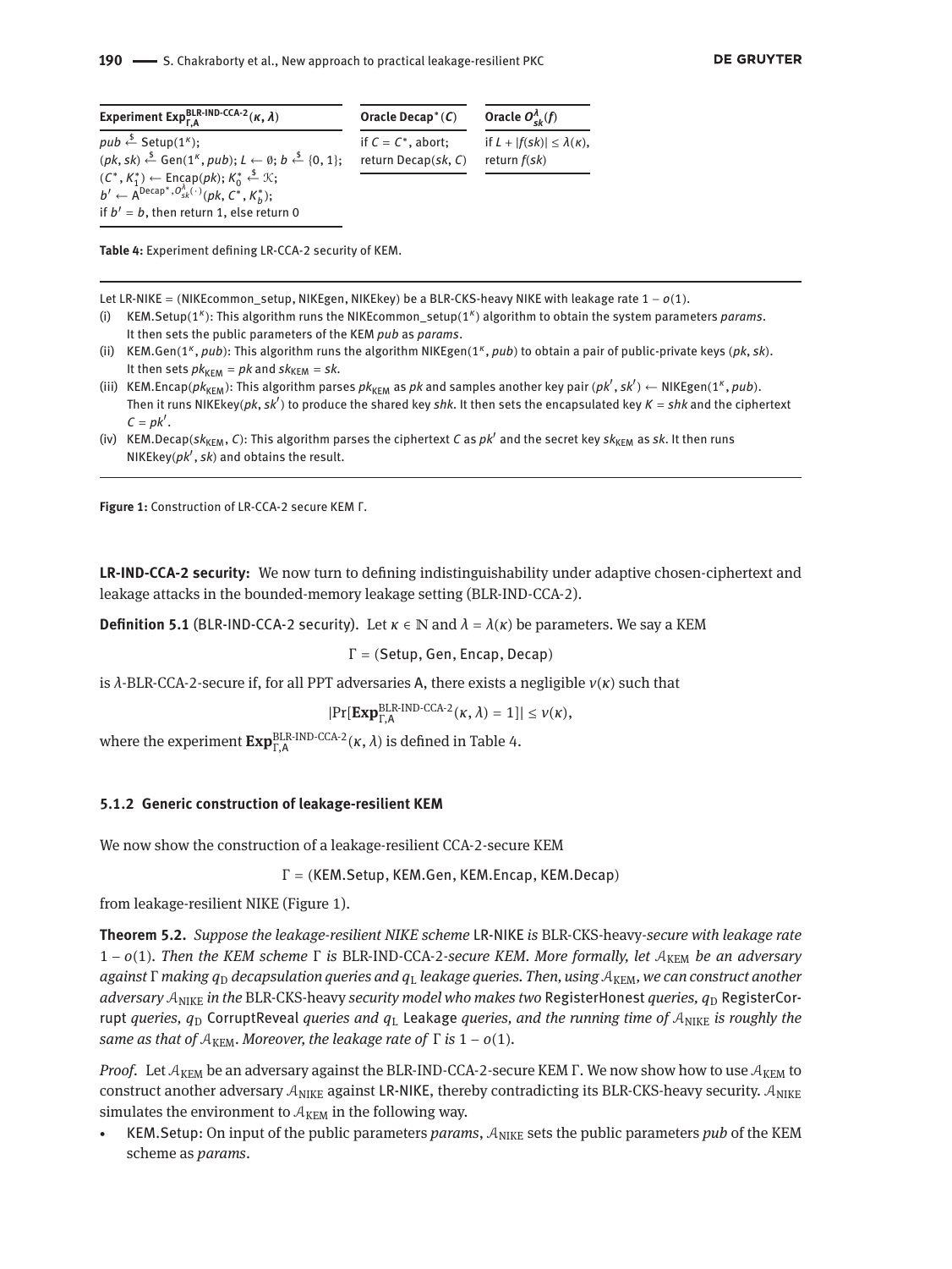| Experiment $\mathbf{Exp}_{\Gamma,A}^{\text{BLR-IND-CCA-2}}(\kappa, \lambda)$ | Oracle $\text{Decap}^*(C)$ | Oracle $O_{sk}^{\lambda}(f)$ |
|---|---|---|
| $pub \xleftarrow{\$} \text{Setup}(1^\kappa)$; <br> $(pk, sk) \xleftarrow{\$} \text{Gen}(1^\kappa, pub)$; $L \leftarrow \emptyset$; $b \xleftarrow{\$} \{0,1\}$; <br> $(C^*, K_1^*) \leftarrow \text{Encap}(pk)$; $K_0^* \xleftarrow{\$} \mathcal{K}$; <br> $b' \leftarrow A^{\text{Decap}^*, O_{sk}^{\lambda}(\cdot)}(pk, C^*, K_b^*)$; <br> if $b' = b$, then return 1, else return 0 | if $C = C^*$, abort; <br> return $\text{Decap}(sk, C)$ | if $L + \lvert f(sk) \rvert \leq \lambda(\kappa)$, <br> return $f(sk)$ |

**Table 4:** Experiment defining LR-CCA-2 security of KEM.

Let LR-NIKE = (NIKEcommon_setup, NIKEgen, NIKEkey) be a BLR-CKS-heavy NIKE with leakage rate $1 - o(1)$.

(i) KEM.Setup($1^\kappa$): This algorithm runs the NIKEcommon_setup($1^\kappa$) algorithm to obtain the system parameters *params*. It then sets the public parameters of the KEM *pub* as *params*.

(ii) KEM.Gen($1^\kappa$, *pub*): This algorithm runs the algorithm NIKEgen($1^\kappa$, *pub*) to obtain a pair of public-private keys $(pk, sk)$. It then sets $pk_{\text{KEM}} = pk$ and $sk_{\text{KEM}} = sk$.

(iii) KEM.Encap($pk_{\text{KEM}}$): This algorithm parses $pk_{\text{KEM}}$ as $pk$ and samples another key pair $(pk', sk') \leftarrow$ NIKEgen($1^\kappa$, *pub*). Then it runs NIKEkey($pk$, $sk'$) to produce the shared key *shk*. It then sets the encapsulated key $K = shk$ and the ciphertext $C = pk'$.

(iv) KEM.Decap($sk_{\text{KEM}}$, $C$): This algorithm parses the ciphertext $C$ as $pk'$ and the secret key $sk_{\text{KEM}}$ as $sk$. It then runs NIKEkey($pk'$, $sk$) and obtains the result.

**Figure 1:** Construction of LR-CCA-2 secure KEM Γ.

**LR-IND-CCA-2 security:** We now turn to defining indistinguishability under adaptive chosen-ciphertext and leakage attacks in the bounded-memory leakage setting (BLR-IND-CCA-2).

**Definition 5.1** (BLR-IND-CCA-2 security). Let $\kappa \in \mathbb{N}$ and $\lambda = \lambda(\kappa)$ be parameters. We say a KEM

$$\Gamma = (\text{Setup}, \text{Gen}, \text{Encap}, \text{Decap})$$

is $\lambda$-BLR-CCA-2-secure if, for all PPT adversaries A, there exists a negligible $\nu(\kappa)$ such that

$$\lvert \Pr[\mathbf{Exp}_{\Gamma,A}^{\text{BLR-IND-CCA-2}}(\kappa, \lambda) = 1] \rvert \leq \nu(\kappa),$$

where the experiment $\mathbf{Exp}_{\Gamma,A}^{\text{BLR-IND-CCA-2}}(\kappa, \lambda)$ is defined in Table 4.

### 5.1.2 Generic construction of leakage-resilient KEM

We now show the construction of a leakage-resilient CCA-2-secure KEM

$$\Gamma = (\text{KEM.Setup}, \text{KEM.Gen}, \text{KEM.Encap}, \text{KEM.Decap})$$

from leakage-resilient NIKE (Figure 1).

**Theorem 5.2.** *Suppose the leakage-resilient NIKE scheme* LR-NIKE *is* BLR-CKS-heavy*-secure with leakage rate* $1 - o(1)$. *Then the KEM scheme* $\Gamma$ *is* BLR-IND-CCA-2*-secure KEM. More formally, let* $\mathcal{A}_{\text{KEM}}$ *be an adversary against* $\Gamma$ *making* $q_{\text{D}}$ *decapsulation queries and* $q_{\text{L}}$ *leakage queries. Then, using* $\mathcal{A}_{\text{KEM}}$*, we can construct another adversary* $\mathcal{A}_{\text{NIKE}}$ *in the* BLR-CKS-heavy *security model who makes two* RegisterHonest *queries,* $q_{\text{D}}$ RegisterCorrupt *queries,* $q_{\text{D}}$ CorruptReveal *queries and* $q_{\text{L}}$ Leakage *queries, and the running time of* $\mathcal{A}_{\text{NIKE}}$ *is roughly the same as that of* $\mathcal{A}_{\text{KEM}}$*. Moreover, the leakage rate of* $\Gamma$ *is* $1 - o(1)$.

*Proof.* Let $\mathcal{A}_{\text{KEM}}$ be an adversary against the BLR-IND-CCA-2-secure KEM Γ. We now show how to use $\mathcal{A}_{\text{KEM}}$ to construct another adversary $\mathcal{A}_{\text{NIKE}}$ against LR-NIKE, thereby contradicting its BLR-CKS-heavy security. $\mathcal{A}_{\text{NIKE}}$ simulates the environment to $\mathcal{A}_{\text{KEM}}$ in the following way.

- KEM.Setup: On input of the public parameters *params*, $\mathcal{A}_{\text{NIKE}}$ sets the public parameters *pub* of the KEM scheme as *params*.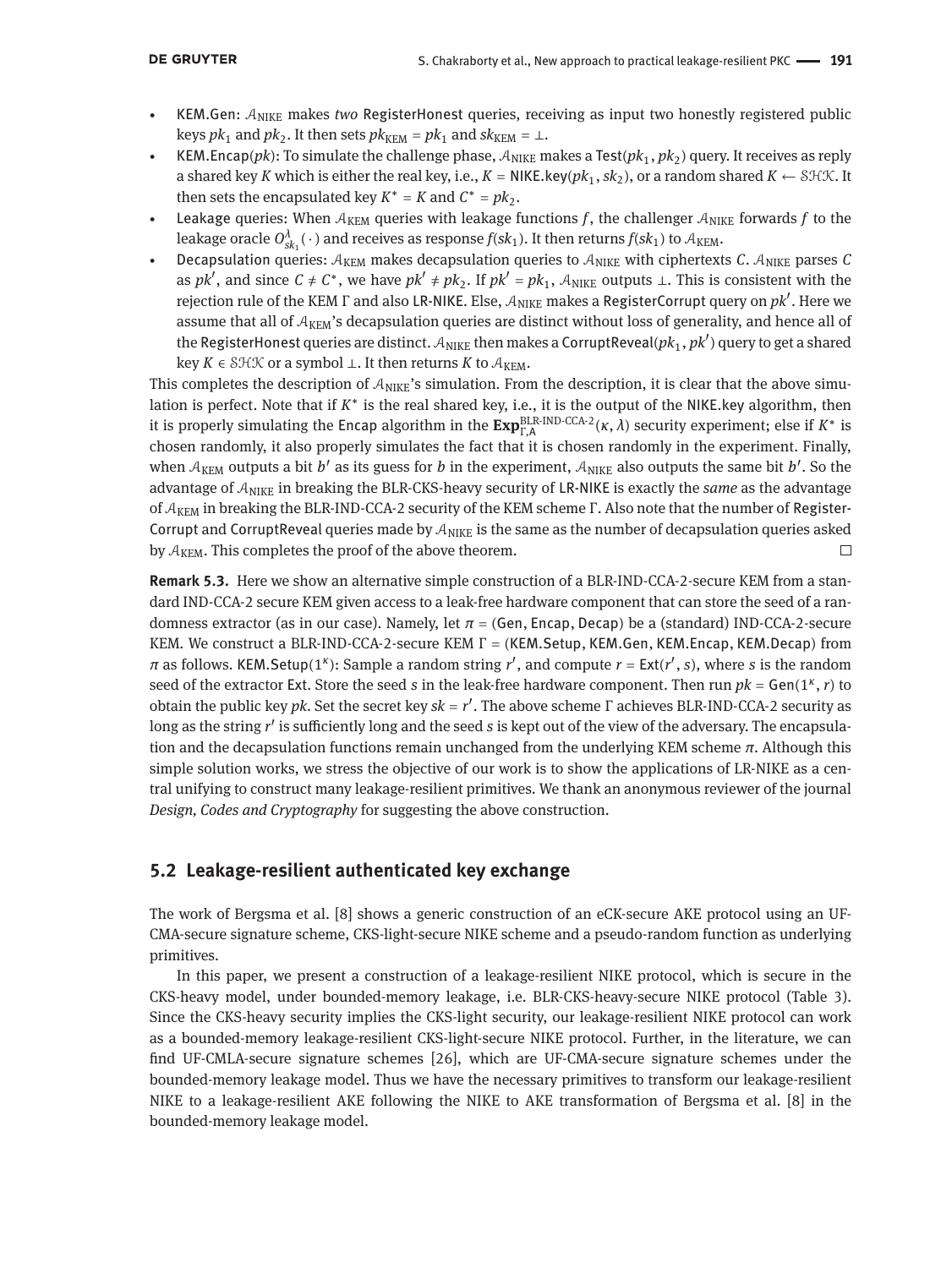- KEM.Gen: $\mathcal{A}_{\mathrm{NIKE}}$ makes *two* RegisterHonest queries, receiving as input two honestly registered public keys $pk_1$ and $pk_2$. It then sets $pk_{\mathrm{KEM}} = pk_1$ and $sk_{\mathrm{KEM}} = \bot$.
- KEM.Encap($pk$): To simulate the challenge phase, $\mathcal{A}_{\mathrm{NIKE}}$ makes a Test($pk_1, pk_2$) query. It receives as reply a shared key $K$ which is either the real key, i.e., $K = \mathsf{NIKE.key}(pk_1, sk_2)$, or a random shared $K \leftarrow \mathcal{SHK}$. It then sets the encapsulated key $K^* = K$ and $C^* = pk_2$.
- Leakage queries: When $\mathcal{A}_{\mathrm{KEM}}$ queries with leakage functions $f$, the challenger $\mathcal{A}_{\mathrm{NIKE}}$ forwards $f$ to the leakage oracle $\mathcal{O}^{\lambda}_{sk_1}(\cdot)$ and receives as response $f(sk_1)$. It then returns $f(sk_1)$ to $\mathcal{A}_{\mathrm{KEM}}$.
- Decapsulation queries: $\mathcal{A}_{\mathrm{KEM}}$ makes decapsulation queries to $\mathcal{A}_{\mathrm{NIKE}}$ with ciphertexts $C$. $\mathcal{A}_{\mathrm{NIKE}}$ parses $C$ as $pk'$, and since $C \neq C^*$, we have $pk' \neq pk_2$. If $pk' = pk_1$, $\mathcal{A}_{\mathrm{NIKE}}$ outputs $\bot$. This is consistent with the rejection rule of the KEM $\Gamma$ and also LR-NIKE. Else, $\mathcal{A}_{\mathrm{NIKE}}$ makes a RegisterCorrupt query on $pk'$. Here we assume that all of $\mathcal{A}_{\mathrm{KEM}}$'s decapsulation queries are distinct without loss of generality, and hence all of the RegisterHonest queries are distinct. $\mathcal{A}_{\mathrm{NIKE}}$ then makes a CorruptReveal($pk_1, pk'$) query to get a shared key $K \in \mathcal{SHK}$ or a symbol $\bot$. It then returns $K$ to $\mathcal{A}_{\mathrm{KEM}}$.

This completes the description of $\mathcal{A}_{\mathrm{NIKE}}$'s simulation. From the description, it is clear that the above simulation is perfect. Note that if $K^*$ is the real shared key, i.e., it is the output of the NIKE.key algorithm, then it is properly simulating the Encap algorithm in the $\mathbf{Exp}^{\text{BLR-IND-CCA-2}}_{\Gamma,\mathrm{A}}(\kappa, \lambda)$ security experiment; else if $K^*$ is chosen randomly, it also properly simulates the fact that it is chosen randomly in the experiment. Finally, when $\mathcal{A}_{\mathrm{KEM}}$ outputs a bit $b'$ as its guess for $b$ in the experiment, $\mathcal{A}_{\mathrm{NIKE}}$ also outputs the same bit $b'$. So the advantage of $\mathcal{A}_{\mathrm{NIKE}}$ in breaking the BLR-CKS-heavy security of LR-NIKE is exactly the *same* as the advantage of $\mathcal{A}_{\mathrm{KEM}}$ in breaking the BLR-IND-CCA-2 security of the KEM scheme $\Gamma$. Also note that the number of RegisterCorrupt and CorruptReveal queries made by $\mathcal{A}_{\mathrm{NIKE}}$ is the same as the number of decapsulation queries asked by $\mathcal{A}_{\mathrm{KEM}}$. This completes the proof of the above theorem. □

**Remark 5.3.** Here we show an alternative simple construction of a BLR-IND-CCA-2-secure KEM from a standard IND-CCA-2 secure KEM given access to a leak-free hardware component that can store the seed of a randomness extractor (as in our case). Namely, let $\pi$ = (Gen, Encap, Decap) be a (standard) IND-CCA-2-secure KEM. We construct a BLR-IND-CCA-2-secure KEM $\Gamma$ = (KEM.Setup, KEM.Gen, KEM.Encap, KEM.Decap) from $\pi$ as follows. KEM.Setup($1^\kappa$): Sample a random string $r'$, and compute $r = \mathsf{Ext}(r', s)$, where $s$ is the random seed of the extractor Ext. Store the seed $s$ in the leak-free hardware component. Then run $pk = \mathsf{Gen}(1^\kappa, r)$ to obtain the public key $pk$. Set the secret key $sk = r'$. The above scheme $\Gamma$ achieves BLR-IND-CCA-2 security as long as the string $r'$ is sufficiently long and the seed $s$ is kept out of the view of the adversary. The encapsulation and the decapsulation functions remain unchanged from the underlying KEM scheme $\pi$. Although this simple solution works, we stress the objective of our work is to show the applications of LR-NIKE as a central unifying to construct many leakage-resilient primitives. We thank an anonymous reviewer of the journal *Design, Codes and Cryptography* for suggesting the above construction.

## 5.2 Leakage-resilient authenticated key exchange

The work of Bergsma et al. [8] shows a generic construction of an eCK-secure AKE protocol using an UF-CMA-secure signature scheme, CKS-light-secure NIKE scheme and a pseudo-random function as underlying primitives.

In this paper, we present a construction of a leakage-resilient NIKE protocol, which is secure in the CKS-heavy model, under bounded-memory leakage, i.e. BLR-CKS-heavy-secure NIKE protocol (Table 3). Since the CKS-heavy security implies the CKS-light security, our leakage-resilient NIKE protocol can work as a bounded-memory leakage-resilient CKS-light-secure NIKE protocol. Further, in the literature, we can find UF-CMLA-secure signature schemes [26], which are UF-CMA-secure signature schemes under the bounded-memory leakage model. Thus we have the necessary primitives to transform our leakage-resilient NIKE to a leakage-resilient AKE following the NIKE to AKE transformation of Bergsma et al. [8] in the bounded-memory leakage model.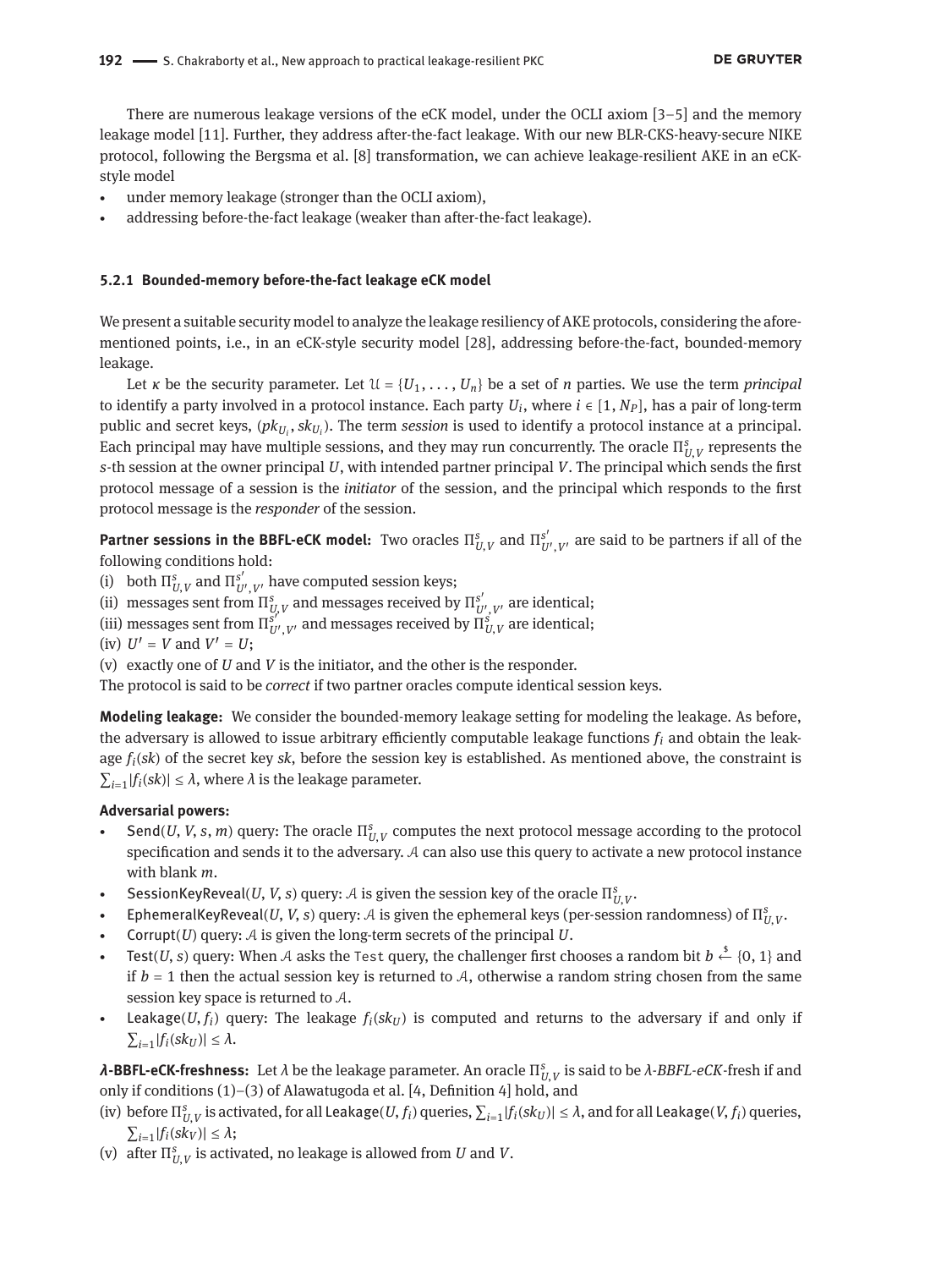There are numerous leakage versions of the eCK model, under the OCLI axiom [3–5] and the memory leakage model [11]. Further, they address after-the-fact leakage. With our new BLR-CKS-heavy-secure NIKE protocol, following the Bergsma et al. [8] transformation, we can achieve leakage-resilient AKE in an eCK-style model

- under memory leakage (stronger than the OCLI axiom),
- addressing before-the-fact leakage (weaker than after-the-fact leakage).

### 5.2.1 Bounded-memory before-the-fact leakage eCK model

We present a suitable security model to analyze the leakage resiliency of AKE protocols, considering the aforementioned points, i.e., in an eCK-style security model [28], addressing before-the-fact, bounded-memory leakage.

Let $\kappa$ be the security parameter. Let $\mathcal{U} = \{U_1, \ldots, U_n\}$ be a set of $n$ parties. We use the term *principal* to identify a party involved in a protocol instance. Each party $U_i$, where $i \in [1, N_P]$, has a pair of long-term public and secret keys, $(pk_{U_i}, sk_{U_i})$. The term *session* is used to identify a protocol instance at a principal. Each principal may have multiple sessions, and they may run concurrently. The oracle $\Pi^s_{U,V}$ represents the $s$-th session at the owner principal $U$, with intended partner principal $V$. The principal which sends the first protocol message of a session is the *initiator* of the session, and the principal which responds to the first protocol message is the *responder* of the session.

**Partner sessions in the BBFL-eCK model:** Two oracles $\Pi^s_{U,V}$ and $\Pi^{s'}_{U',V'}$ are said to be partners if all of the following conditions hold:

(i) both $\Pi^s_{U,V}$ and $\Pi^{s'}_{U',V'}$ have computed session keys;
(ii) messages sent from $\Pi^s_{U,V}$ and messages received by $\Pi^{s'}_{U',V'}$ are identical;
(iii) messages sent from $\Pi^{s'}_{U',V'}$ and messages received by $\Pi^s_{U,V}$ are identical;
(iv) $U' = V$ and $V' = U$;
(v) exactly one of $U$ and $V$ is the initiator, and the other is the responder.

The protocol is said to be *correct* if two partner oracles compute identical session keys.

**Modeling leakage:** We consider the bounded-memory leakage setting for modeling the leakage. As before, the adversary is allowed to issue arbitrary efficiently computable leakage functions $f_i$ and obtain the leakage $f_i(sk)$ of the secret key $sk$, before the session key is established. As mentioned above, the constraint is $\sum_{i=1} |f_i(sk)| \leq \lambda$, where $\lambda$ is the leakage parameter.

**Adversarial powers:**

- Send$(U, V, s, m)$ query: The oracle $\Pi^s_{U,V}$ computes the next protocol message according to the protocol specification and sends it to the adversary. $\mathcal{A}$ can also use this query to activate a new protocol instance with blank $m$.
- SessionKeyReveal$(U, V, s)$ query: $\mathcal{A}$ is given the session key of the oracle $\Pi^s_{U,V}$.
- EphemeralKeyReveal$(U, V, s)$ query: $\mathcal{A}$ is given the ephemeral keys (per-session randomness) of $\Pi^s_{U,V}$.
- Corrupt$(U)$ query: $\mathcal{A}$ is given the long-term secrets of the principal $U$.
- Test$(U, s)$ query: When $\mathcal{A}$ asks the Test query, the challenger first chooses a random bit $b \xleftarrow{\$} \{0, 1\}$ and if $b = 1$ then the actual session key is returned to $\mathcal{A}$, otherwise a random string chosen from the same session key space is returned to $\mathcal{A}$.
- Leakage$(U, f_i)$ query: The leakage $f_i(sk_U)$ is computed and returns to the adversary if and only if $\sum_{i=1} |f_i(sk_U)| \leq \lambda$.

**$\lambda$-BBFL-eCK-freshness:** Let $\lambda$ be the leakage parameter. An oracle $\Pi^s_{U,V}$ is said to be $\lambda$-*BBFL-eCK*-fresh if and only if conditions (1)–(3) of Alawatugoda et al. [4, Definition 4] hold, and

(iv) before $\Pi^s_{U,V}$ is activated, for all Leakage$(U, f_i)$ queries, $\sum_{i=1} |f_i(sk_U)| \leq \lambda$, and for all Leakage$(V, f_i)$ queries, $\sum_{i=1} |f_i(sk_V)| \leq \lambda$;
(v) after $\Pi^s_{U,V}$ is activated, no leakage is allowed from $U$ and $V$.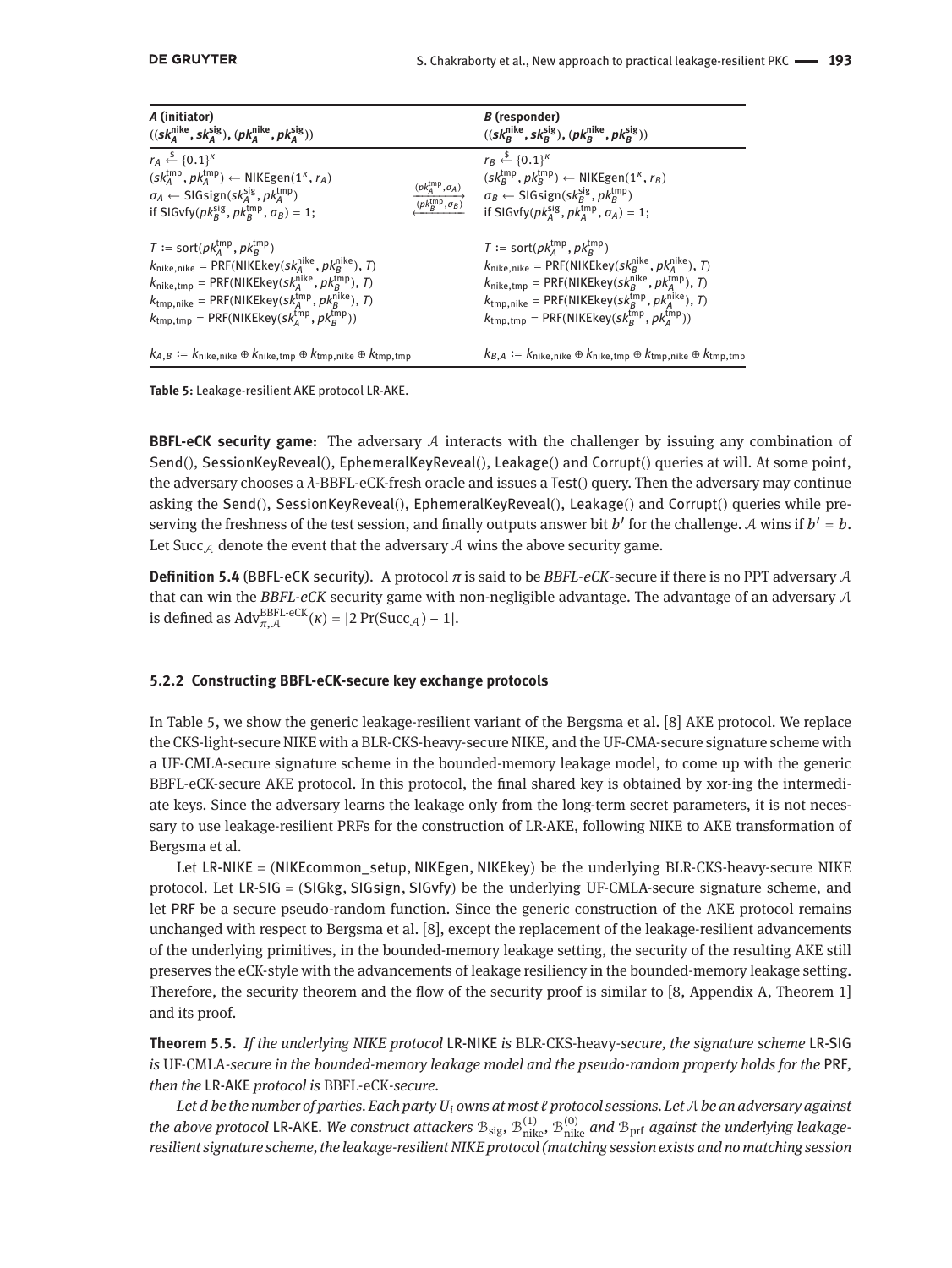| $A$ (initiator) $((sk_A^{\mathsf{nike}}, sk_A^{\mathsf{sig}}), (pk_A^{\mathsf{nike}}, pk_A^{\mathsf{sig}}))$ | | $B$ (responder) $((sk_B^{\mathsf{nike}}, sk_B^{\mathsf{sig}}), (pk_B^{\mathsf{nike}}, pk_B^{\mathsf{sig}}))$ |
|---|---|---|
| $r_A \xleftarrow{\$} \{0,1\}^\kappa$ <br> $(sk_A^{\mathsf{tmp}}, pk_A^{\mathsf{tmp}}) \leftarrow \mathsf{NIKEgen}(1^\kappa, r_A)$ <br> $\sigma_A \leftarrow \mathsf{SIGsign}(sk_A^{\mathsf{sig}}, pk_A^{\mathsf{tmp}})$ <br> if $\mathsf{SIGvfy}(pk_B^{\mathsf{sig}}, pk_B^{\mathsf{tmp}}, \sigma_B) = 1$; | $\xrightarrow{(pk_A^{\mathsf{tmp}}, \sigma_A)}$ <br> $\xleftarrow{(pk_B^{\mathsf{tmp}}, \sigma_B)}$ | $r_B \xleftarrow{\$} \{0,1\}^\kappa$ <br> $(sk_B^{\mathsf{tmp}}, pk_B^{\mathsf{tmp}}) \leftarrow \mathsf{NIKEgen}(1^\kappa, r_B)$ <br> $\sigma_B \leftarrow \mathsf{SIGsign}(sk_B^{\mathsf{sig}}, pk_B^{\mathsf{tmp}})$ <br> if $\mathsf{SIGvfy}(pk_A^{\mathsf{sig}}, pk_A^{\mathsf{tmp}}, \sigma_A) = 1$; |
| $T := \mathsf{sort}(pk_A^{\mathsf{tmp}}, pk_B^{\mathsf{tmp}})$ <br> $k_{\mathsf{nike,nike}} = \mathsf{PRF}(\mathsf{NIKEkey}(sk_A^{\mathsf{nike}}, pk_B^{\mathsf{nike}}), T)$ <br> $k_{\mathsf{nike,tmp}} = \mathsf{PRF}(\mathsf{NIKEkey}(sk_A^{\mathsf{nike}}, pk_B^{\mathsf{tmp}}), T)$ <br> $k_{\mathsf{tmp,nike}} = \mathsf{PRF}(\mathsf{NIKEkey}(sk_A^{\mathsf{tmp}}, pk_B^{\mathsf{nike}}), T)$ <br> $k_{\mathsf{tmp,tmp}} = \mathsf{PRF}(\mathsf{NIKEkey}(sk_A^{\mathsf{tmp}}, pk_B^{\mathsf{tmp}}))$ | | $T := \mathsf{sort}(pk_A^{\mathsf{tmp}}, pk_B^{\mathsf{tmp}})$ <br> $k_{\mathsf{nike,nike}} = \mathsf{PRF}(\mathsf{NIKEkey}(sk_B^{\mathsf{nike}}, pk_A^{\mathsf{nike}}), T)$ <br> $k_{\mathsf{nike,tmp}} = \mathsf{PRF}(\mathsf{NIKEkey}(sk_B^{\mathsf{nike}}, pk_A^{\mathsf{tmp}}), T)$ <br> $k_{\mathsf{tmp,nike}} = \mathsf{PRF}(\mathsf{NIKEkey}(sk_B^{\mathsf{tmp}}, pk_A^{\mathsf{nike}}), T)$ <br> $k_{\mathsf{tmp,tmp}} = \mathsf{PRF}(\mathsf{NIKEkey}(sk_B^{\mathsf{tmp}}, pk_A^{\mathsf{tmp}}))$ |
| $k_{A,B} := k_{\mathsf{nike,nike}} \oplus k_{\mathsf{nike,tmp}} \oplus k_{\mathsf{tmp,nike}} \oplus k_{\mathsf{tmp,tmp}}$ | | $k_{B,A} := k_{\mathsf{nike,nike}} \oplus k_{\mathsf{nike,tmp}} \oplus k_{\mathsf{tmp,nike}} \oplus k_{\mathsf{tmp,tmp}}$ |

**Table 5:** Leakage-resilient AKE protocol LR-AKE.

**BBFL-eCK security game:** The adversary $\mathcal{A}$ interacts with the challenger by issuing any combination of Send(), SessionKeyReveal(), EphemeralKeyReveal(), Leakage() and Corrupt() queries at will. At some point, the adversary chooses a $\lambda$-BBFL-eCK-fresh oracle and issues a Test() query. Then the adversary may continue asking the Send(), SessionKeyReveal(), EphemeralKeyReveal(), Leakage() and Corrupt() queries while preserving the freshness of the test session, and finally outputs answer bit $b'$ for the challenge. $\mathcal{A}$ wins if $b' = b$. Let $\mathrm{Succ}_{\mathcal{A}}$ denote the event that the adversary $\mathcal{A}$ wins the above security game.

**Definition 5.4** (BBFL-eCK security). A protocol $\pi$ is said to be *BBFL-eCK*-secure if there is no PPT adversary $\mathcal{A}$ that can win the *BBFL-eCK* security game with non-negligible advantage. The advantage of an adversary $\mathcal{A}$ is defined as $\mathrm{Adv}_{\pi,\mathcal{A}}^{\mathrm{BBFL\text{-}eCK}}(\kappa) = |2\Pr(\mathrm{Succ}_{\mathcal{A}}) - 1|$.

### 5.2.2 Constructing BBFL-eCK-secure key exchange protocols

In Table 5, we show the generic leakage-resilient variant of the Bergsma et al. [8] AKE protocol. We replace the CKS-light-secure NIKE with a BLR-CKS-heavy-secure NIKE, and the UF-CMA-secure signature scheme with a UF-CMLA-secure signature scheme in the bounded-memory leakage model, to come up with the generic BBFL-eCK-secure AKE protocol. In this protocol, the final shared key is obtained by xor-ing the intermediate keys. Since the adversary learns the leakage only from the long-term secret parameters, it is not necessary to use leakage-resilient PRFs for the construction of LR-AKE, following NIKE to AKE transformation of Bergsma et al.

Let LR-NIKE = (NIKEcommon_setup, NIKEgen, NIKEkey) be the underlying BLR-CKS-heavy-secure NIKE protocol. Let LR-SIG = (SIGkg, SIGsign, SIGvfy) be the underlying UF-CMLA-secure signature scheme, and let PRF be a secure pseudo-random function. Since the generic construction of the AKE protocol remains unchanged with respect to Bergsma et al. [8], except the replacement of the leakage-resilient advancements of the underlying primitives, in the bounded-memory leakage setting, the security of the resulting AKE still preserves the eCK-style with the advancements of leakage resiliency in the bounded-memory leakage setting. Therefore, the security theorem and the flow of the security proof is similar to [8, Appendix A, Theorem 1] and its proof.

**Theorem 5.5.** *If the underlying NIKE protocol* LR-NIKE *is* BLR-CKS-heavy-*secure, the signature scheme* LR-SIG *is* UF-CMLA-*secure in the bounded-memory leakage model and the pseudo-random property holds for the* PRF, *then the* LR-AKE *protocol is* BBFL-eCK-*secure.*

*Let $d$ be the number of parties. Each party $U_i$ owns at most $\ell$ protocol sessions. Let $\mathcal{A}$ be an adversary against the above protocol* LR-AKE. *We construct attackers $\mathcal{B}_{\mathrm{sig}}$, $\mathcal{B}_{\mathrm{nike}}^{(1)}$, $\mathcal{B}_{\mathrm{nike}}^{(0)}$ and $\mathcal{B}_{\mathrm{prf}}$ against the underlying leakage-resilient signature scheme, the leakage-resilient NIKE protocol (matching session exists and no matching session*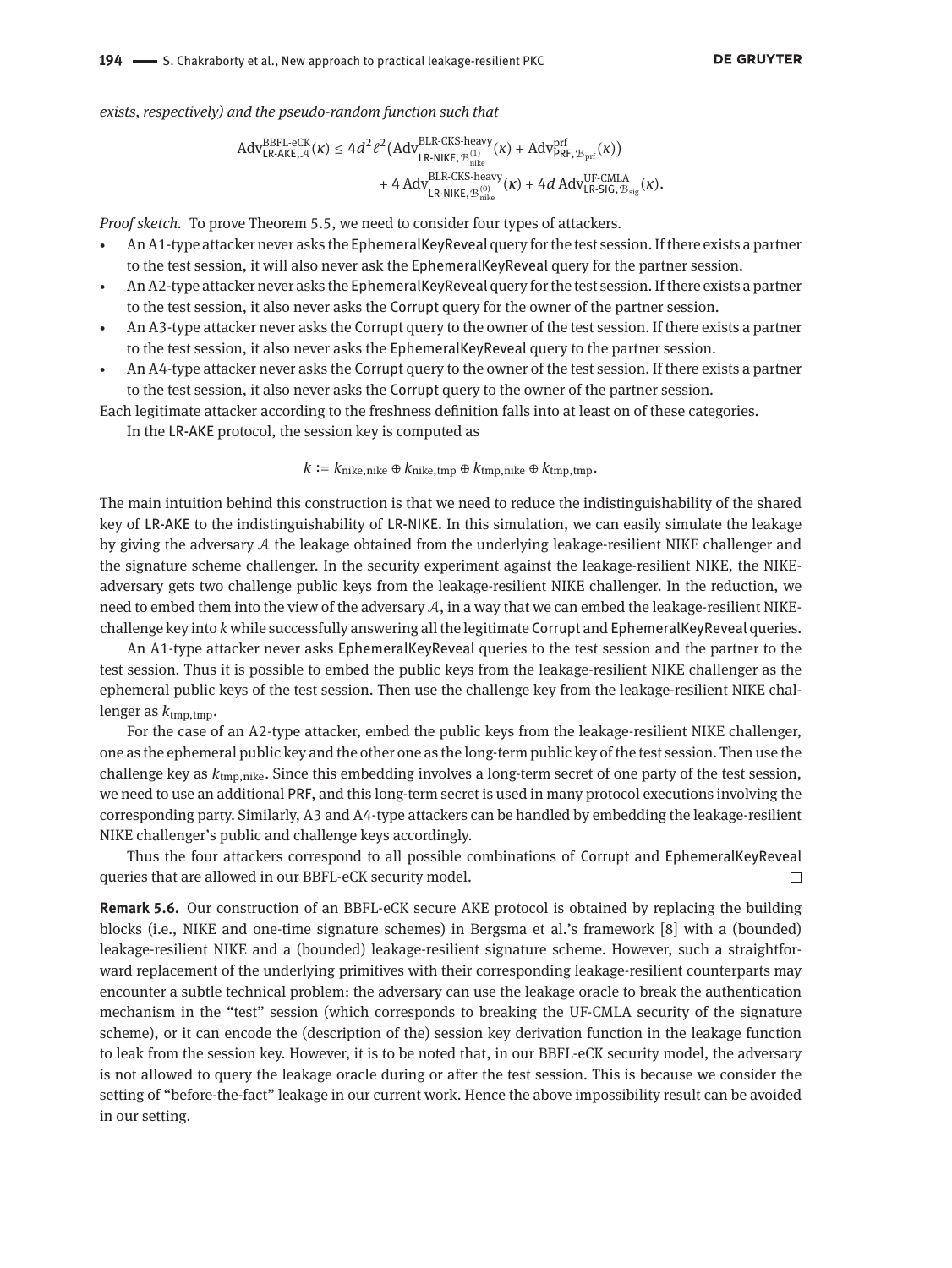*exists, respectively) and the pseudo-random function such that*

$$\mathrm{Adv}^{\text{BBFL-eCK}}_{\mathsf{LR\text{-}AKE},\mathcal{A}}(\kappa) \le 4d^2\ell^2\big(\mathrm{Adv}^{\text{BLR-CKS-heavy}}_{\mathsf{LR\text{-}NIKE},\mathcal{B}^{(1)}_{\text{nike}}}(\kappa) + \mathrm{Adv}^{\text{prf}}_{\mathsf{PRF},\mathcal{B}_{\text{prf}}}(\kappa)\big) + 4\,\mathrm{Adv}^{\text{BLR-CKS-heavy}}_{\mathsf{LR\text{-}NIKE},\mathcal{B}^{(0)}_{\text{nike}}}(\kappa) + 4d\,\mathrm{Adv}^{\text{UF-CMLA}}_{\mathsf{LR\text{-}SIG},\mathcal{B}_{\text{sig}}}(\kappa).$$

*Proof sketch.* To prove Theorem 5.5, we need to consider four types of attackers.

- An A1-type attacker never asks the EphemeralKeyReveal query for the test session. If there exists a partner to the test session, it will also never ask the EphemeralKeyReveal query for the partner session.
- An A2-type attacker never asks the EphemeralKeyReveal query for the test session. If there exists a partner to the test session, it also never asks the Corrupt query for the owner of the partner session.
- An A3-type attacker never asks the Corrupt query to the owner of the test session. If there exists a partner to the test session, it also never asks the EphemeralKeyReveal query to the partner session.
- An A4-type attacker never asks the Corrupt query to the owner of the test session. If there exists a partner to the test session, it also never asks the Corrupt query to the owner of the partner session.

Each legitimate attacker according to the freshness definition falls into at least on of these categories.

In the LR-AKE protocol, the session key is computed as

$$k := k_{\text{nike,nike}} \oplus k_{\text{nike,tmp}} \oplus k_{\text{tmp,nike}} \oplus k_{\text{tmp,tmp}}.$$

The main intuition behind this construction is that we need to reduce the indistinguishability of the shared key of LR-AKE to the indistinguishability of LR-NIKE. In this simulation, we can easily simulate the leakage by giving the adversary $\mathcal{A}$ the leakage obtained from the underlying leakage-resilient NIKE challenger and the signature scheme challenger. In the security experiment against the leakage-resilient NIKE, the NIKE-adversary gets two challenge public keys from the leakage-resilient NIKE challenger. In the reduction, we need to embed them into the view of the adversary $\mathcal{A}$, in a way that we can embed the leakage-resilient NIKE-challenge key into $k$ while successfully answering all the legitimate Corrupt and EphemeralKeyReveal queries.

An A1-type attacker never asks EphemeralKeyReveal queries to the test session and the partner to the test session. Thus it is possible to embed the public keys from the leakage-resilient NIKE challenger as the ephemeral public keys of the test session. Then use the challenge key from the leakage-resilient NIKE challenger as $k_{\text{tmp,tmp}}$.

For the case of an A2-type attacker, embed the public keys from the leakage-resilient NIKE challenger, one as the ephemeral public key and the other one as the long-term public key of the test session. Then use the challenge key as $k_{\text{tmp,nike}}$. Since this embedding involves a long-term secret of one party of the test session, we need to use an additional PRF, and this long-term secret is used in many protocol executions involving the corresponding party. Similarly, A3 and A4-type attackers can be handled by embedding the leakage-resilient NIKE challenger's public and challenge keys accordingly.

Thus the four attackers correspond to all possible combinations of Corrupt and EphemeralKeyReveal queries that are allowed in our BBFL-eCK security model. □

**Remark 5.6.** Our construction of an BBFL-eCK secure AKE protocol is obtained by replacing the building blocks (i.e., NIKE and one-time signature schemes) in Bergsma et al.'s framework [8] with a (bounded) leakage-resilient NIKE and a (bounded) leakage-resilient signature scheme. However, such a straightforward replacement of the underlying primitives with their corresponding leakage-resilient counterparts may encounter a subtle technical problem: the adversary can use the leakage oracle to break the authentication mechanism in the "test" session (which corresponds to breaking the UF-CMLA security of the signature scheme), or it can encode the (description of the) session key derivation function in the leakage function to leak from the session key. However, it is to be noted that, in our BBFL-eCK security model, the adversary is not allowed to query the leakage oracle during or after the test session. This is because we consider the setting of "before-the-fact" leakage in our current work. Hence the above impossibility result can be avoided in our setting.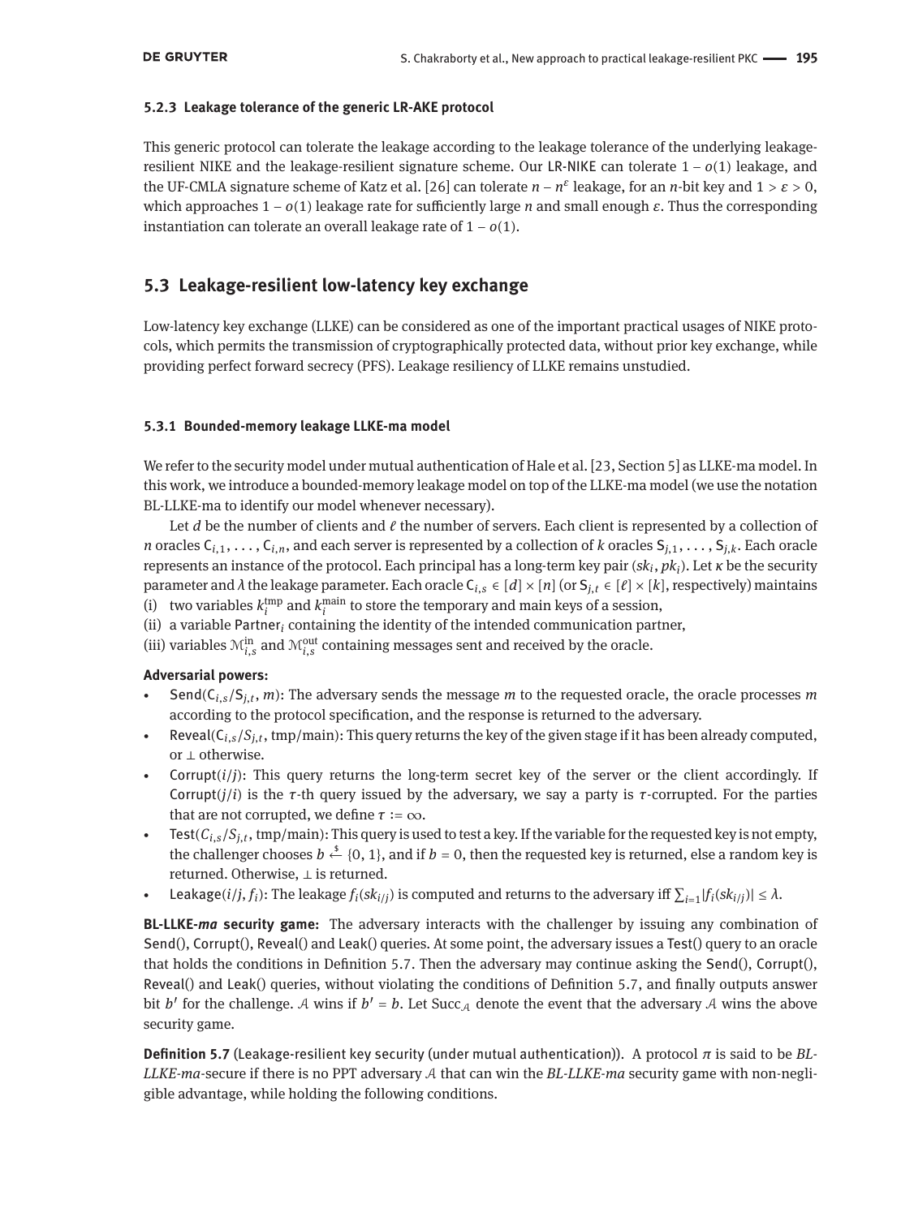#### 5.2.3 Leakage tolerance of the generic LR-AKE protocol

This generic protocol can tolerate the leakage according to the leakage tolerance of the underlying leakage-resilient NIKE and the leakage-resilient signature scheme. Our LR-NIKE can tolerate $1 - o(1)$ leakage, and the UF-CMLA signature scheme of Katz et al. [26] can tolerate $n - n^{\varepsilon}$ leakage, for an $n$-bit key and $1 > \varepsilon > 0$, which approaches $1 - o(1)$ leakage rate for sufficiently large $n$ and small enough $\varepsilon$. Thus the corresponding instantiation can tolerate an overall leakage rate of $1 - o(1)$.

## 5.3 Leakage-resilient low-latency key exchange

Low-latency key exchange (LLKE) can be considered as one of the important practical usages of NIKE protocols, which permits the transmission of cryptographically protected data, without prior key exchange, while providing perfect forward secrecy (PFS). Leakage resiliency of LLKE remains unstudied.

#### 5.3.1 Bounded-memory leakage LLKE-ma model

We refer to the security model under mutual authentication of Hale et al. [23, Section 5] as LLKE-ma model. In this work, we introduce a bounded-memory leakage model on top of the LLKE-ma model (we use the notation BL-LLKE-ma to identify our model whenever necessary).

Let $d$ be the number of clients and $\ell$ the number of servers. Each client is represented by a collection of $n$ oracles $\mathsf{C}_{i,1}, \ldots, \mathsf{C}_{i,n}$, and each server is represented by a collection of $k$ oracles $\mathsf{S}_{j,1}, \ldots, \mathsf{S}_{j,k}$. Each oracle represents an instance of the protocol. Each principal has a long-term key pair $(sk_i, pk_i)$. Let $\kappa$ be the security parameter and $\lambda$ the leakage parameter. Each oracle $\mathsf{C}_{i,s} \in [d] \times [n]$ (or $\mathsf{S}_{j,t} \in [\ell] \times [k]$, respectively) maintains

(i) two variables $k_i^{\text{tmp}}$ and $k_i^{\text{main}}$ to store the temporary and main keys of a session,
(ii) a variable $\mathsf{Partner}_i$ containing the identity of the intended communication partner,
(iii) variables $\mathcal{M}_{i,s}^{\text{in}}$ and $\mathcal{M}_{i,s}^{\text{out}}$ containing messages sent and received by the oracle.

**Adversarial powers:**

- $\mathsf{Send}(\mathsf{C}_{i,s}/\mathsf{S}_{j,t}, m)$: The adversary sends the message $m$ to the requested oracle, the oracle processes $m$ according to the protocol specification, and the response is returned to the adversary.
- $\mathsf{Reveal}(\mathsf{C}_{i,s}/S_{j,t}, \text{tmp/main})$: This query returns the key of the given stage if it has been already computed, or $\perp$ otherwise.
- $\mathsf{Corrupt}(i/j)$: This query returns the long-term secret key of the server or the client accordingly. If $\mathsf{Corrupt}(j/i)$ is the $\tau$-th query issued by the adversary, we say a party is $\tau$-corrupted. For the parties that are not corrupted, we define $\tau := \infty$.
- $\mathsf{Test}(C_{i,s}/S_{j,t}, \text{tmp/main})$: This query is used to test a key. If the variable for the requested key is not empty, the challenger chooses $b \xleftarrow{\$} \{0,1\}$, and if $b = 0$, then the requested key is returned, else a random key is returned. Otherwise, $\perp$ is returned.
- $\mathsf{Leakage}(i/j, f_i)$: The leakage $f_i(sk_{i/j})$ is computed and returns to the adversary iff $\sum_{i=1} |f_i(sk_{i/j})| \leq \lambda$.

**BL-LLKE-*ma* security game:** The adversary interacts with the challenger by issuing any combination of $\mathsf{Send}()$, $\mathsf{Corrupt}()$, $\mathsf{Reveal}()$ and $\mathsf{Leak}()$ queries. At some point, the adversary issues a $\mathsf{Test}()$ query to an oracle that holds the conditions in Definition 5.7. Then the adversary may continue asking the $\mathsf{Send}()$, $\mathsf{Corrupt}()$, $\mathsf{Reveal}()$ and $\mathsf{Leak}()$ queries, without violating the conditions of Definition 5.7, and finally outputs answer bit $b'$ for the challenge. $\mathcal{A}$ wins if $b' = b$. Let $\mathrm{Succ}_{\mathcal{A}}$ denote the event that the adversary $\mathcal{A}$ wins the above security game.

**Definition 5.7** (Leakage-resilient key security (under mutual authentication)). A protocol $\pi$ is said to be *BL-LLKE-ma*-secure if there is no PPT adversary $\mathcal{A}$ that can win the *BL-LLKE-ma* security game with non-negligible advantage, while holding the following conditions.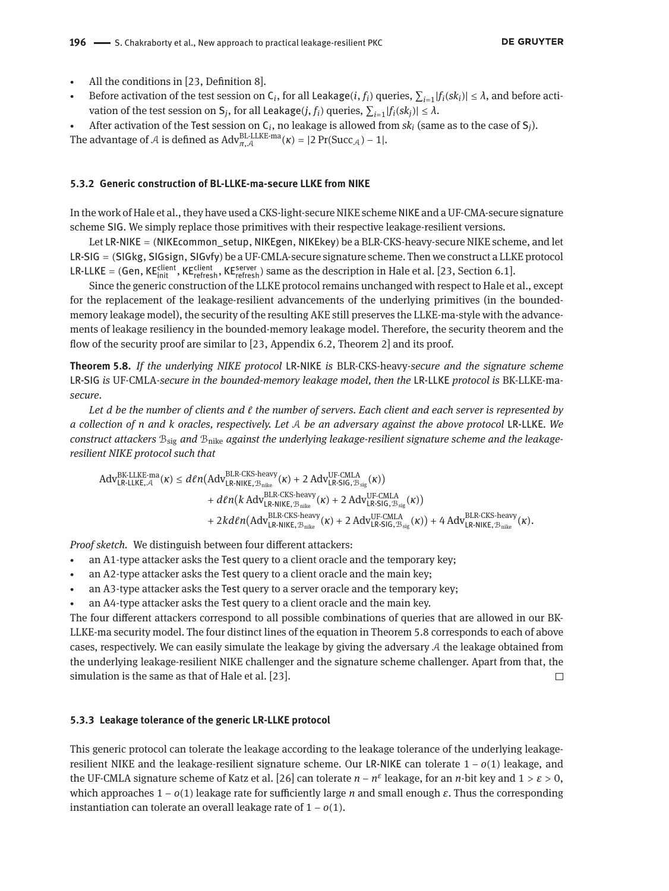- All the conditions in [23, Definition 8].
- Before activation of the test session on $\mathsf{C}_i$, for all $\mathsf{Leakage}(i, f_i)$ queries, $\sum_{i=1} |f_i(sk_i)| \leq \lambda$, and before activation of the test session on $\mathsf{S}_j$, for all $\mathsf{Leakage}(j, f_i)$ queries, $\sum_{i=1} |f_i(sk_j)| \leq \lambda$.
- After activation of the $\mathsf{Test}$ session on $\mathsf{C}_i$, no leakage is allowed from $sk_i$ (same as to the case of $\mathsf{S}_j$).

The advantage of $\mathcal{A}$ is defined as $\mathrm{Adv}^{\text{BL-LLKE-ma}}_{\pi,\mathcal{A}}(\kappa) = |2\Pr(\mathrm{Succ}_{\mathcal{A}}) - 1|$.

### 5.3.2 Generic construction of BL-LLKE-ma-secure LLKE from NIKE

In the work of Hale et al., they have used a CKS-light-secure NIKE scheme NIKE and a UF-CMA-secure signature scheme SIG. We simply replace those primitives with their respective leakage-resilient versions.

Let LR-NIKE = (NIKEcommon_setup, NIKEgen, NIKEkey) be a BLR-CKS-heavy-secure NIKE scheme, and let LR-SIG = (SIGkg, SIGsign, SIGvfy) be a UF-CMLA-secure signature scheme. Then we construct a LLKE protocol LR-LLKE = (Gen, $\mathsf{KE}^{\text{client}}_{\text{init}}$, $\mathsf{KE}^{\text{client}}_{\text{refresh}}$, $\mathsf{KE}^{\text{server}}_{\text{refresh}}$) same as the description in Hale et al. [23, Section 6.1].

Since the generic construction of the LLKE protocol remains unchanged with respect to Hale et al., except for the replacement of the leakage-resilient advancements of the underlying primitives (in the bounded-memory leakage model), the security of the resulting AKE still preserves the LLKE-ma-style with the advancements of leakage resiliency in the bounded-memory leakage model. Therefore, the security theorem and the flow of the security proof are similar to [23, Appendix 6.2, Theorem 2] and its proof.

**Theorem 5.8.** *If the underlying NIKE protocol* LR-NIKE *is* BLR-CKS-heavy*-secure and the signature scheme* LR-SIG *is* UF-CMLA*-secure in the bounded-memory leakage model, then the* LR-LLKE *protocol is* BK-LLKE-ma*-secure.*

*Let $d$ be the number of clients and $\ell$ the number of servers. Each client and each server is represented by a collection of $n$ and $k$ oracles, respectively. Let $\mathcal{A}$ be an adversary against the above protocol* LR-LLKE*. We construct attackers $\mathcal{B}_{\text{sig}}$ and $\mathcal{B}_{\text{nike}}$ against the underlying leakage-resilient signature scheme and the leakage-resilient NIKE protocol such that*

$$
\begin{aligned}
\mathrm{Adv}^{\text{BK-LLKE-ma}}_{\text{LR-LLKE},\mathcal{A}}(\kappa) \leq{}& d\ell n\big(\mathrm{Adv}^{\text{BLR-CKS-heavy}}_{\text{LR-NIKE},\mathcal{B}_{\text{nike}}}(\kappa) + 2\,\mathrm{Adv}^{\text{UF-CMLA}}_{\text{LR-SIG},\mathcal{B}_{\text{sig}}}(\kappa)\big)\\
&+ d\ell n\big(k\,\mathrm{Adv}^{\text{BLR-CKS-heavy}}_{\text{LR-NIKE},\mathcal{B}_{\text{nike}}}(\kappa) + 2\,\mathrm{Adv}^{\text{UF-CMLA}}_{\text{LR-SIG},\mathcal{B}_{\text{sig}}}(\kappa)\big)\\
&+ 2kd\ell n\big(\mathrm{Adv}^{\text{BLR-CKS-heavy}}_{\text{LR-NIKE},\mathcal{B}_{\text{nike}}}(\kappa) + 2\,\mathrm{Adv}^{\text{UF-CMLA}}_{\text{LR-SIG},\mathcal{B}_{\text{sig}}}(\kappa)\big) + 4\,\mathrm{Adv}^{\text{BLR-CKS-heavy}}_{\text{LR-NIKE},\mathcal{B}_{\text{nike}}}(\kappa).
\end{aligned}
$$

*Proof sketch.* We distinguish between four different attackers:

- an A1-type attacker asks the Test query to a client oracle and the temporary key;
- an A2-type attacker asks the Test query to a client oracle and the main key;
- an A3-type attacker asks the Test query to a server oracle and the temporary key;
- an A4-type attacker asks the Test query to a client oracle and the main key.

The four different attackers correspond to all possible combinations of queries that are allowed in our BK-LLKE-ma security model. The four distinct lines of the equation in Theorem 5.8 corresponds to each of above cases, respectively. We can easily simulate the leakage by giving the adversary $\mathcal{A}$ the leakage obtained from the underlying leakage-resilient NIKE challenger and the signature scheme challenger. Apart from that, the simulation is the same as that of Hale et al. [23]. □

### 5.3.3 Leakage tolerance of the generic LR-LLKE protocol

This generic protocol can tolerate the leakage according to the leakage tolerance of the underlying leakage-resilient NIKE and the leakage-resilient signature scheme. Our LR-NIKE can tolerate $1 - o(1)$ leakage, and the UF-CMLA signature scheme of Katz et al. [26] can tolerate $n - n^{\varepsilon}$ leakage, for an $n$-bit key and $1 > \varepsilon > 0$, which approaches $1 - o(1)$ leakage rate for sufficiently large $n$ and small enough $\varepsilon$. Thus the corresponding instantiation can tolerate an overall leakage rate of $1 - o(1)$.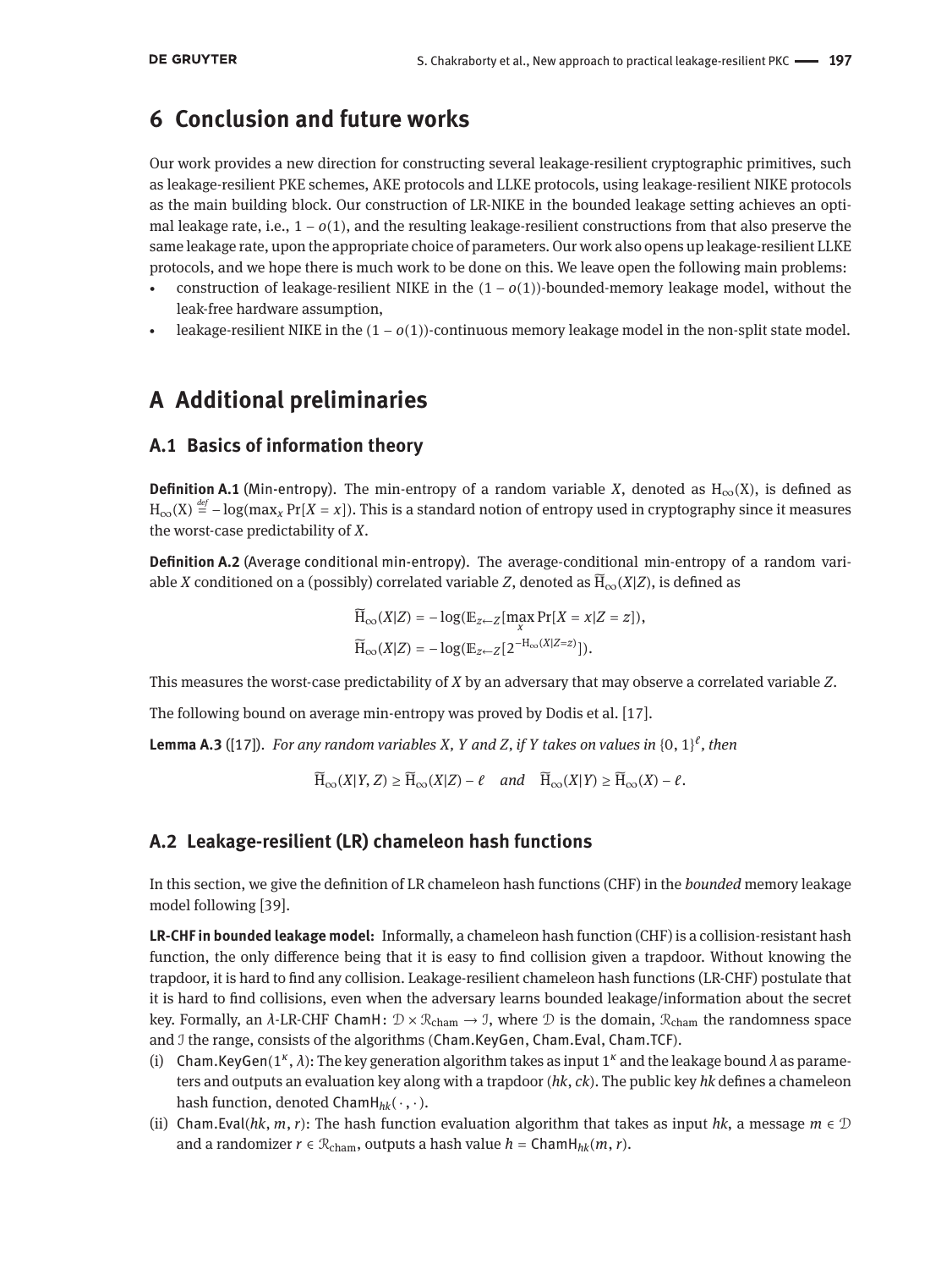## 6 Conclusion and future works

Our work provides a new direction for constructing several leakage-resilient cryptographic primitives, such as leakage-resilient PKE schemes, AKE protocols and LLKE protocols, using leakage-resilient NIKE protocols as the main building block. Our construction of LR-NIKE in the bounded leakage setting achieves an optimal leakage rate, i.e., $1 - o(1)$, and the resulting leakage-resilient constructions from that also preserve the same leakage rate, upon the appropriate choice of parameters. Our work also opens up leakage-resilient LLKE protocols, and we hope there is much work to be done on this. We leave open the following main problems:

- construction of leakage-resilient NIKE in the $(1 - o(1))$-bounded-memory leakage model, without the leak-free hardware assumption,
- leakage-resilient NIKE in the $(1 - o(1))$-continuous memory leakage model in the non-split state model.

## A Additional preliminaries

### A.1 Basics of information theory

**Definition A.1** (Min-entropy). The min-entropy of a random variable $X$, denoted as $\mathrm{H}_\infty(X)$, is defined as $\mathrm{H}_\infty(X) \stackrel{def}{=} -\log(\max_x \Pr[X = x])$. This is a standard notion of entropy used in cryptography since it measures the worst-case predictability of $X$.

**Definition A.2** (Average conditional min-entropy). The average-conditional min-entropy of a random variable $X$ conditioned on a (possibly) correlated variable $Z$, denoted as $\widetilde{\mathrm{H}}_\infty(X|Z)$, is defined as

$$\widetilde{\mathrm{H}}_\infty(X|Z) = -\log(\mathbb{E}_{z \leftarrow Z}[\max_x \Pr[X = x | Z = z]),$$
$$\widetilde{\mathrm{H}}_\infty(X|Z) = -\log(\mathbb{E}_{z \leftarrow Z}[2^{-\mathrm{H}_\infty(X|Z=z)}]).$$

This measures the worst-case predictability of $X$ by an adversary that may observe a correlated variable $Z$.

The following bound on average min-entropy was proved by Dodis et al. [17].

**Lemma A.3** ([17]). *For any random variables $X$, $Y$ and $Z$, if $Y$ takes on values in $\{0, 1\}^\ell$, then*

$$\widetilde{\mathrm{H}}_\infty(X|Y, Z) \geq \widetilde{\mathrm{H}}_\infty(X|Z) - \ell \quad \textit{and} \quad \widetilde{\mathrm{H}}_\infty(X|Y) \geq \widetilde{\mathrm{H}}_\infty(X) - \ell.$$

### A.2 Leakage-resilient (LR) chameleon hash functions

In this section, we give the definition of LR chameleon hash functions (CHF) in the *bounded* memory leakage model following [39].

**LR-CHF in bounded leakage model:** Informally, a chameleon hash function (CHF) is a collision-resistant hash function, the only difference being that it is easy to find collision given a trapdoor. Without knowing the trapdoor, it is hard to find any collision. Leakage-resilient chameleon hash functions (LR-CHF) postulate that it is hard to find collisions, even when the adversary learns bounded leakage/information about the secret key. Formally, an $\lambda$-LR-CHF $\mathsf{ChamH}\colon \mathcal{D} \times \mathcal{R}_{\mathrm{cham}} \to \mathcal{I}$, where $\mathcal{D}$ is the domain, $\mathcal{R}_{\mathrm{cham}}$ the randomness space and $\mathcal{I}$ the range, consists of the algorithms ($\mathsf{Cham.KeyGen}$, $\mathsf{Cham.Eval}$, $\mathsf{Cham.TCF}$).

(i) $\mathsf{Cham.KeyGen}(1^\kappa, \lambda)$: The key generation algorithm takes as input $1^\kappa$ and the leakage bound $\lambda$ as parameters and outputs an evaluation key along with a trapdoor $(hk, ck)$. The public key $hk$ defines a chameleon hash function, denoted $\mathsf{ChamH}_{hk}(\cdot, \cdot)$.

(ii) $\mathsf{Cham.Eval}(hk, m, r)$: The hash function evaluation algorithm that takes as input $hk$, a message $m \in \mathcal{D}$ and a randomizer $r \in \mathcal{R}_{\mathrm{cham}}$, outputs a hash value $h = \mathsf{ChamH}_{hk}(m, r)$.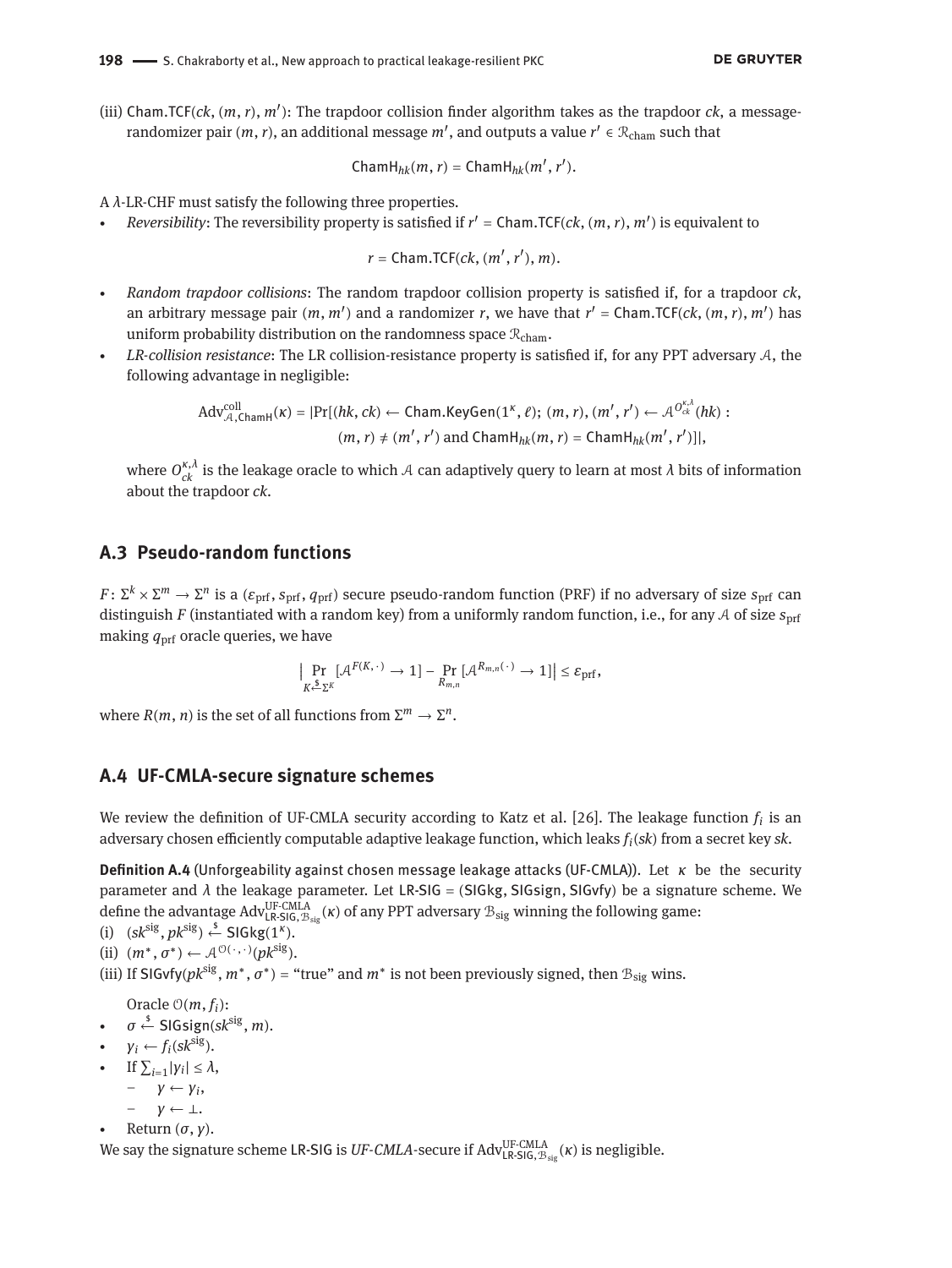(iii) $\mathsf{Cham.TCF}(ck, (m, r), m')$: The trapdoor collision finder algorithm takes as the trapdoor $ck$, a message-randomizer pair $(m, r)$, an additional message $m'$, and outputs a value $r' \in \mathcal{R}_{\text{cham}}$ such that

$$\mathsf{ChamH}_{hk}(m, r) = \mathsf{ChamH}_{hk}(m', r').$$

A $\lambda$-LR-CHF must satisfy the following three properties.

- *Reversibility*: The reversibility property is satisfied if $r' = \mathsf{Cham.TCF}(ck, (m, r), m')$ is equivalent to

$$r = \mathsf{Cham.TCF}(ck, (m', r'), m).$$

- *Random trapdoor collisions*: The random trapdoor collision property is satisfied if, for a trapdoor $ck$, an arbitrary message pair $(m, m')$ and a randomizer $r$, we have that $r' = \mathsf{Cham.TCF}(ck, (m, r), m')$ has uniform probability distribution on the randomness space $\mathcal{R}_{\text{cham}}$.
- *LR-collision resistance*: The LR collision-resistance property is satisfied if, for any PPT adversary $\mathcal{A}$, the following advantage in negligible:

$$\begin{aligned}\mathrm{Adv}^{\mathrm{coll}}_{\mathcal{A},\mathsf{ChamH}}(\kappa) = |\Pr[(hk, ck) \leftarrow \mathsf{Cham.KeyGen}(1^{\kappa}, \ell);\ (m, r), (m', r') \leftarrow \mathcal{A}^{O^{\kappa,\lambda}_{ck}}(hk) :\\ (m, r) \neq (m', r') \text{ and } \mathsf{ChamH}_{hk}(m, r) = \mathsf{ChamH}_{hk}(m', r')]|,\end{aligned}$$

  where $O^{\kappa,\lambda}_{ck}$ is the leakage oracle to which $\mathcal{A}$ can adaptively query to learn at most $\lambda$ bits of information about the trapdoor $ck$.

## A.3 Pseudo-random functions

$F\colon \Sigma^k \times \Sigma^m \to \Sigma^n$ is a $(\varepsilon_{\text{prf}}, s_{\text{prf}}, q_{\text{prf}})$ secure pseudo-random function (PRF) if no adversary of size $s_{\text{prf}}$ can distinguish $F$ (instantiated with a random key) from a uniformly random function, i.e., for any $\mathcal{A}$ of size $s_{\text{prf}}$ making $q_{\text{prf}}$ oracle queries, we have

$$\Big| \Pr_{K \xleftarrow{\$} \Sigma^{\kappa}} [\mathcal{A}^{F(K,\cdot)} \to 1] - \Pr_{R_{m,n}} [\mathcal{A}^{R_{m,n}(\cdot)} \to 1] \Big| \le \varepsilon_{\text{prf}},$$

where $R(m, n)$ is the set of all functions from $\Sigma^m \to \Sigma^n$.

## A.4 UF-CMLA-secure signature schemes

We review the definition of UF-CMLA security according to Katz et al. [26]. The leakage function $f_i$ is an adversary chosen efficiently computable adaptive leakage function, which leaks $f_i(sk)$ from a secret key $sk$.

**Definition A.4** (Unforgeability against chosen message leakage attacks (UF-CMLA)). Let $\kappa$ be the security parameter and $\lambda$ the leakage parameter. Let $\mathsf{LR\text{-}SIG} = (\mathsf{SIGkg}, \mathsf{SIGsign}, \mathsf{SIGvfy})$ be a signature scheme. We define the advantage $\mathrm{Adv}^{\text{UF-CMLA}}_{\mathsf{LR\text{-}SIG},\mathcal{B}_{\text{sig}}}(\kappa)$ of any PPT adversary $\mathcal{B}_{\text{sig}}$ winning the following game:

(i) $(sk^{\text{sig}}, pk^{\text{sig}}) \xleftarrow{\$} \mathsf{SIGkg}(1^{\kappa})$.

(ii) $(m^*, \sigma^*) \leftarrow \mathcal{A}^{\mathcal{O}(\cdot,\cdot)}(pk^{\text{sig}})$.

(iii) If $\mathsf{SIGvfy}(pk^{\text{sig}}, m^*, \sigma^*) =$ "true" and $m^*$ is not been previously signed, then $\mathcal{B}_{\text{sig}}$ wins.

Oracle $\mathcal{O}(m, f_i)$:

- $\sigma \xleftarrow{\$} \mathsf{SIGsign}(sk^{\text{sig}}, m)$.
- $\gamma_i \leftarrow f_i(sk^{\text{sig}})$.
- If $\sum_{i=1}|\gamma_i| \le \lambda$,
  - $\gamma \leftarrow \gamma_i$,
  - $\gamma \leftarrow \perp$.
- Return $(\sigma, \gamma)$.

We say the signature scheme $\mathsf{LR\text{-}SIG}$ is *UF-CMLA*-secure if $\mathrm{Adv}^{\text{UF-CMLA}}_{\mathsf{LR\text{-}SIG},\mathcal{B}_{\text{sig}}}(\kappa)$ is negligible.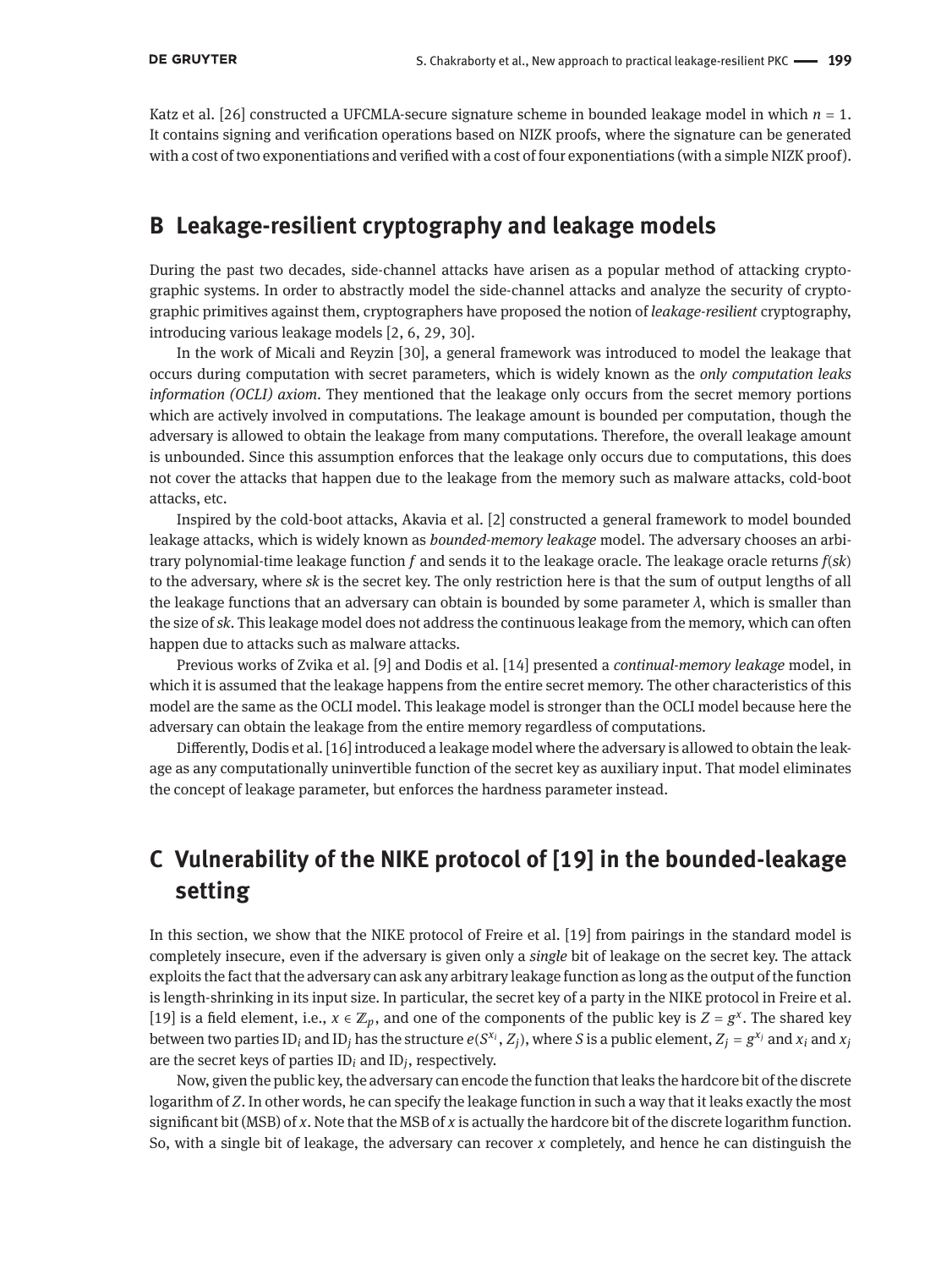Katz et al. [26] constructed a UFCMLA-secure signature scheme in bounded leakage model in which $n = 1$. It contains signing and verification operations based on NIZK proofs, where the signature can be generated with a cost of two exponentiations and verified with a cost of four exponentiations (with a simple NIZK proof).

## B Leakage-resilient cryptography and leakage models

During the past two decades, side-channel attacks have arisen as a popular method of attacking cryptographic systems. In order to abstractly model the side-channel attacks and analyze the security of cryptographic primitives against them, cryptographers have proposed the notion of *leakage-resilient* cryptography, introducing various leakage models [2, 6, 29, 30].

In the work of Micali and Reyzin [30], a general framework was introduced to model the leakage that occurs during computation with secret parameters, which is widely known as the *only computation leaks information (OCLI) axiom*. They mentioned that the leakage only occurs from the secret memory portions which are actively involved in computations. The leakage amount is bounded per computation, though the adversary is allowed to obtain the leakage from many computations. Therefore, the overall leakage amount is unbounded. Since this assumption enforces that the leakage only occurs due to computations, this does not cover the attacks that happen due to the leakage from the memory such as malware attacks, cold-boot attacks, etc.

Inspired by the cold-boot attacks, Akavia et al. [2] constructed a general framework to model bounded leakage attacks, which is widely known as *bounded-memory leakage* model. The adversary chooses an arbitrary polynomial-time leakage function $f$ and sends it to the leakage oracle. The leakage oracle returns $f(sk)$ to the adversary, where $sk$ is the secret key. The only restriction here is that the sum of output lengths of all the leakage functions that an adversary can obtain is bounded by some parameter $\lambda$, which is smaller than the size of $sk$. This leakage model does not address the continuous leakage from the memory, which can often happen due to attacks such as malware attacks.

Previous works of Zvika et al. [9] and Dodis et al. [14] presented a *continual-memory leakage* model, in which it is assumed that the leakage happens from the entire secret memory. The other characteristics of this model are the same as the OCLI model. This leakage model is stronger than the OCLI model because here the adversary can obtain the leakage from the entire memory regardless of computations.

Differently, Dodis et al. [16] introduced a leakage model where the adversary is allowed to obtain the leakage as any computationally uninvertible function of the secret key as auxiliary input. That model eliminates the concept of leakage parameter, but enforces the hardness parameter instead.

## C Vulnerability of the NIKE protocol of [19] in the bounded-leakage setting

In this section, we show that the NIKE protocol of Freire et al. [19] from pairings in the standard model is completely insecure, even if the adversary is given only a *single* bit of leakage on the secret key. The attack exploits the fact that the adversary can ask any arbitrary leakage function as long as the output of the function is length-shrinking in its input size. In particular, the secret key of a party in the NIKE protocol in Freire et al. [19] is a field element, i.e., $x \in \mathbb{Z}_p$, and one of the components of the public key is $Z = g^x$. The shared key between two parties $\mathrm{ID}_i$ and $\mathrm{ID}_j$ has the structure $e(S^{x_i}, Z_j)$, where $S$ is a public element, $Z_j = g^{x_j}$ and $x_i$ and $x_j$ are the secret keys of parties $\mathrm{ID}_i$ and $\mathrm{ID}_j$, respectively.

Now, given the public key, the adversary can encode the function that leaks the hardcore bit of the discrete logarithm of $Z$. In other words, he can specify the leakage function in such a way that it leaks exactly the most significant bit (MSB) of $x$. Note that the MSB of $x$ is actually the hardcore bit of the discrete logarithm function. So, with a single bit of leakage, the adversary can recover $x$ completely, and hence he can distinguish the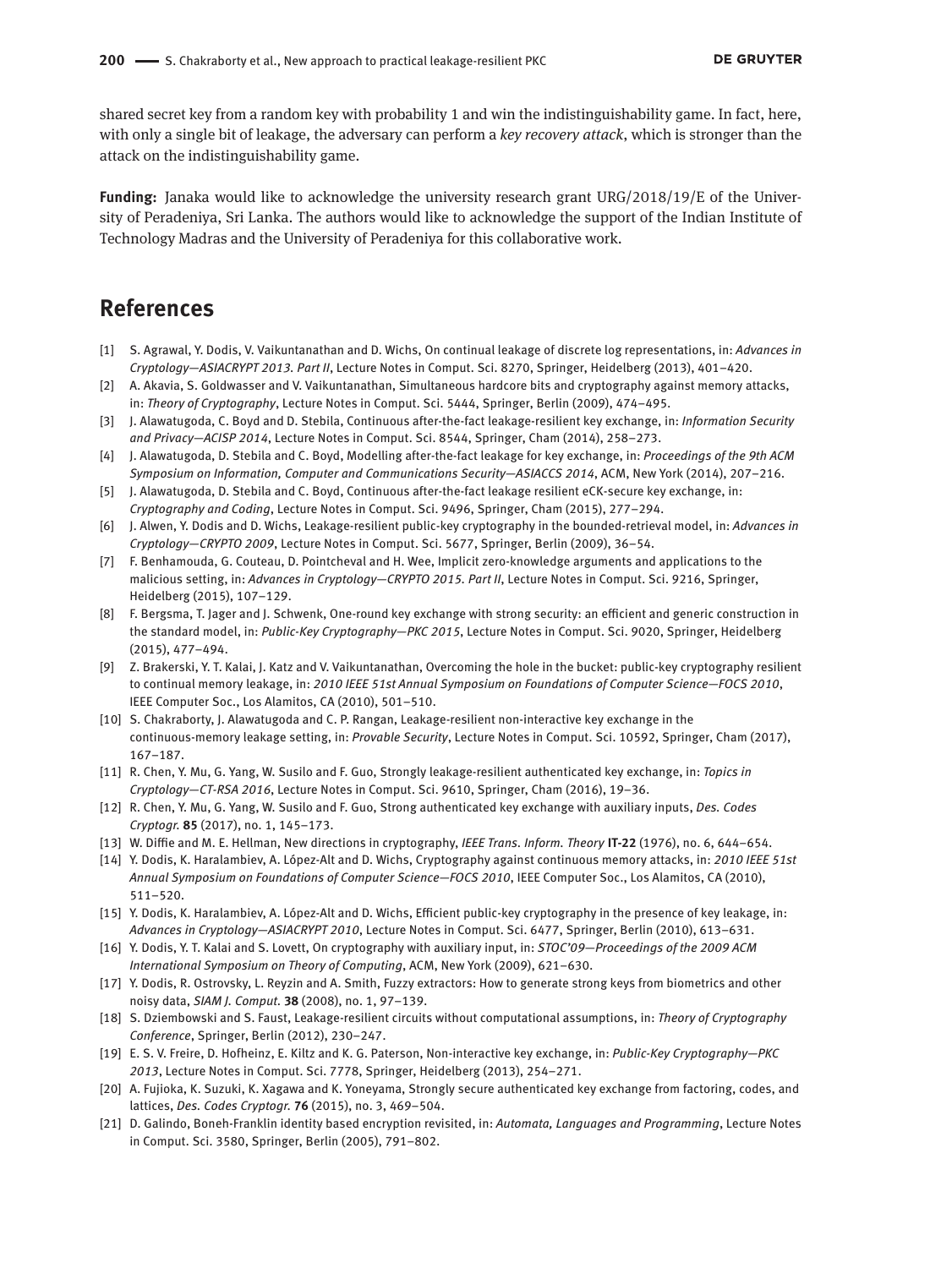shared secret key from a random key with probability 1 and win the indistinguishability game. In fact, here, with only a single bit of leakage, the adversary can perform a *key recovery attack*, which is stronger than the attack on the indistinguishability game.

**Funding:** Janaka would like to acknowledge the university research grant URG/2018/19/E of the University of Peradeniya, Sri Lanka. The authors would like to acknowledge the support of the Indian Institute of Technology Madras and the University of Peradeniya for this collaborative work.

# References

[1] S. Agrawal, Y. Dodis, V. Vaikuntanathan and D. Wichs, On continual leakage of discrete log representations, in: *Advances in Cryptology—ASIACRYPT 2013. Part II*, Lecture Notes in Comput. Sci. 8270, Springer, Heidelberg (2013), 401–420.

[2] A. Akavia, S. Goldwasser and V. Vaikuntanathan, Simultaneous hardcore bits and cryptography against memory attacks, in: *Theory of Cryptography*, Lecture Notes in Comput. Sci. 5444, Springer, Berlin (2009), 474–495.

[3] J. Alawatugoda, C. Boyd and D. Stebila, Continuous after-the-fact leakage-resilient key exchange, in: *Information Security and Privacy—ACISP 2014*, Lecture Notes in Comput. Sci. 8544, Springer, Cham (2014), 258–273.

[4] J. Alawatugoda, D. Stebila and C. Boyd, Modelling after-the-fact leakage for key exchange, in: *Proceedings of the 9th ACM Symposium on Information, Computer and Communications Security—ASIACCS 2014*, ACM, New York (2014), 207–216.

[5] J. Alawatugoda, D. Stebila and C. Boyd, Continuous after-the-fact leakage resilient eCK-secure key exchange, in: *Cryptography and Coding*, Lecture Notes in Comput. Sci. 9496, Springer, Cham (2015), 277–294.

[6] J. Alwen, Y. Dodis and D. Wichs, Leakage-resilient public-key cryptography in the bounded-retrieval model, in: *Advances in Cryptology—CRYPTO 2009*, Lecture Notes in Comput. Sci. 5677, Springer, Berlin (2009), 36–54.

[7] F. Benhamouda, G. Couteau, D. Pointcheval and H. Wee, Implicit zero-knowledge arguments and applications to the malicious setting, in: *Advances in Cryptology—CRYPTO 2015. Part II*, Lecture Notes in Comput. Sci. 9216, Springer, Heidelberg (2015), 107–129.

[8] F. Bergsma, T. Jager and J. Schwenk, One-round key exchange with strong security: an efficient and generic construction in the standard model, in: *Public-Key Cryptography—PKC 2015*, Lecture Notes in Comput. Sci. 9020, Springer, Heidelberg (2015), 477–494.

[9] Z. Brakerski, Y. T. Kalai, J. Katz and V. Vaikuntanathan, Overcoming the hole in the bucket: public-key cryptography resilient to continual memory leakage, in: *2010 IEEE 51st Annual Symposium on Foundations of Computer Science—FOCS 2010*, IEEE Computer Soc., Los Alamitos, CA (2010), 501–510.

[10] S. Chakraborty, J. Alawatugoda and C. P. Rangan, Leakage-resilient non-interactive key exchange in the continuous-memory leakage setting, in: *Provable Security*, Lecture Notes in Comput. Sci. 10592, Springer, Cham (2017), 167–187.

[11] R. Chen, Y. Mu, G. Yang, W. Susilo and F. Guo, Strongly leakage-resilient authenticated key exchange, in: *Topics in Cryptology—CT-RSA 2016*, Lecture Notes in Comput. Sci. 9610, Springer, Cham (2016), 19–36.

[12] R. Chen, Y. Mu, G. Yang, W. Susilo and F. Guo, Strong authenticated key exchange with auxiliary inputs, *Des. Codes Cryptogr.* **85** (2017), no. 1, 145–173.

[13] W. Diffie and M. E. Hellman, New directions in cryptography, *IEEE Trans. Inform. Theory* **IT-22** (1976), no. 6, 644–654.

[14] Y. Dodis, K. Haralambiev, A. López-Alt and D. Wichs, Cryptography against continuous memory attacks, in: *2010 IEEE 51st Annual Symposium on Foundations of Computer Science—FOCS 2010*, IEEE Computer Soc., Los Alamitos, CA (2010), 511–520.

[15] Y. Dodis, K. Haralambiev, A. López-Alt and D. Wichs, Efficient public-key cryptography in the presence of key leakage, in: *Advances in Cryptology—ASIACRYPT 2010*, Lecture Notes in Comput. Sci. 6477, Springer, Berlin (2010), 613–631.

[16] Y. Dodis, Y. T. Kalai and S. Lovett, On cryptography with auxiliary input, in: *STOC'09—Proceedings of the 2009 ACM International Symposium on Theory of Computing*, ACM, New York (2009), 621–630.

[17] Y. Dodis, R. Ostrovsky, L. Reyzin and A. Smith, Fuzzy extractors: How to generate strong keys from biometrics and other noisy data, *SIAM J. Comput.* **38** (2008), no. 1, 97–139.

[18] S. Dziembowski and S. Faust, Leakage-resilient circuits without computational assumptions, in: *Theory of Cryptography Conference*, Springer, Berlin (2012), 230–247.

[19] E. S. V. Freire, D. Hofheinz, E. Kiltz and K. G. Paterson, Non-interactive key exchange, in: *Public-Key Cryptography—PKC 2013*, Lecture Notes in Comput. Sci. 7778, Springer, Heidelberg (2013), 254–271.

[20] A. Fujioka, K. Suzuki, K. Xagawa and K. Yoneyama, Strongly secure authenticated key exchange from factoring, codes, and lattices, *Des. Codes Cryptogr.* **76** (2015), no. 3, 469–504.

[21] D. Galindo, Boneh-Franklin identity based encryption revisited, in: *Automata, Languages and Programming*, Lecture Notes in Comput. Sci. 3580, Springer, Berlin (2005), 791–802.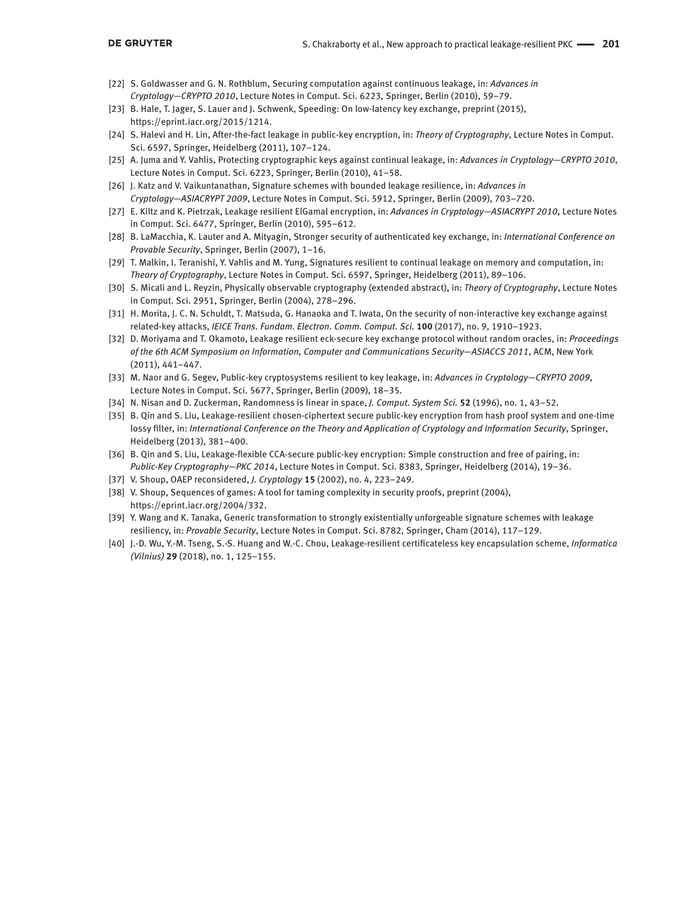[22] S. Goldwasser and G. N. Rothblum, Securing computation against continuous leakage, in: *Advances in Cryptology—CRYPTO 2010*, Lecture Notes in Comput. Sci. 6223, Springer, Berlin (2010), 59–79.

[23] B. Hale, T. Jager, S. Lauer and J. Schwenk, Speeding: On low-latency key exchange, preprint (2015), https://eprint.iacr.org/2015/1214.

[24] S. Halevi and H. Lin, After-the-fact leakage in public-key encryption, in: *Theory of Cryptography*, Lecture Notes in Comput. Sci. 6597, Springer, Heidelberg (2011), 107–124.

[25] A. Juma and Y. Vahlis, Protecting cryptographic keys against continual leakage, in: *Advances in Cryptology—CRYPTO 2010*, Lecture Notes in Comput. Sci. 6223, Springer, Berlin (2010), 41–58.

[26] J. Katz and V. Vaikuntanathan, Signature schemes with bounded leakage resilience, in: *Advances in Cryptology—ASIACRYPT 2009*, Lecture Notes in Comput. Sci. 5912, Springer, Berlin (2009), 703–720.

[27] E. Kiltz and K. Pietrzak, Leakage resilient ElGamal encryption, in: *Advances in Cryptology—ASIACRYPT 2010*, Lecture Notes in Comput. Sci. 6477, Springer, Berlin (2010), 595–612.

[28] B. LaMacchia, K. Lauter and A. Mityagin, Stronger security of authenticated key exchange, in: *International Conference on Provable Security*, Springer, Berlin (2007), 1–16.

[29] T. Malkin, I. Teranishi, Y. Vahlis and M. Yung, Signatures resilient to continual leakage on memory and computation, in: *Theory of Cryptography*, Lecture Notes in Comput. Sci. 6597, Springer, Heidelberg (2011), 89–106.

[30] S. Micali and L. Reyzin, Physically observable cryptography (extended abstract), in: *Theory of Cryptography*, Lecture Notes in Comput. Sci. 2951, Springer, Berlin (2004), 278–296.

[31] H. Morita, J. C. N. Schuldt, T. Matsuda, G. Hanaoka and T. Iwata, On the security of non-interactive key exchange against related-key attacks, *IEICE Trans. Fundam. Electron. Comm. Comput. Sci.* **100** (2017), no. 9, 1910–1923.

[32] D. Moriyama and T. Okamoto, Leakage resilient eck-secure key exchange protocol without random oracles, in: *Proceedings of the 6th ACM Symposium on Information, Computer and Communications Security—ASIACCS 2011*, ACM, New York (2011), 441–447.

[33] M. Naor and G. Segev, Public-key cryptosystems resilient to key leakage, in: *Advances in Cryptology—CRYPTO 2009*, Lecture Notes in Comput. Sci. 5677, Springer, Berlin (2009), 18–35.

[34] N. Nisan and D. Zuckerman, Randomness is linear in space, *J. Comput. System Sci.* **52** (1996), no. 1, 43–52.

[35] B. Qin and S. Liu, Leakage-resilient chosen-ciphertext secure public-key encryption from hash proof system and one-time lossy filter, in: *International Conference on the Theory and Application of Cryptology and Information Security*, Springer, Heidelberg (2013), 381–400.

[36] B. Qin and S. Liu, Leakage-flexible CCA-secure public-key encryption: Simple construction and free of pairing, in: *Public-Key Cryptography—PKC 2014*, Lecture Notes in Comput. Sci. 8383, Springer, Heidelberg (2014), 19–36.

[37] V. Shoup, OAEP reconsidered, *J. Cryptology* **15** (2002), no. 4, 223–249.

[38] V. Shoup, Sequences of games: A tool for taming complexity in security proofs, preprint (2004), https://eprint.iacr.org/2004/332.

[39] Y. Wang and K. Tanaka, Generic transformation to strongly existentially unforgeable signature schemes with leakage resiliency, in: *Provable Security*, Lecture Notes in Comput. Sci. 8782, Springer, Cham (2014), 117–129.

[40] J.-D. Wu, Y.-M. Tseng, S.-S. Huang and W.-C. Chou, Leakage-resilient certificateless key encapsulation scheme, *Informatica (Vilnius)* **29** (2018), no. 1, 125–155.